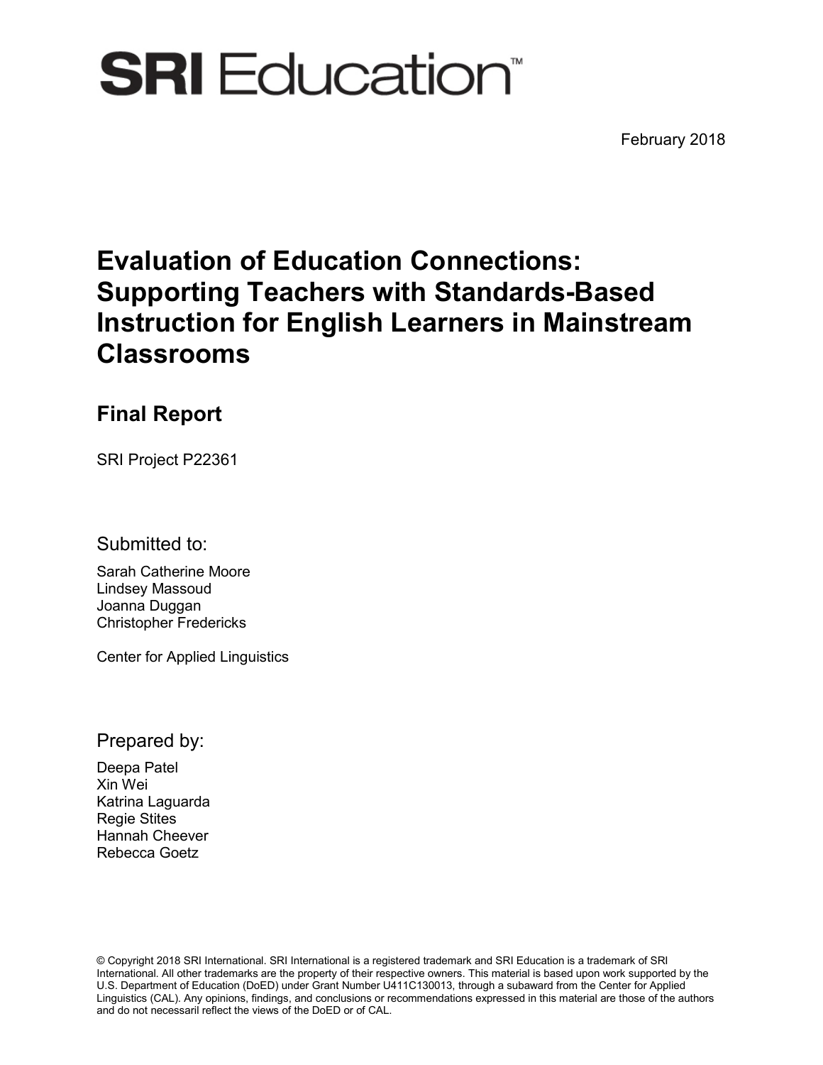SRI Education™

February 2018

# Evaluation of Education Connections: Supporting Teachers with Standards-Based Instruction for English Learners in Mainstream Classrooms

## Final Report

SRI Project P22361

Submitted to:

Sarah Catherine Moore
Lindsey Massoud
Joanna Duggan
Christopher Fredericks

Center for Applied Linguistics

Prepared by:

Deepa Patel
Xin Wei
Katrina Laguarda
Regie Stites
Hannah Cheever
Rebecca Goetz

© Copyright 2018 SRI International. SRI International is a registered trademark and SRI Education is a trademark of SRI International. All other trademarks are the property of their respective owners. This material is based upon work supported by the U.S. Department of Education (DoED) under Grant Number U411C130013, through a subaward from the Center for Applied Linguistics (CAL). Any opinions, findings, and conclusions or recommendations expressed in this material are those of the authors and do not necessaril reflect the views of the DoED or of CAL.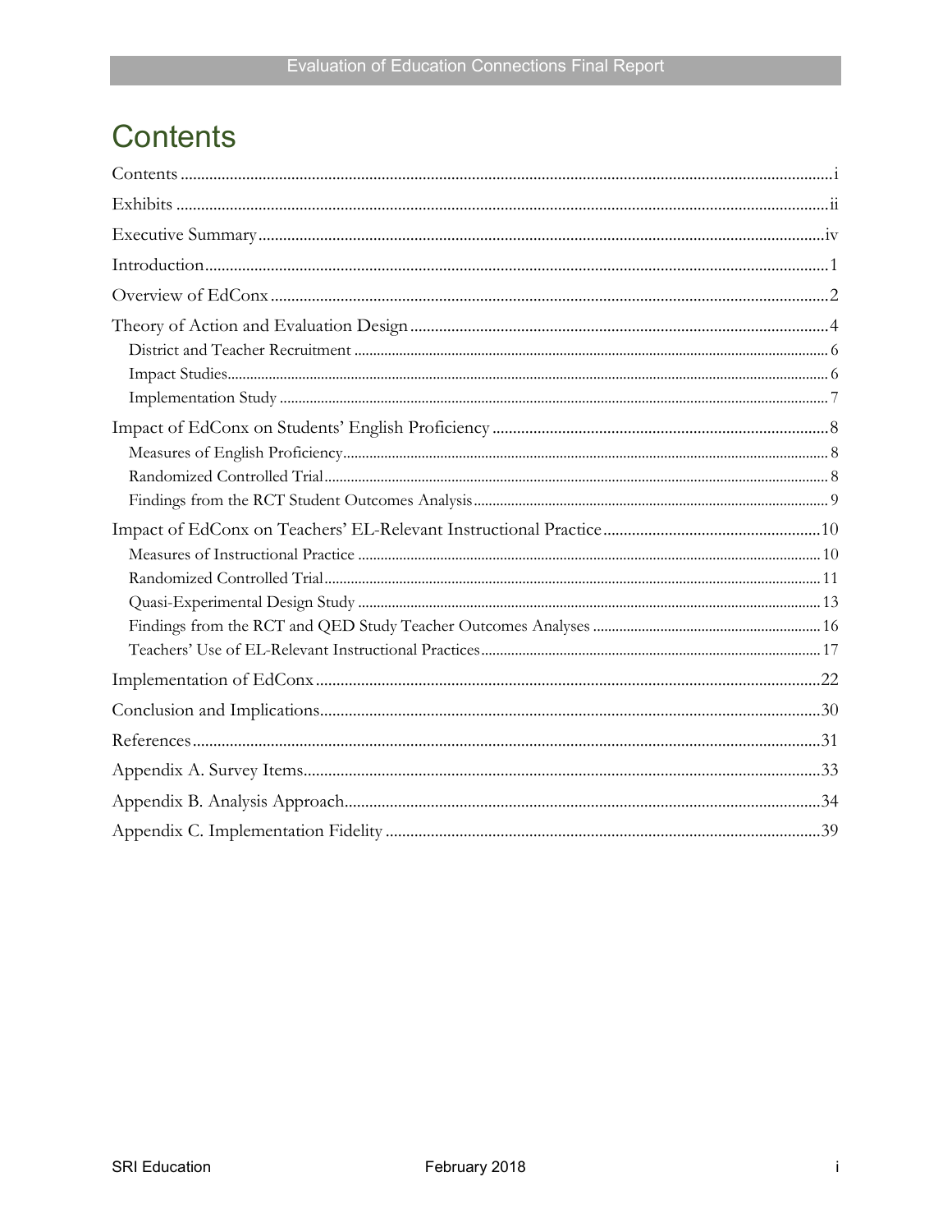# Contents

Contents ....................................................................................................................................... i

Exhibits ....................................................................................................................................... ii

Executive Summary ..................................................................................................................... iv

Introduction ................................................................................................................................. 1

Overview of EdConx ................................................................................................................... 2

Theory of Action and Evaluation Design ..................................................................................... 4

- District and Teacher Recruitment ........................................................................................... 6
- Impact Studies ......................................................................................................................... 6
- Implementation Study ............................................................................................................. 7

Impact of EdConx on Students' English Proficiency ................................................................... 8

- Measures of English Proficiency ............................................................................................. 8
- Randomized Controlled Trial .................................................................................................. 8
- Findings from the RCT Student Outcomes Analysis .............................................................. 9

Impact of EdConx on Teachers' EL-Relevant Instructional Practice ......................................... 10

- Measures of Instructional Practice ........................................................................................ 10
- Randomized Controlled Trial ................................................................................................ 11
- Quasi-Experimental Design Study ........................................................................................ 13
- Findings from the RCT and QED Study Teacher Outcomes Analyses ................................. 16
- Teachers' Use of EL-Relevant Instructional Practices ........................................................... 17

Implementation of EdConx ........................................................................................................ 22

Conclusion and Implications ...................................................................................................... 30

References .................................................................................................................................. 31

Appendix A. Survey Items .......................................................................................................... 33

Appendix B. Analysis Approach ................................................................................................. 34

Appendix C. Implementation Fidelity ........................................................................................ 39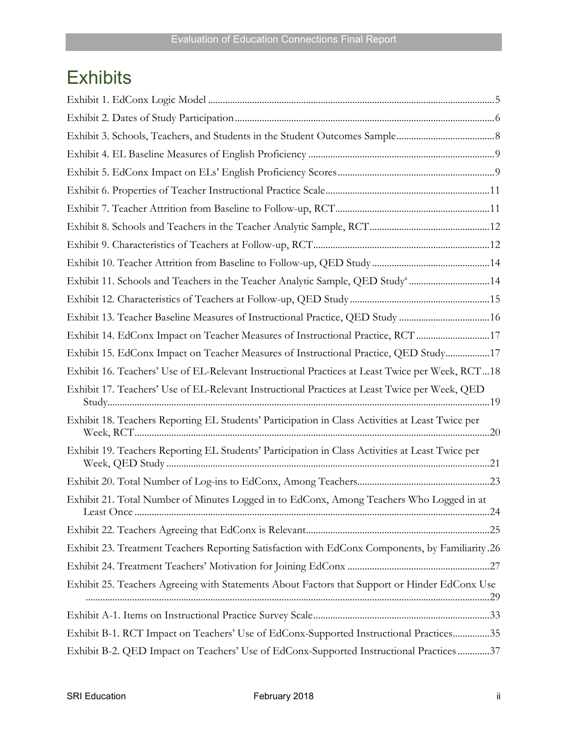# Exhibits

Exhibit 1. EdConx Logic Model ....5

Exhibit 2. Dates of Study Participation ....6

Exhibit 3. Schools, Teachers, and Students in the Student Outcomes Sample ....8

Exhibit 4. EL Baseline Measures of English Proficiency ....9

Exhibit 5. EdConx Impact on ELs' English Proficiency Scores ....9

Exhibit 6. Properties of Teacher Instructional Practice Scale ....11

Exhibit 7. Teacher Attrition from Baseline to Follow-up, RCT ....11

Exhibit 8. Schools and Teachers in the Teacher Analytic Sample, RCT ....12

Exhibit 9. Characteristics of Teachers at Follow-up, RCT ....12

Exhibit 10. Teacher Attrition from Baseline to Follow-up, QED Study ....14

Exhibit 11. Schools and Teachers in the Teacher Analytic Sample, QED Study[a] ....14

Exhibit 12. Characteristics of Teachers at Follow-up, QED Study ....15

Exhibit 13. Teacher Baseline Measures of Instructional Practice, QED Study ....16

Exhibit 14. EdConx Impact on Teacher Measures of Instructional Practice, RCT ....17

Exhibit 15. EdConx Impact on Teacher Measures of Instructional Practice, QED Study ....17

Exhibit 16. Teachers' Use of EL-Relevant Instructional Practices at Least Twice per Week, RCT ....18

Exhibit 17. Teachers' Use of EL-Relevant Instructional Practices at Least Twice per Week, QED Study ....19

Exhibit 18. Teachers Reporting EL Students' Participation in Class Activities at Least Twice per Week, RCT ....20

Exhibit 19. Teachers Reporting EL Students' Participation in Class Activities at Least Twice per Week, QED Study ....21

Exhibit 20. Total Number of Log-ins to EdConx, Among Teachers ....23

Exhibit 21. Total Number of Minutes Logged in to EdConx, Among Teachers Who Logged in at Least Once ....24

Exhibit 22. Teachers Agreeing that EdConx is Relevant ....25

Exhibit 23. Treatment Teachers Reporting Satisfaction with EdConx Components, by Familiarity ....26

Exhibit 24. Treatment Teachers' Motivation for Joining EdConx ....27

Exhibit 25. Teachers Agreeing with Statements About Factors that Support or Hinder EdConx Use ....29

Exhibit A-1. Items on Instructional Practice Survey Scale ....33

Exhibit B-1. RCT Impact on Teachers' Use of EdConx-Supported Instructional Practices ....35

Exhibit B-2. QED Impact on Teachers' Use of EdConx-Supported Instructional Practices ....37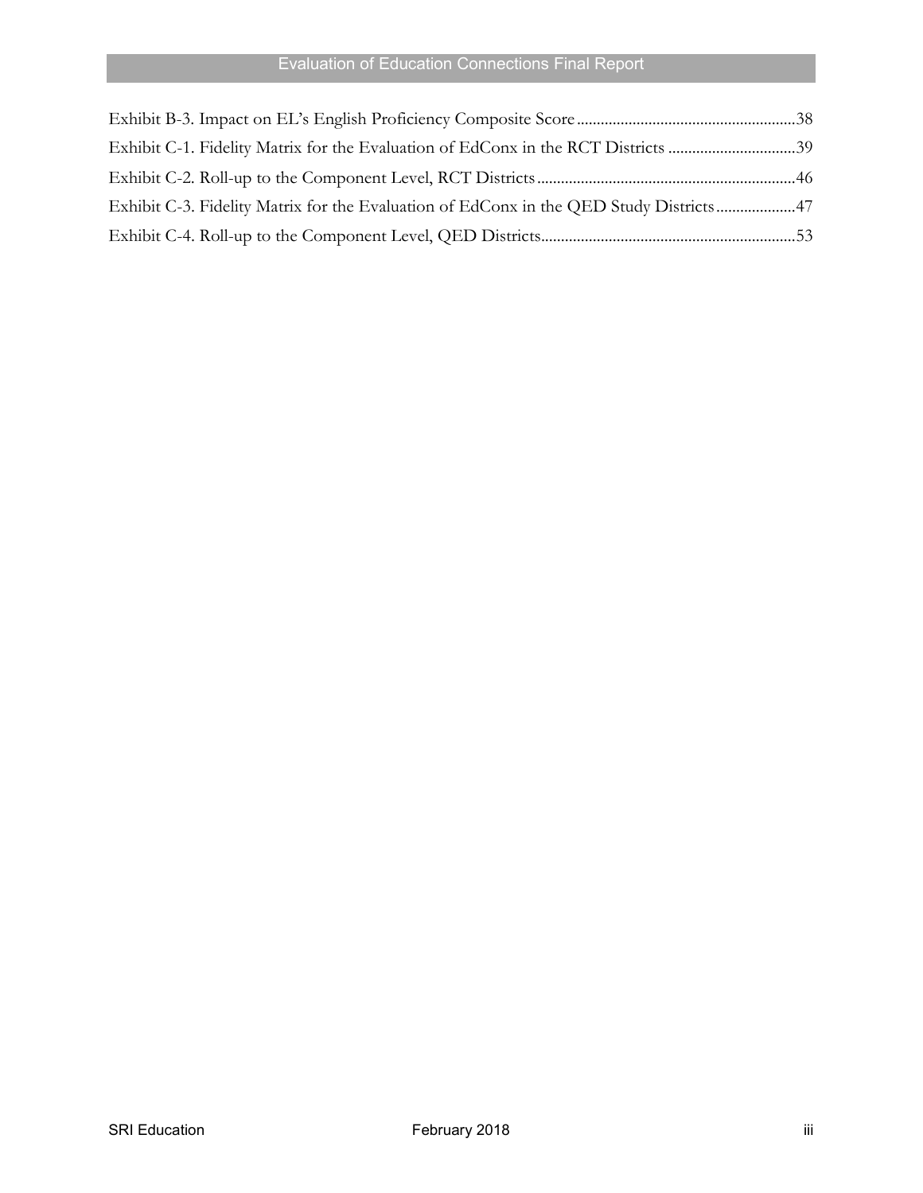Exhibit B-3. Impact on EL's English Proficiency Composite Score ........................................................38

Exhibit C-1. Fidelity Matrix for the Evaluation of EdConx in the RCT Districts ................................39

Exhibit C-2. Roll-up to the Component Level, RCT Districts ..................................................................46

Exhibit C-3. Fidelity Matrix for the Evaluation of EdConx in the QED Study Districts ....................47

Exhibit C-4. Roll-up to the Component Level, QED Districts ...............................................................53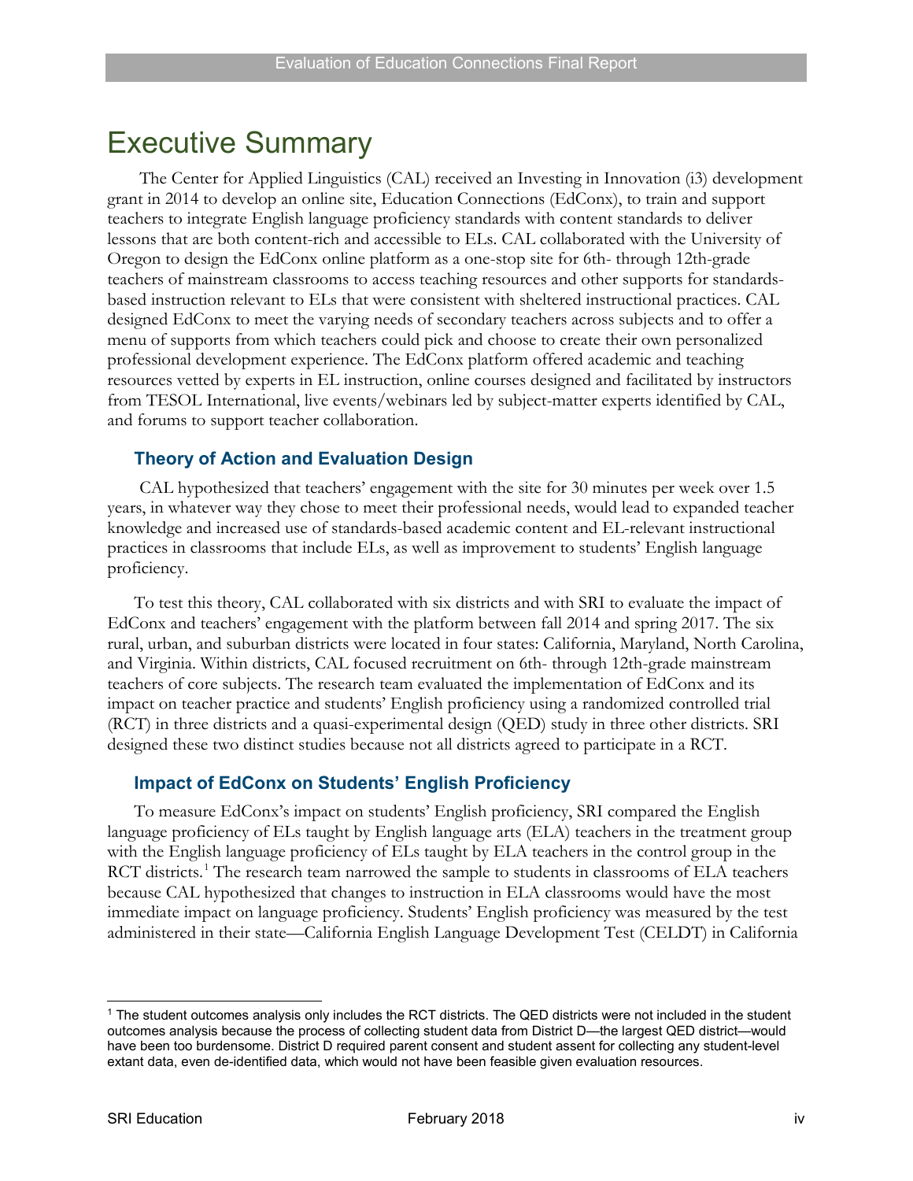# Executive Summary

The Center for Applied Linguistics (CAL) received an Investing in Innovation (i3) development grant in 2014 to develop an online site, Education Connections (EdConx), to train and support teachers to integrate English language proficiency standards with content standards to deliver lessons that are both content-rich and accessible to ELs. CAL collaborated with the University of Oregon to design the EdConx online platform as a one-stop site for 6th- through 12th-grade teachers of mainstream classrooms to access teaching resources and other supports for standards-based instruction relevant to ELs that were consistent with sheltered instructional practices. CAL designed EdConx to meet the varying needs of secondary teachers across subjects and to offer a menu of supports from which teachers could pick and choose to create their own personalized professional development experience. The EdConx platform offered academic and teaching resources vetted by experts in EL instruction, online courses designed and facilitated by instructors from TESOL International, live events/webinars led by subject-matter experts identified by CAL, and forums to support teacher collaboration.

## Theory of Action and Evaluation Design

CAL hypothesized that teachers' engagement with the site for 30 minutes per week over 1.5 years, in whatever way they chose to meet their professional needs, would lead to expanded teacher knowledge and increased use of standards-based academic content and EL-relevant instructional practices in classrooms that include ELs, as well as improvement to students' English language proficiency.

To test this theory, CAL collaborated with six districts and with SRI to evaluate the impact of EdConx and teachers' engagement with the platform between fall 2014 and spring 2017. The six rural, urban, and suburban districts were located in four states: California, Maryland, North Carolina, and Virginia. Within districts, CAL focused recruitment on 6th- through 12th-grade mainstream teachers of core subjects. The research team evaluated the implementation of EdConx and its impact on teacher practice and students' English proficiency using a randomized controlled trial (RCT) in three districts and a quasi-experimental design (QED) study in three other districts. SRI designed these two distinct studies because not all districts agreed to participate in a RCT.

## Impact of EdConx on Students' English Proficiency

To measure EdConx's impact on students' English proficiency, SRI compared the English language proficiency of ELs taught by English language arts (ELA) teachers in the treatment group with the English language proficiency of ELs taught by ELA teachers in the control group in the RCT districts.[1] The research team narrowed the sample to students in classrooms of ELA teachers because CAL hypothesized that changes to instruction in ELA classrooms would have the most immediate impact on language proficiency. Students' English proficiency was measured by the test administered in their state—California English Language Development Test (CELDT) in California

[1] The student outcomes analysis only includes the RCT districts. The QED districts were not included in the student outcomes analysis because the process of collecting student data from District D—the largest QED district—would have been too burdensome. District D required parent consent and student assent for collecting any student-level extant data, even de-identified data, which would not have been feasible given evaluation resources.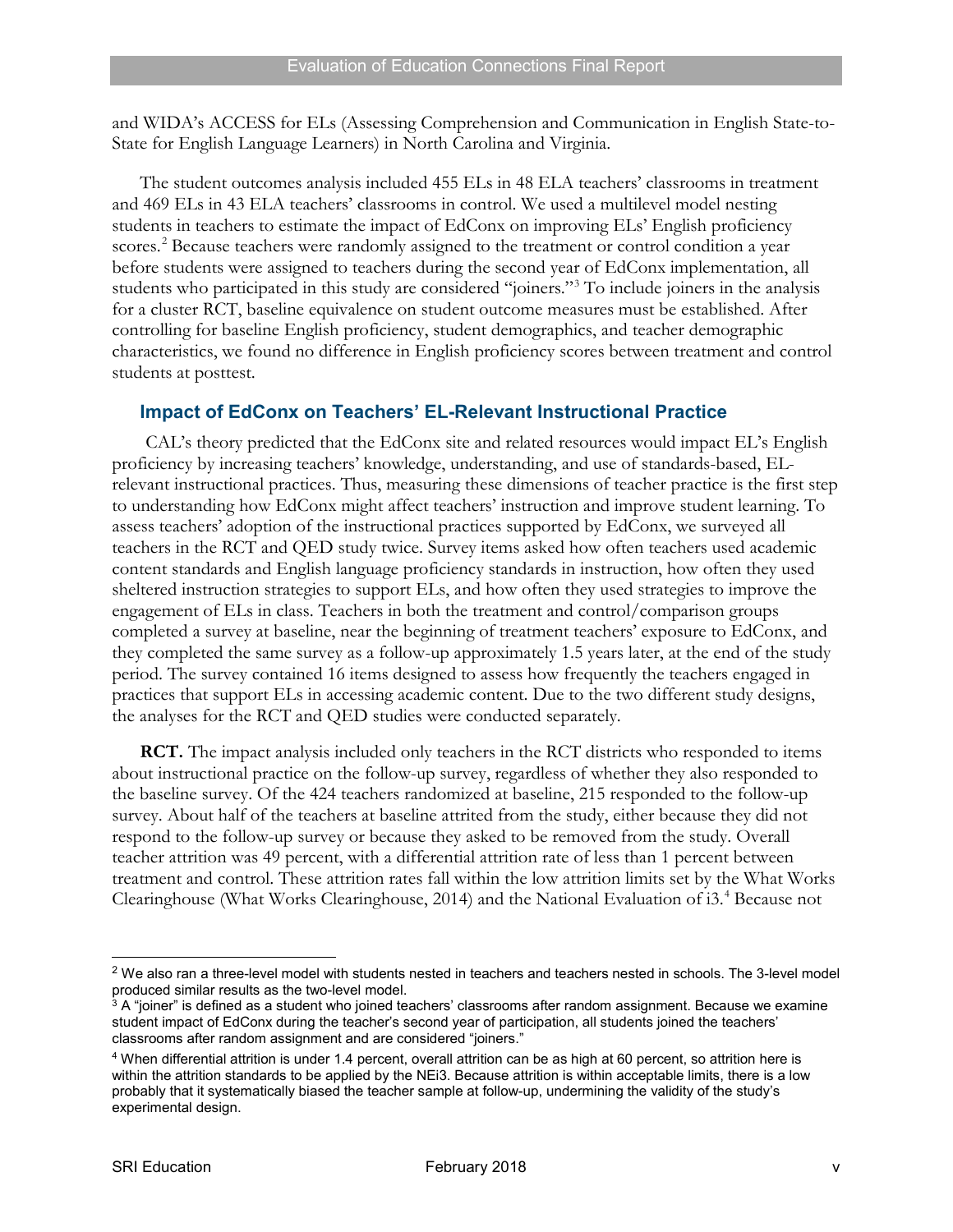and WIDA's ACCESS for ELs (Assessing Comprehension and Communication in English State-to-State for English Language Learners) in North Carolina and Virginia.

The student outcomes analysis included 455 ELs in 48 ELA teachers' classrooms in treatment and 469 ELs in 43 ELA teachers' classrooms in control. We used a multilevel model nesting students in teachers to estimate the impact of EdConx on improving ELs' English proficiency scores.[2] Because teachers were randomly assigned to the treatment or control condition a year before students were assigned to teachers during the second year of EdConx implementation, all students who participated in this study are considered "joiners."[3] To include joiners in the analysis for a cluster RCT, baseline equivalence on student outcome measures must be established. After controlling for baseline English proficiency, student demographics, and teacher demographic characteristics, we found no difference in English proficiency scores between treatment and control students at posttest.

### Impact of EdConx on Teachers' EL-Relevant Instructional Practice

CAL's theory predicted that the EdConx site and related resources would impact EL's English proficiency by increasing teachers' knowledge, understanding, and use of standards-based, EL-relevant instructional practices. Thus, measuring these dimensions of teacher practice is the first step to understanding how EdConx might affect teachers' instruction and improve student learning. To assess teachers' adoption of the instructional practices supported by EdConx, we surveyed all teachers in the RCT and QED study twice. Survey items asked how often teachers used academic content standards and English language proficiency standards in instruction, how often they used sheltered instruction strategies to support ELs, and how often they used strategies to improve the engagement of ELs in class. Teachers in both the treatment and control/comparison groups completed a survey at baseline, near the beginning of treatment teachers' exposure to EdConx, and they completed the same survey as a follow-up approximately 1.5 years later, at the end of the study period. The survey contained 16 items designed to assess how frequently the teachers engaged in practices that support ELs in accessing academic content. Due to the two different study designs, the analyses for the RCT and QED studies were conducted separately.

**RCT.** The impact analysis included only teachers in the RCT districts who responded to items about instructional practice on the follow-up survey, regardless of whether they also responded to the baseline survey. Of the 424 teachers randomized at baseline, 215 responded to the follow-up survey. About half of the teachers at baseline attrited from the study, either because they did not respond to the follow-up survey or because they asked to be removed from the study. Overall teacher attrition was 49 percent, with a differential attrition rate of less than 1 percent between treatment and control. These attrition rates fall within the low attrition limits set by the What Works Clearinghouse (What Works Clearinghouse, 2014) and the National Evaluation of i3.[4] Because not

---

[2] We also ran a three-level model with students nested in teachers and teachers nested in schools. The 3-level model produced similar results as the two-level model.

[3] A "joiner" is defined as a student who joined teachers' classrooms after random assignment. Because we examine student impact of EdConx during the teacher's second year of participation, all students joined the teachers' classrooms after random assignment and are considered "joiners."

[4] When differential attrition is under 1.4 percent, overall attrition can be as high at 60 percent, so attrition here is within the attrition standards to be applied by the NEi3. Because attrition is within acceptable limits, there is a low probably that it systematically biased the teacher sample at follow-up, undermining the validity of the study's experimental design.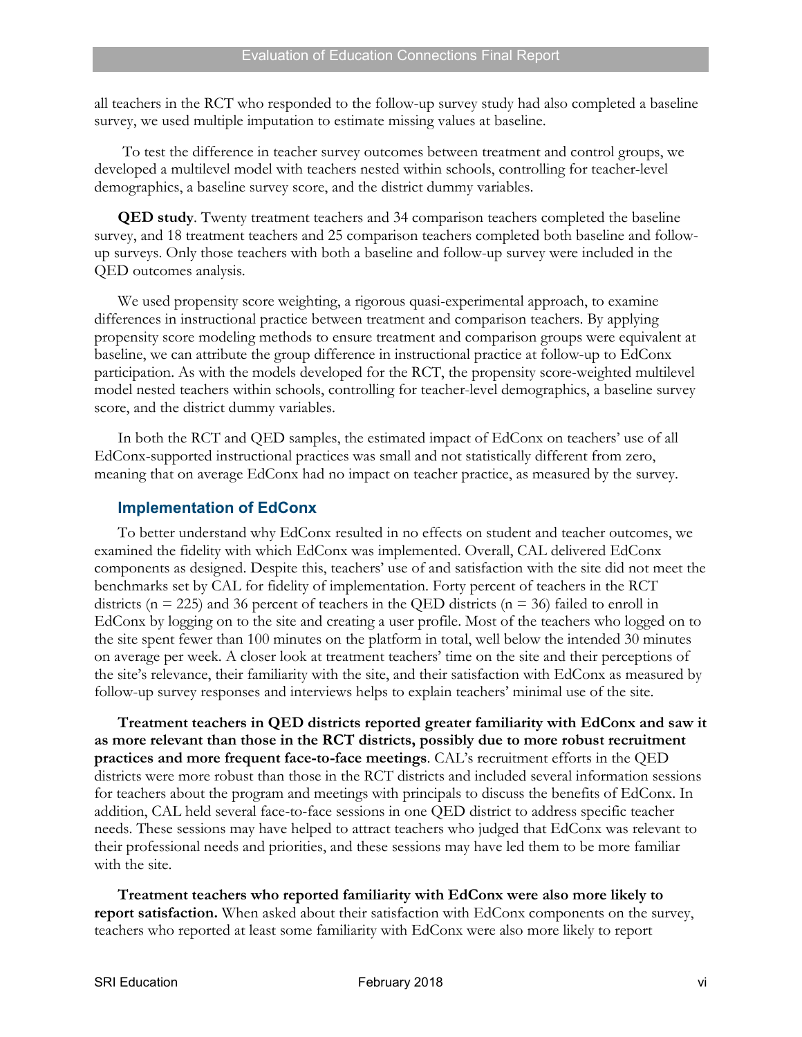all teachers in the RCT who responded to the follow-up survey study had also completed a baseline survey, we used multiple imputation to estimate missing values at baseline.

To test the difference in teacher survey outcomes between treatment and control groups, we developed a multilevel model with teachers nested within schools, controlling for teacher-level demographics, a baseline survey score, and the district dummy variables.

**QED study**. Twenty treatment teachers and 34 comparison teachers completed the baseline survey, and 18 treatment teachers and 25 comparison teachers completed both baseline and follow-up surveys. Only those teachers with both a baseline and follow-up survey were included in the QED outcomes analysis.

We used propensity score weighting, a rigorous quasi-experimental approach, to examine differences in instructional practice between treatment and comparison teachers. By applying propensity score modeling methods to ensure treatment and comparison groups were equivalent at baseline, we can attribute the group difference in instructional practice at follow-up to EdConx participation. As with the models developed for the RCT, the propensity score-weighted multilevel model nested teachers within schools, controlling for teacher-level demographics, a baseline survey score, and the district dummy variables.

In both the RCT and QED samples, the estimated impact of EdConx on teachers' use of all EdConx-supported instructional practices was small and not statistically different from zero, meaning that on average EdConx had no impact on teacher practice, as measured by the survey.

### Implementation of EdConx

To better understand why EdConx resulted in no effects on student and teacher outcomes, we examined the fidelity with which EdConx was implemented. Overall, CAL delivered EdConx components as designed. Despite this, teachers' use of and satisfaction with the site did not meet the benchmarks set by CAL for fidelity of implementation. Forty percent of teachers in the RCT districts (n = 225) and 36 percent of teachers in the QED districts (n = 36) failed to enroll in EdConx by logging on to the site and creating a user profile. Most of the teachers who logged on to the site spent fewer than 100 minutes on the platform in total, well below the intended 30 minutes on average per week. A closer look at treatment teachers' time on the site and their perceptions of the site's relevance, their familiarity with the site, and their satisfaction with EdConx as measured by follow-up survey responses and interviews helps to explain teachers' minimal use of the site.

**Treatment teachers in QED districts reported greater familiarity with EdConx and saw it as more relevant than those in the RCT districts, possibly due to more robust recruitment practices and more frequent face-to-face meetings**. CAL's recruitment efforts in the QED districts were more robust than those in the RCT districts and included several information sessions for teachers about the program and meetings with principals to discuss the benefits of EdConx. In addition, CAL held several face-to-face sessions in one QED district to address specific teacher needs. These sessions may have helped to attract teachers who judged that EdConx was relevant to their professional needs and priorities, and these sessions may have led them to be more familiar with the site.

**Treatment teachers who reported familiarity with EdConx were also more likely to report satisfaction.** When asked about their satisfaction with EdConx components on the survey, teachers who reported at least some familiarity with EdConx were also more likely to report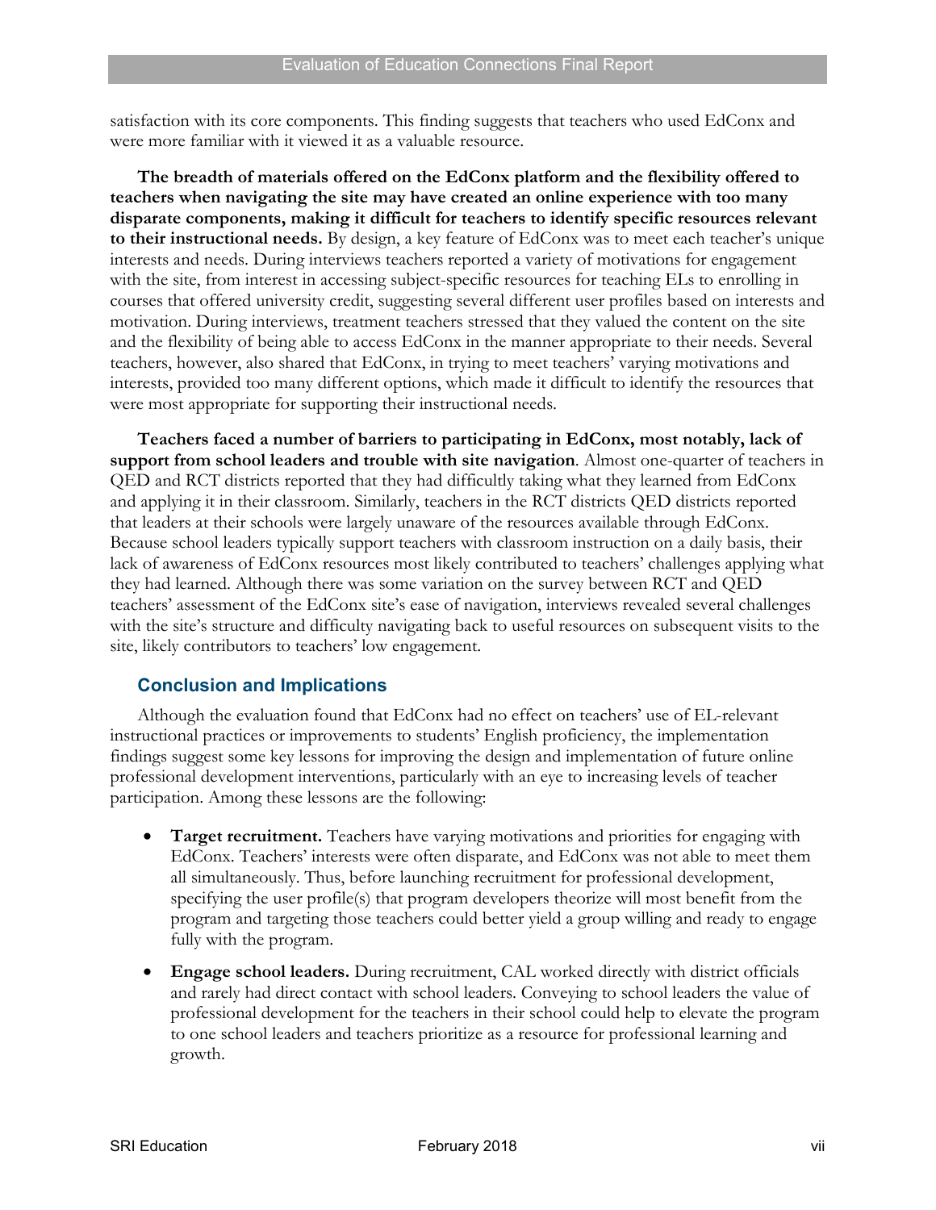satisfaction with its core components. This finding suggests that teachers who used EdConx and were more familiar with it viewed it as a valuable resource.

**The breadth of materials offered on the EdConx platform and the flexibility offered to teachers when navigating the site may have created an online experience with too many disparate components, making it difficult for teachers to identify specific resources relevant to their instructional needs.** By design, a key feature of EdConx was to meet each teacher's unique interests and needs. During interviews teachers reported a variety of motivations for engagement with the site, from interest in accessing subject-specific resources for teaching ELs to enrolling in courses that offered university credit, suggesting several different user profiles based on interests and motivation. During interviews, treatment teachers stressed that they valued the content on the site and the flexibility of being able to access EdConx in the manner appropriate to their needs. Several teachers, however, also shared that EdConx, in trying to meet teachers' varying motivations and interests, provided too many different options, which made it difficult to identify the resources that were most appropriate for supporting their instructional needs.

**Teachers faced a number of barriers to participating in EdConx, most notably, lack of support from school leaders and trouble with site navigation**. Almost one-quarter of teachers in QED and RCT districts reported that they had difficultly taking what they learned from EdConx and applying it in their classroom. Similarly, teachers in the RCT districts QED districts reported that leaders at their schools were largely unaware of the resources available through EdConx. Because school leaders typically support teachers with classroom instruction on a daily basis, their lack of awareness of EdConx resources most likely contributed to teachers' challenges applying what they had learned. Although there was some variation on the survey between RCT and QED teachers' assessment of the EdConx site's ease of navigation, interviews revealed several challenges with the site's structure and difficulty navigating back to useful resources on subsequent visits to the site, likely contributors to teachers' low engagement.

## Conclusion and Implications

Although the evaluation found that EdConx had no effect on teachers' use of EL-relevant instructional practices or improvements to students' English proficiency, the implementation findings suggest some key lessons for improving the design and implementation of future online professional development interventions, particularly with an eye to increasing levels of teacher participation. Among these lessons are the following:

- **Target recruitment.** Teachers have varying motivations and priorities for engaging with EdConx. Teachers' interests were often disparate, and EdConx was not able to meet them all simultaneously. Thus, before launching recruitment for professional development, specifying the user profile(s) that program developers theorize will most benefit from the program and targeting those teachers could better yield a group willing and ready to engage fully with the program.
- **Engage school leaders.** During recruitment, CAL worked directly with district officials and rarely had direct contact with school leaders. Conveying to school leaders the value of professional development for the teachers in their school could help to elevate the program to one school leaders and teachers prioritize as a resource for professional learning and growth.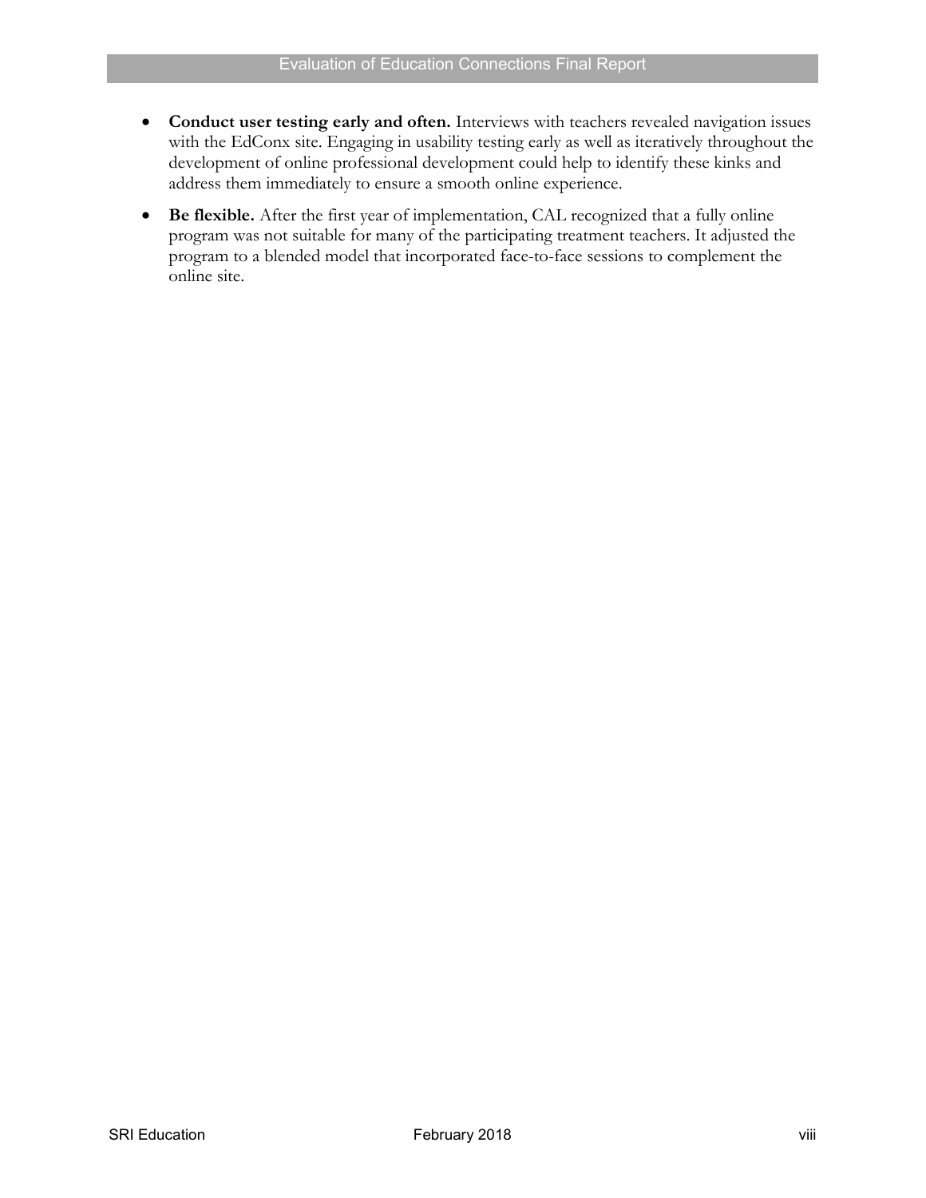- **Conduct user testing early and often.** Interviews with teachers revealed navigation issues with the EdConx site. Engaging in usability testing early as well as iteratively throughout the development of online professional development could help to identify these kinks and address them immediately to ensure a smooth online experience.
- **Be flexible.** After the first year of implementation, CAL recognized that a fully online program was not suitable for many of the participating treatment teachers. It adjusted the program to a blended model that incorporated face-to-face sessions to complement the online site.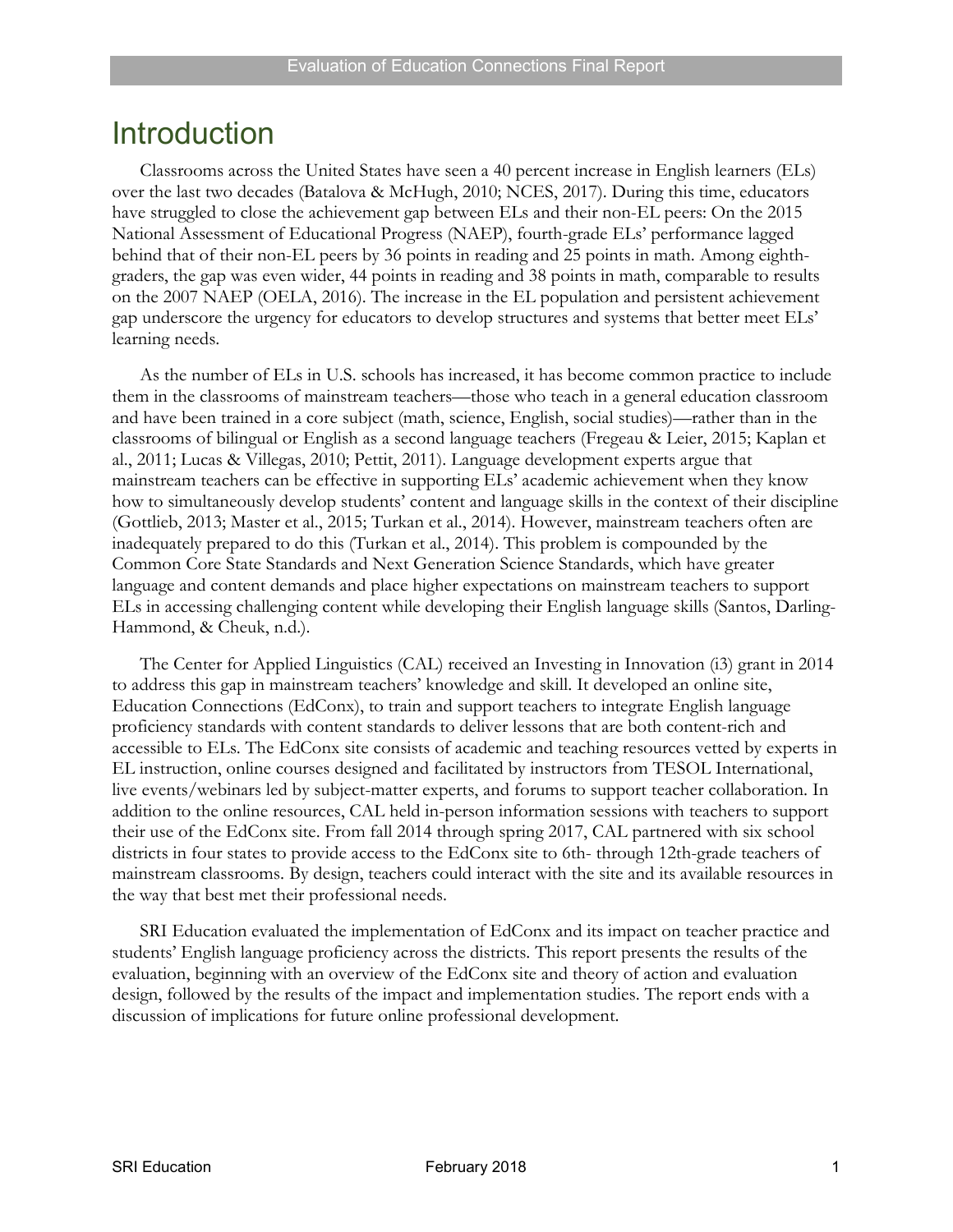# Introduction

Classrooms across the United States have seen a 40 percent increase in English learners (ELs) over the last two decades (Batalova & McHugh, 2010; NCES, 2017). During this time, educators have struggled to close the achievement gap between ELs and their non-EL peers: On the 2015 National Assessment of Educational Progress (NAEP), fourth-grade ELs' performance lagged behind that of their non-EL peers by 36 points in reading and 25 points in math. Among eighth-graders, the gap was even wider, 44 points in reading and 38 points in math, comparable to results on the 2007 NAEP (OELA, 2016). The increase in the EL population and persistent achievement gap underscore the urgency for educators to develop structures and systems that better meet ELs' learning needs.

As the number of ELs in U.S. schools has increased, it has become common practice to include them in the classrooms of mainstream teachers—those who teach in a general education classroom and have been trained in a core subject (math, science, English, social studies)—rather than in the classrooms of bilingual or English as a second language teachers (Fregeau & Leier, 2015; Kaplan et al., 2011; Lucas & Villegas, 2010; Pettit, 2011). Language development experts argue that mainstream teachers can be effective in supporting ELs' academic achievement when they know how to simultaneously develop students' content and language skills in the context of their discipline (Gottlieb, 2013; Master et al., 2015; Turkan et al., 2014). However, mainstream teachers often are inadequately prepared to do this (Turkan et al., 2014). This problem is compounded by the Common Core State Standards and Next Generation Science Standards, which have greater language and content demands and place higher expectations on mainstream teachers to support ELs in accessing challenging content while developing their English language skills (Santos, Darling-Hammond, & Cheuk, n.d.).

The Center for Applied Linguistics (CAL) received an Investing in Innovation (i3) grant in 2014 to address this gap in mainstream teachers' knowledge and skill. It developed an online site, Education Connections (EdConx), to train and support teachers to integrate English language proficiency standards with content standards to deliver lessons that are both content-rich and accessible to ELs. The EdConx site consists of academic and teaching resources vetted by experts in EL instruction, online courses designed and facilitated by instructors from TESOL International, live events/webinars led by subject-matter experts, and forums to support teacher collaboration. In addition to the online resources, CAL held in-person information sessions with teachers to support their use of the EdConx site. From fall 2014 through spring 2017, CAL partnered with six school districts in four states to provide access to the EdConx site to 6th- through 12th-grade teachers of mainstream classrooms. By design, teachers could interact with the site and its available resources in the way that best met their professional needs.

SRI Education evaluated the implementation of EdConx and its impact on teacher practice and students' English language proficiency across the districts. This report presents the results of the evaluation, beginning with an overview of the EdConx site and theory of action and evaluation design, followed by the results of the impact and implementation studies. The report ends with a discussion of implications for future online professional development.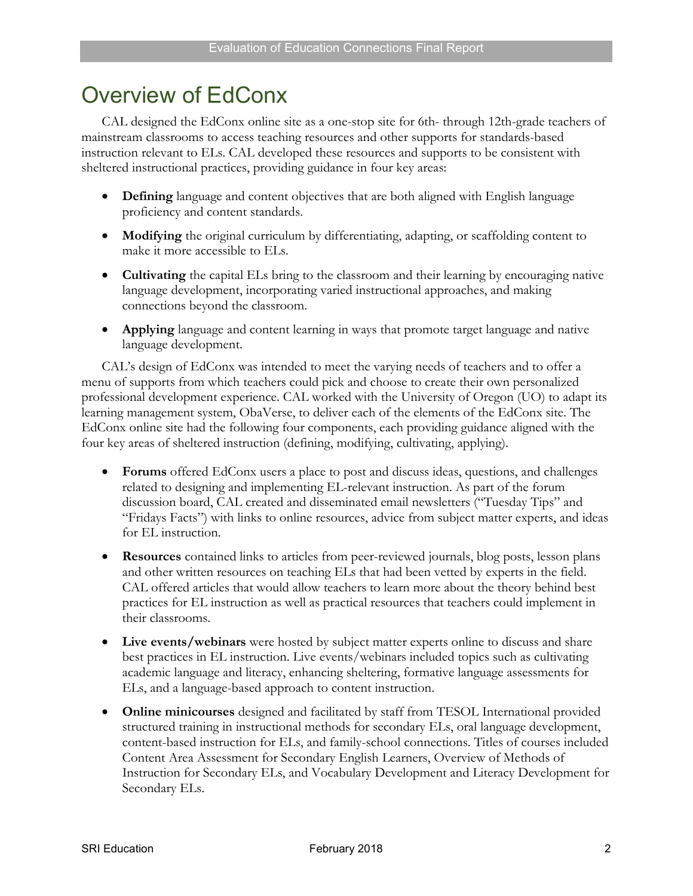# Overview of EdConx

CAL designed the EdConx online site as a one-stop site for 6th- through 12th-grade teachers of mainstream classrooms to access teaching resources and other supports for standards-based instruction relevant to ELs. CAL developed these resources and supports to be consistent with sheltered instructional practices, providing guidance in four key areas:

- **Defining** language and content objectives that are both aligned with English language proficiency and content standards.
- **Modifying** the original curriculum by differentiating, adapting, or scaffolding content to make it more accessible to ELs.
- **Cultivating** the capital ELs bring to the classroom and their learning by encouraging native language development, incorporating varied instructional approaches, and making connections beyond the classroom.
- **Applying** language and content learning in ways that promote target language and native language development.

CAL's design of EdConx was intended to meet the varying needs of teachers and to offer a menu of supports from which teachers could pick and choose to create their own personalized professional development experience. CAL worked with the University of Oregon (UO) to adapt its learning management system, ObaVerse, to deliver each of the elements of the EdConx site. The EdConx online site had the following four components, each providing guidance aligned with the four key areas of sheltered instruction (defining, modifying, cultivating, applying).

- **Forums** offered EdConx users a place to post and discuss ideas, questions, and challenges related to designing and implementing EL-relevant instruction. As part of the forum discussion board, CAL created and disseminated email newsletters ("Tuesday Tips" and "Fridays Facts") with links to online resources, advice from subject matter experts, and ideas for EL instruction.
- **Resources** contained links to articles from peer-reviewed journals, blog posts, lesson plans and other written resources on teaching ELs that had been vetted by experts in the field. CAL offered articles that would allow teachers to learn more about the theory behind best practices for EL instruction as well as practical resources that teachers could implement in their classrooms.
- **Live events/webinars** were hosted by subject matter experts online to discuss and share best practices in EL instruction. Live events/webinars included topics such as cultivating academic language and literacy, enhancing sheltering, formative language assessments for ELs, and a language-based approach to content instruction.
- **Online minicourses** designed and facilitated by staff from TESOL International provided structured training in instructional methods for secondary ELs, oral language development, content-based instruction for ELs, and family-school connections. Titles of courses included Content Area Assessment for Secondary English Learners, Overview of Methods of Instruction for Secondary ELs, and Vocabulary Development and Literacy Development for Secondary ELs.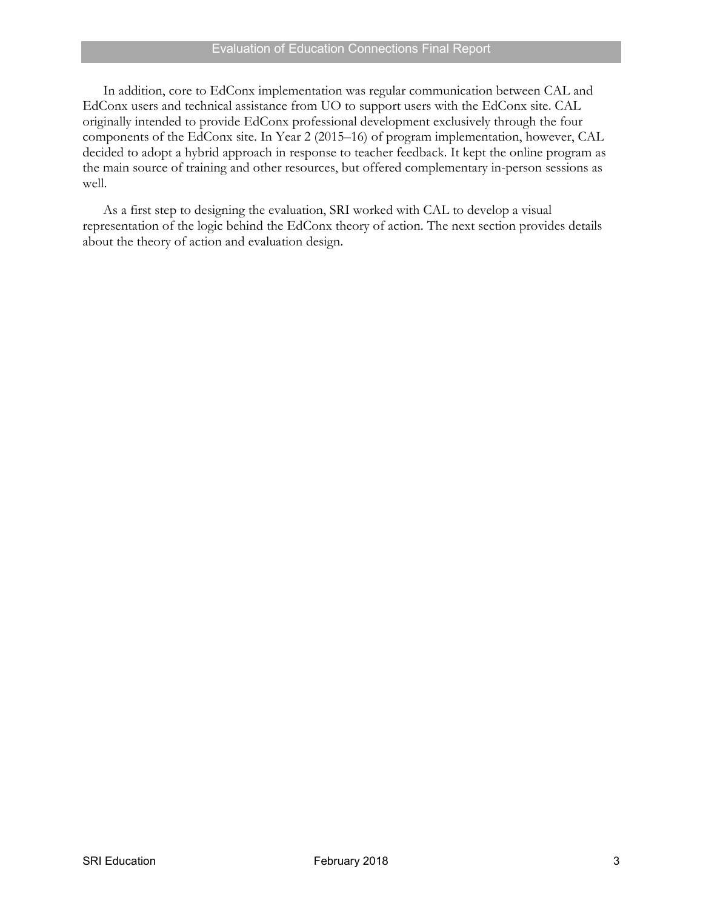In addition, core to EdConx implementation was regular communication between CAL and EdConx users and technical assistance from UO to support users with the EdConx site. CAL originally intended to provide EdConx professional development exclusively through the four components of the EdConx site. In Year 2 (2015–16) of program implementation, however, CAL decided to adopt a hybrid approach in response to teacher feedback. It kept the online program as the main source of training and other resources, but offered complementary in-person sessions as well.

As a first step to designing the evaluation, SRI worked with CAL to develop a visual representation of the logic behind the EdConx theory of action. The next section provides details about the theory of action and evaluation design.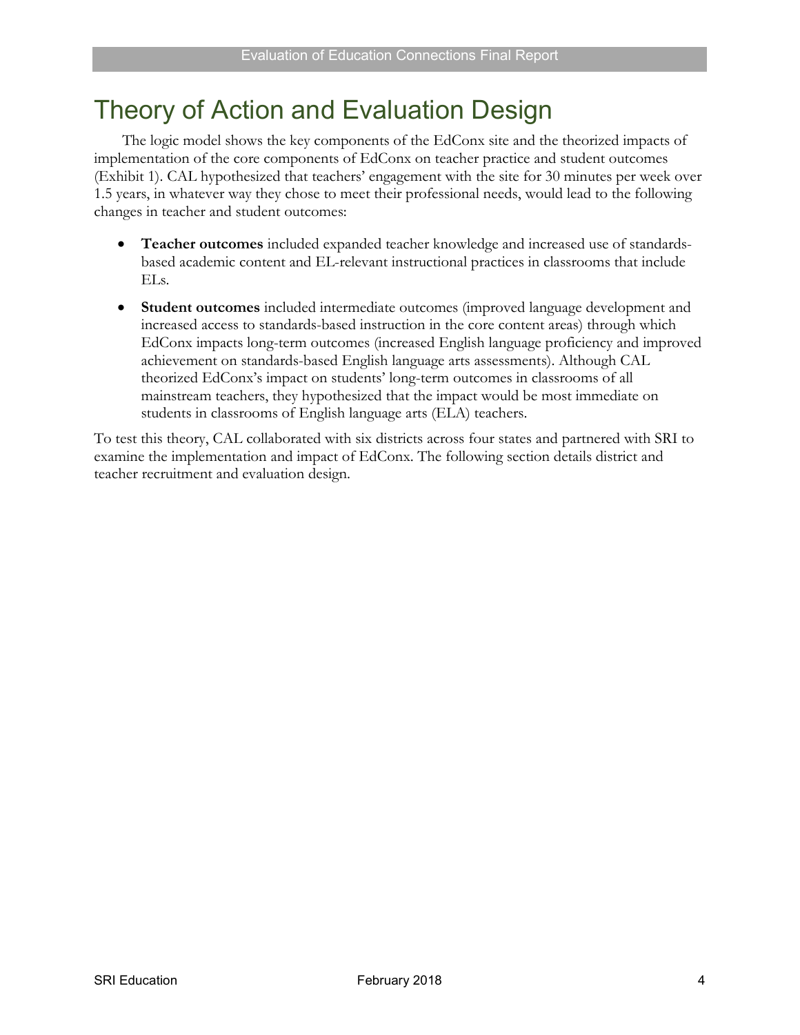# Theory of Action and Evaluation Design

The logic model shows the key components of the EdConx site and the theorized impacts of implementation of the core components of EdConx on teacher practice and student outcomes (Exhibit 1). CAL hypothesized that teachers' engagement with the site for 30 minutes per week over 1.5 years, in whatever way they chose to meet their professional needs, would lead to the following changes in teacher and student outcomes:

- **Teacher outcomes** included expanded teacher knowledge and increased use of standards-based academic content and EL-relevant instructional practices in classrooms that include ELs.
- **Student outcomes** included intermediate outcomes (improved language development and increased access to standards-based instruction in the core content areas) through which EdConx impacts long-term outcomes (increased English language proficiency and improved achievement on standards-based English language arts assessments). Although CAL theorized EdConx's impact on students' long-term outcomes in classrooms of all mainstream teachers, they hypothesized that the impact would be most immediate on students in classrooms of English language arts (ELA) teachers.

To test this theory, CAL collaborated with six districts across four states and partnered with SRI to examine the implementation and impact of EdConx. The following section details district and teacher recruitment and evaluation design.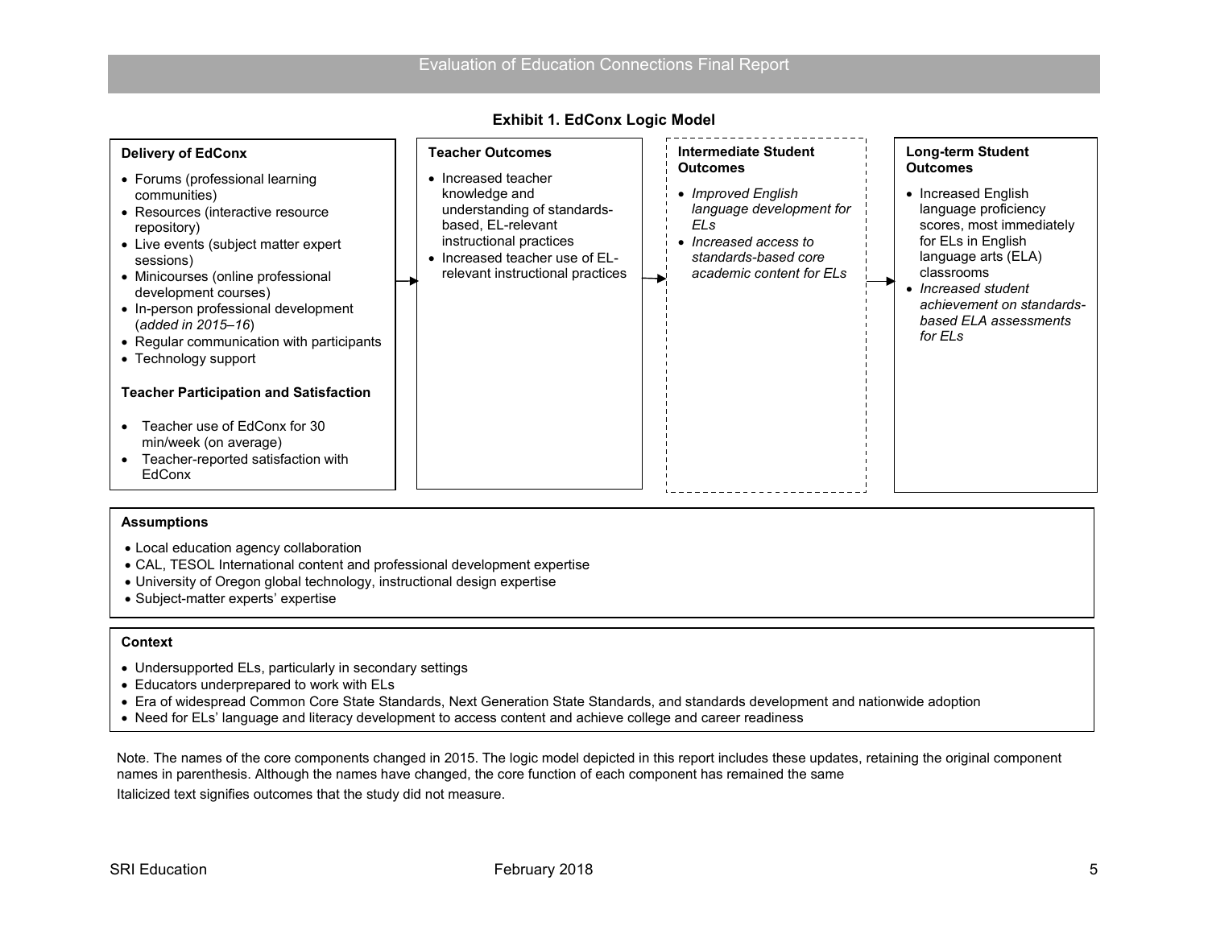**Exhibit 1. EdConx Logic Model**

**Delivery of EdConx**

- Forums (professional learning communities)
- Resources (interactive resource repository)
- Live events (subject matter expert sessions)
- Minicourses (online professional development courses)
- In-person professional development (*added in 2015–16*)
- Regular communication with participants
- Technology support

**Teacher Participation and Satisfaction**

- Teacher use of EdConx for 30 min/week (on average)
- Teacher-reported satisfaction with EdConx

→

**Teacher Outcomes**

- Increased teacher knowledge and understanding of standards-based, EL-relevant instructional practices
- Increased teacher use of EL-relevant instructional practices

→

**Intermediate Student Outcomes**

- *Improved English language development for ELs*
- *Increased access to standards-based core academic content for ELs*

→

**Long-term Student Outcomes**

- Increased English language proficiency scores, most immediately for ELs in English language arts (ELA) classrooms
- *Increased student achievement on standards-based ELA assessments for ELs*

**Assumptions**

- Local education agency collaboration
- CAL, TESOL International content and professional development expertise
- University of Oregon global technology, instructional design expertise
- Subject-matter experts' expertise

**Context**

- Undersupported ELs, particularly in secondary settings
- Educators underprepared to work with ELs
- Era of widespread Common Core State Standards, Next Generation State Standards, and standards development and nationwide adoption
- Need for ELs' language and literacy development to access content and achieve college and career readiness

Note. The names of the core components changed in 2015. The logic model depicted in this report includes these updates, retaining the original component names in parenthesis. Although the names have changed, the core function of each component has remained the same

Italicized text signifies outcomes that the study did not measure.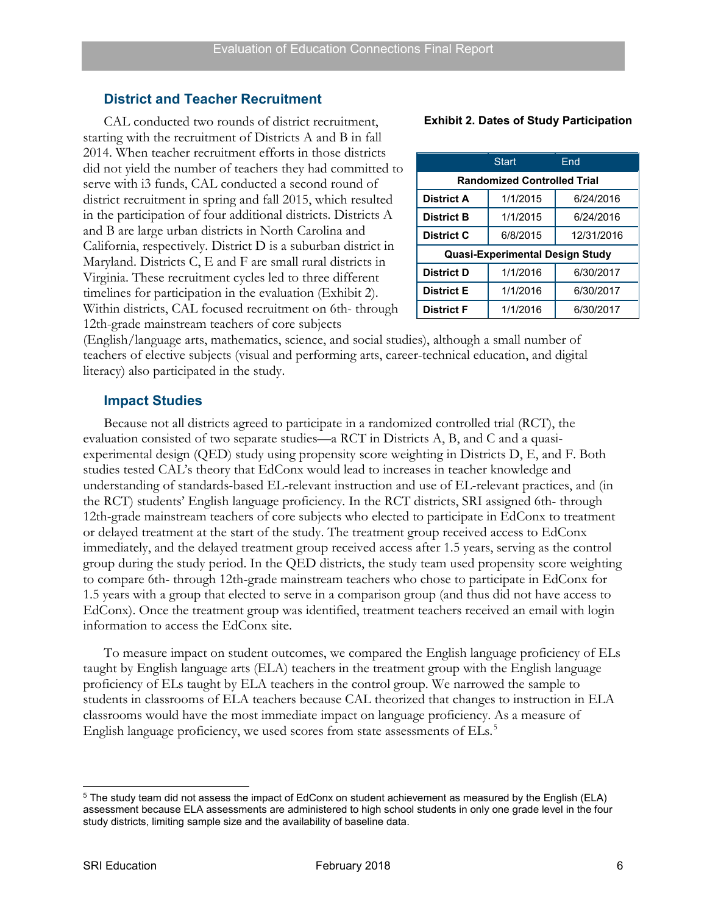## District and Teacher Recruitment

CAL conducted two rounds of district recruitment, starting with the recruitment of Districts A and B in fall 2014. When teacher recruitment efforts in those districts did not yield the number of teachers they had committed to serve with i3 funds, CAL conducted a second round of district recruitment in spring and fall 2015, which resulted in the participation of four additional districts. Districts A and B are large urban districts in North Carolina and California, respectively. District D is a suburban district in Maryland. Districts C, E and F are small rural districts in Virginia. These recruitment cycles led to three different timelines for participation in the evaluation (Exhibit 2). Within districts, CAL focused recruitment on 6th- through 12th-grade mainstream teachers of core subjects (English/language arts, mathematics, science, and social studies), although a small number of teachers of elective subjects (visual and performing arts, career-technical education, and digital literacy) also participated in the study.

**Exhibit 2. Dates of Study Participation**

| | Start | End |
|---|---|---|
| **Randomized Controlled Trial** | | |
| **District A** | 1/1/2015 | 6/24/2016 |
| **District B** | 1/1/2015 | 6/24/2016 |
| **District C** | 6/8/2015 | 12/31/2016 |
| **Quasi-Experimental Design Study** | | |
| **District D** | 1/1/2016 | 6/30/2017 |
| **District E** | 1/1/2016 | 6/30/2017 |
| **District F** | 1/1/2016 | 6/30/2017 |

## Impact Studies

Because not all districts agreed to participate in a randomized controlled trial (RCT), the evaluation consisted of two separate studies—a RCT in Districts A, B, and C and a quasi-experimental design (QED) study using propensity score weighting in Districts D, E, and F. Both studies tested CAL's theory that EdConx would lead to increases in teacher knowledge and understanding of standards-based EL-relevant instruction and use of EL-relevant practices, and (in the RCT) students' English language proficiency. In the RCT districts, SRI assigned 6th- through 12th-grade mainstream teachers of core subjects who elected to participate in EdConx to treatment or delayed treatment at the start of the study. The treatment group received access to EdConx immediately, and the delayed treatment group received access after 1.5 years, serving as the control group during the study period. In the QED districts, the study team used propensity score weighting to compare 6th- through 12th-grade mainstream teachers who chose to participate in EdConx for 1.5 years with a group that elected to serve in a comparison group (and thus did not have access to EdConx). Once the treatment group was identified, treatment teachers received an email with login information to access the EdConx site.

To measure impact on student outcomes, we compared the English language proficiency of ELs taught by English language arts (ELA) teachers in the treatment group with the English language proficiency of ELs taught by ELA teachers in the control group. We narrowed the sample to students in classrooms of ELA teachers because CAL theorized that changes to instruction in ELA classrooms would have the most immediate impact on language proficiency. As a measure of English language proficiency, we used scores from state assessments of ELs.[5]

[5] The study team did not assess the impact of EdConx on student achievement as measured by the English (ELA) assessment because ELA assessments are administered to high school students in only one grade level in the four study districts, limiting sample size and the availability of baseline data.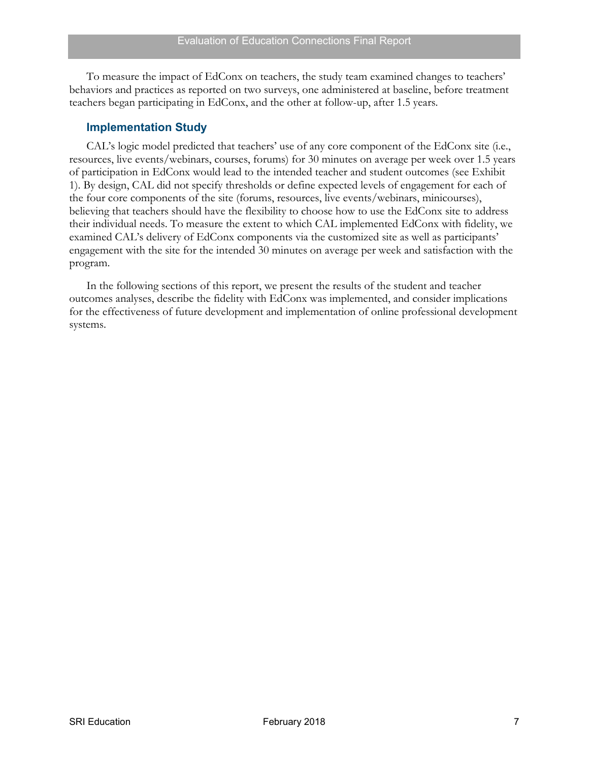To measure the impact of EdConx on teachers, the study team examined changes to teachers' behaviors and practices as reported on two surveys, one administered at baseline, before treatment teachers began participating in EdConx, and the other at follow-up, after 1.5 years.

## Implementation Study

CAL's logic model predicted that teachers' use of any core component of the EdConx site (i.e., resources, live events/webinars, courses, forums) for 30 minutes on average per week over 1.5 years of participation in EdConx would lead to the intended teacher and student outcomes (see Exhibit 1). By design, CAL did not specify thresholds or define expected levels of engagement for each of the four core components of the site (forums, resources, live events/webinars, minicourses), believing that teachers should have the flexibility to choose how to use the EdConx site to address their individual needs. To measure the extent to which CAL implemented EdConx with fidelity, we examined CAL's delivery of EdConx components via the customized site as well as participants' engagement with the site for the intended 30 minutes on average per week and satisfaction with the program.

In the following sections of this report, we present the results of the student and teacher outcomes analyses, describe the fidelity with EdConx was implemented, and consider implications for the effectiveness of future development and implementation of online professional development systems.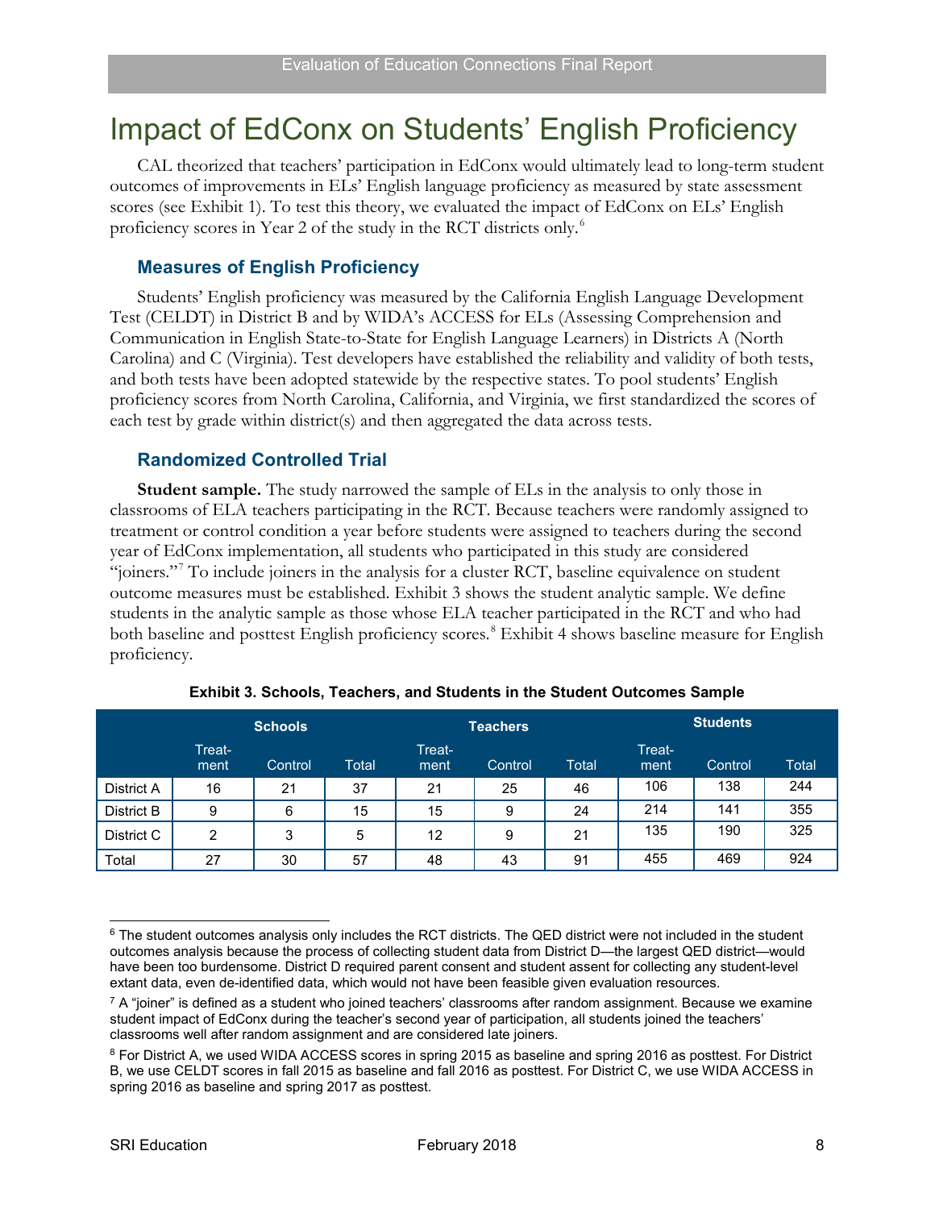# Impact of EdConx on Students' English Proficiency

CAL theorized that teachers' participation in EdConx would ultimately lead to long-term student outcomes of improvements in ELs' English language proficiency as measured by state assessment scores (see Exhibit 1). To test this theory, we evaluated the impact of EdConx on ELs' English proficiency scores in Year 2 of the study in the RCT districts only.[6]

## Measures of English Proficiency

Students' English proficiency was measured by the California English Language Development Test (CELDT) in District B and by WIDA's ACCESS for ELs (Assessing Comprehension and Communication in English State-to-State for English Language Learners) in Districts A (North Carolina) and C (Virginia). Test developers have established the reliability and validity of both tests, and both tests have been adopted statewide by the respective states. To pool students' English proficiency scores from North Carolina, California, and Virginia, we first standardized the scores of each test by grade within district(s) and then aggregated the data across tests.

## Randomized Controlled Trial

**Student sample.** The study narrowed the sample of ELs in the analysis to only those in classrooms of ELA teachers participating in the RCT. Because teachers were randomly assigned to treatment or control condition a year before students were assigned to teachers during the second year of EdConx implementation, all students who participated in this study are considered "joiners."[7] To include joiners in the analysis for a cluster RCT, baseline equivalence on student outcome measures must be established. Exhibit 3 shows the student analytic sample. We define students in the analytic sample as those whose ELA teacher participated in the RCT and who had both baseline and posttest English proficiency scores.[8] Exhibit 4 shows baseline measure for English proficiency.

**Exhibit 3. Schools, Teachers, and Students in the Student Outcomes Sample**

| | Schools | | | Teachers | | | Students | | |
|---|---|---|---|---|---|---|---|---|---|
| | Treat-ment | Control | Total | Treat-ment | Control | Total | Treat-ment | Control | Total |
| District A | 16 | 21 | 37 | 21 | 25 | 46 | 106 | 138 | 244 |
| District B | 9 | 6 | 15 | 15 | 9 | 24 | 214 | 141 | 355 |
| District C | 2 | 3 | 5 | 12 | 9 | 21 | 135 | 190 | 325 |
| Total | 27 | 30 | 57 | 48 | 43 | 91 | 455 | 469 | 924 |

---

[6] The student outcomes analysis only includes the RCT districts. The QED district were not included in the student outcomes analysis because the process of collecting student data from District D—the largest QED district—would have been too burdensome. District D required parent consent and student assent for collecting any student-level extant data, even de-identified data, which would not have been feasible given evaluation resources.

[7] A "joiner" is defined as a student who joined teachers' classrooms after random assignment. Because we examine student impact of EdConx during the teacher's second year of participation, all students joined the teachers' classrooms well after random assignment and are considered late joiners.

[8] For District A, we used WIDA ACCESS scores in spring 2015 as baseline and spring 2016 as posttest. For District B, we use CELDT scores in fall 2015 as baseline and fall 2016 as posttest. For District C, we use WIDA ACCESS in spring 2016 as baseline and spring 2017 as posttest.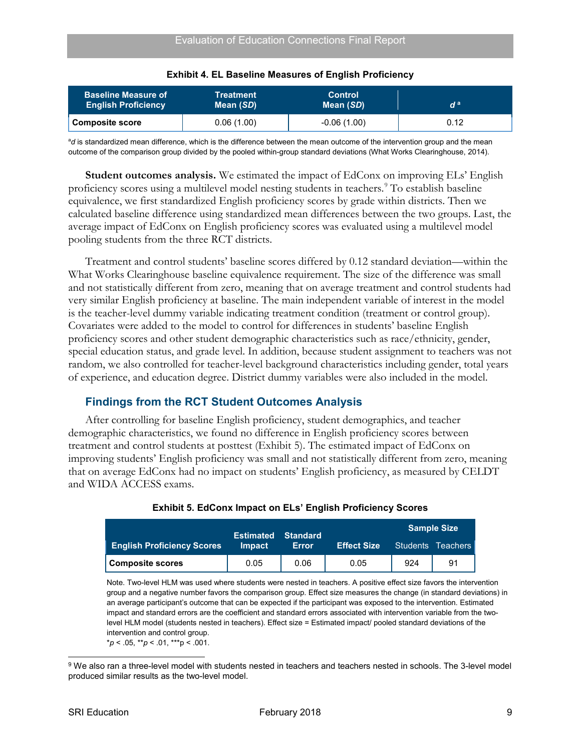**Exhibit 4. EL Baseline Measures of English Proficiency**

| Baseline Measure of English Proficiency | Treatment Mean (*SD*) | Control Mean (*SD*) | *d* [a] |
|---|---|---|---|
| **Composite score** | 0.06 (1.00) | -0.06 (1.00) | 0.12 |

[a]*d* is standardized mean difference, which is the difference between the mean outcome of the intervention group and the mean outcome of the comparison group divided by the pooled within-group standard deviations (What Works Clearinghouse, 2014).

**Student outcomes analysis.** We estimated the impact of EdConx on improving ELs' English proficiency scores using a multilevel model nesting students in teachers.[9] To establish baseline equivalence, we first standardized English proficiency scores by grade within districts. Then we calculated baseline difference using standardized mean differences between the two groups. Last, the average impact of EdConx on English proficiency scores was evaluated using a multilevel model pooling students from the three RCT districts.

Treatment and control students' baseline scores differed by 0.12 standard deviation—within the What Works Clearinghouse baseline equivalence requirement. The size of the difference was small and not statistically different from zero, meaning that on average treatment and control students had very similar English proficiency at baseline. The main independent variable of interest in the model is the teacher-level dummy variable indicating treatment condition (treatment or control group). Covariates were added to the model to control for differences in students' baseline English proficiency scores and other student demographic characteristics such as race/ethnicity, gender, special education status, and grade level. In addition, because student assignment to teachers was not random, we also controlled for teacher-level background characteristics including gender, total years of experience, and education degree. District dummy variables were also included in the model.

## Findings from the RCT Student Outcomes Analysis

After controlling for baseline English proficiency, student demographics, and teacher demographic characteristics, we found no difference in English proficiency scores between treatment and control students at posttest (Exhibit 5). The estimated impact of EdConx on improving students' English proficiency was small and not statistically different from zero, meaning that on average EdConx had no impact on students' English proficiency, as measured by CELDT and WIDA ACCESS exams.

**Exhibit 5. EdConx Impact on ELs' English Proficiency Scores**

| English Proficiency Scores | Estimated Impact | Standard Error | Effect Size | Sample Size | |
|---|---|---|---|---|---|
| | | | | Students | Teachers |
| **Composite scores** | 0.05 | 0.06 | 0.05 | 924 | 91 |

Note. Two-level HLM was used where students were nested in teachers. A positive effect size favors the intervention group and a negative number favors the comparison group. Effect size measures the change (in standard deviations) in an average participant's outcome that can be expected if the participant was exposed to the intervention. Estimated impact and standard errors are the coefficient and standard errors associated with intervention variable from the two-level HLM model (students nested in teachers). Effect size = Estimated impact/ pooled standard deviations of the intervention and control group.
\**p* < .05, \*\**p* < .01, \*\*\*p < .001.

[9] We also ran a three-level model with students nested in teachers and teachers nested in schools. The 3-level model produced similar results as the two-level model.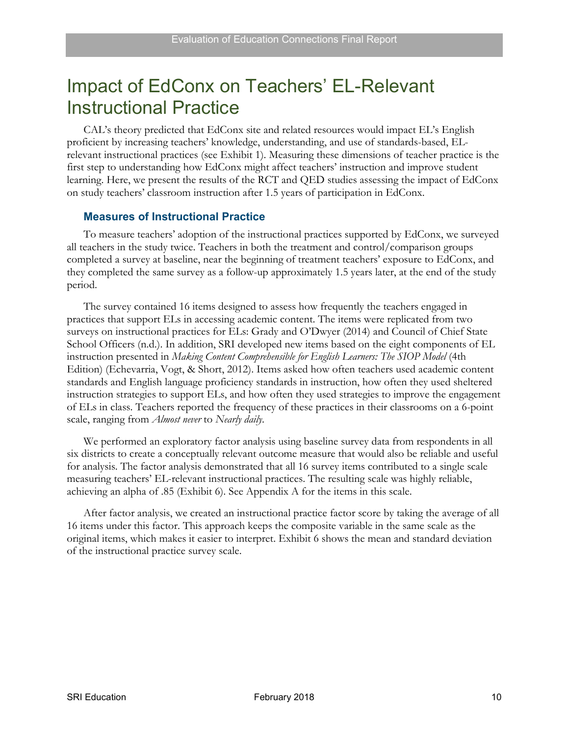# Impact of EdConx on Teachers' EL-Relevant Instructional Practice

CAL's theory predicted that EdConx site and related resources would impact EL's English proficient by increasing teachers' knowledge, understanding, and use of standards-based, EL-relevant instructional practices (see Exhibit 1). Measuring these dimensions of teacher practice is the first step to understanding how EdConx might affect teachers' instruction and improve student learning. Here, we present the results of the RCT and QED studies assessing the impact of EdConx on study teachers' classroom instruction after 1.5 years of participation in EdConx.

## Measures of Instructional Practice

To measure teachers' adoption of the instructional practices supported by EdConx, we surveyed all teachers in the study twice. Teachers in both the treatment and control/comparison groups completed a survey at baseline, near the beginning of treatment teachers' exposure to EdConx, and they completed the same survey as a follow-up approximately 1.5 years later, at the end of the study period.

The survey contained 16 items designed to assess how frequently the teachers engaged in practices that support ELs in accessing academic content. The items were replicated from two surveys on instructional practices for ELs: Grady and O'Dwyer (2014) and Council of Chief State School Officers (n.d.). In addition, SRI developed new items based on the eight components of EL instruction presented in *Making Content Comprehensible for English Learners: The SIOP Model* (4th Edition) (Echevarria, Vogt, & Short, 2012). Items asked how often teachers used academic content standards and English language proficiency standards in instruction, how often they used sheltered instruction strategies to support ELs, and how often they used strategies to improve the engagement of ELs in class. Teachers reported the frequency of these practices in their classrooms on a 6-point scale, ranging from *Almost never* to *Nearly daily*.

We performed an exploratory factor analysis using baseline survey data from respondents in all six districts to create a conceptually relevant outcome measure that would also be reliable and useful for analysis. The factor analysis demonstrated that all 16 survey items contributed to a single scale measuring teachers' EL-relevant instructional practices. The resulting scale was highly reliable, achieving an alpha of .85 (Exhibit 6). See Appendix A for the items in this scale.

After factor analysis, we created an instructional practice factor score by taking the average of all 16 items under this factor. This approach keeps the composite variable in the same scale as the original items, which makes it easier to interpret. Exhibit 6 shows the mean and standard deviation of the instructional practice survey scale.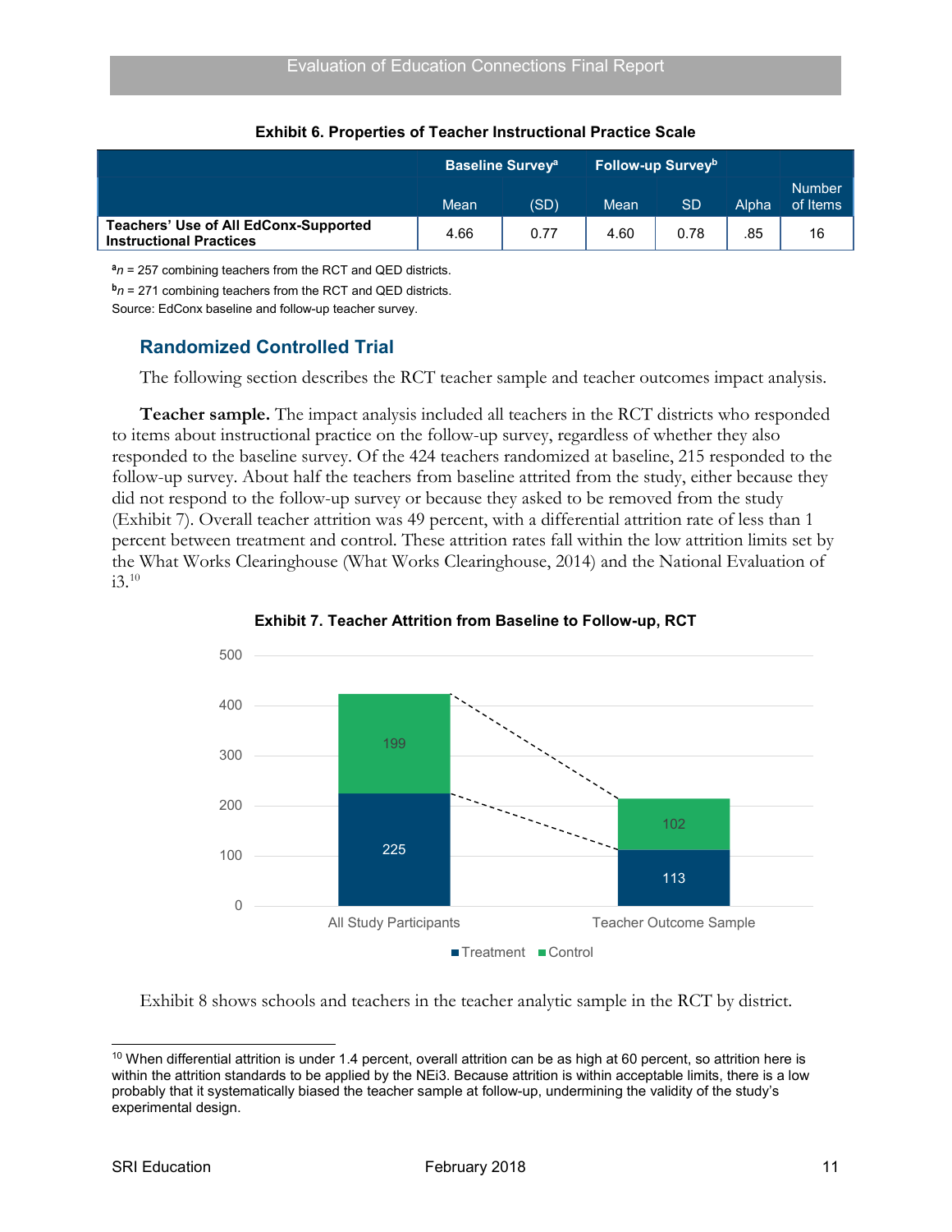**Exhibit 6. Properties of Teacher Instructional Practice Scale**

| | Baseline Survey[a] | | Follow-up Survey[b] | | | |
|---|---|---|---|---|---|---|
| | Mean | (SD) | Mean | SD | Alpha | Number of Items |
| **Teachers' Use of All EdConx-Supported Instructional Practices** | 4.66 | 0.77 | 4.60 | 0.78 | .85 | 16 |

[a]*n* = 257 combining teachers from the RCT and QED districts.

[b]*n* = 271 combining teachers from the RCT and QED districts.

Source: EdConx baseline and follow-up teacher survey.

## Randomized Controlled Trial

The following section describes the RCT teacher sample and teacher outcomes impact analysis.

**Teacher sample.** The impact analysis included all teachers in the RCT districts who responded to items about instructional practice on the follow-up survey, regardless of whether they also responded to the baseline survey. Of the 424 teachers randomized at baseline, 215 responded to the follow-up survey. About half the teachers from baseline attrited from the study, either because they did not respond to the follow-up survey or because they asked to be removed from the study (Exhibit 7). Overall teacher attrition was 49 percent, with a differential attrition rate of less than 1 percent between treatment and control. These attrition rates fall within the low attrition limits set by the What Works Clearinghouse (What Works Clearinghouse, 2014) and the National Evaluation of i3.[10]

**Exhibit 7. Teacher Attrition from Baseline to Follow-up, RCT**

| | Treatment | Control |
|---|---|---|
| All Study Participants | 225 | 199 |
| Teacher Outcome Sample | 113 | 102 |

Exhibit 8 shows schools and teachers in the teacher analytic sample in the RCT by district.

[10] When differential attrition is under 1.4 percent, overall attrition can be as high at 60 percent, so attrition here is within the attrition standards to be applied by the NEi3. Because attrition is within acceptable limits, there is a low probably that it systematically biased the teacher sample at follow-up, undermining the validity of the study's experimental design.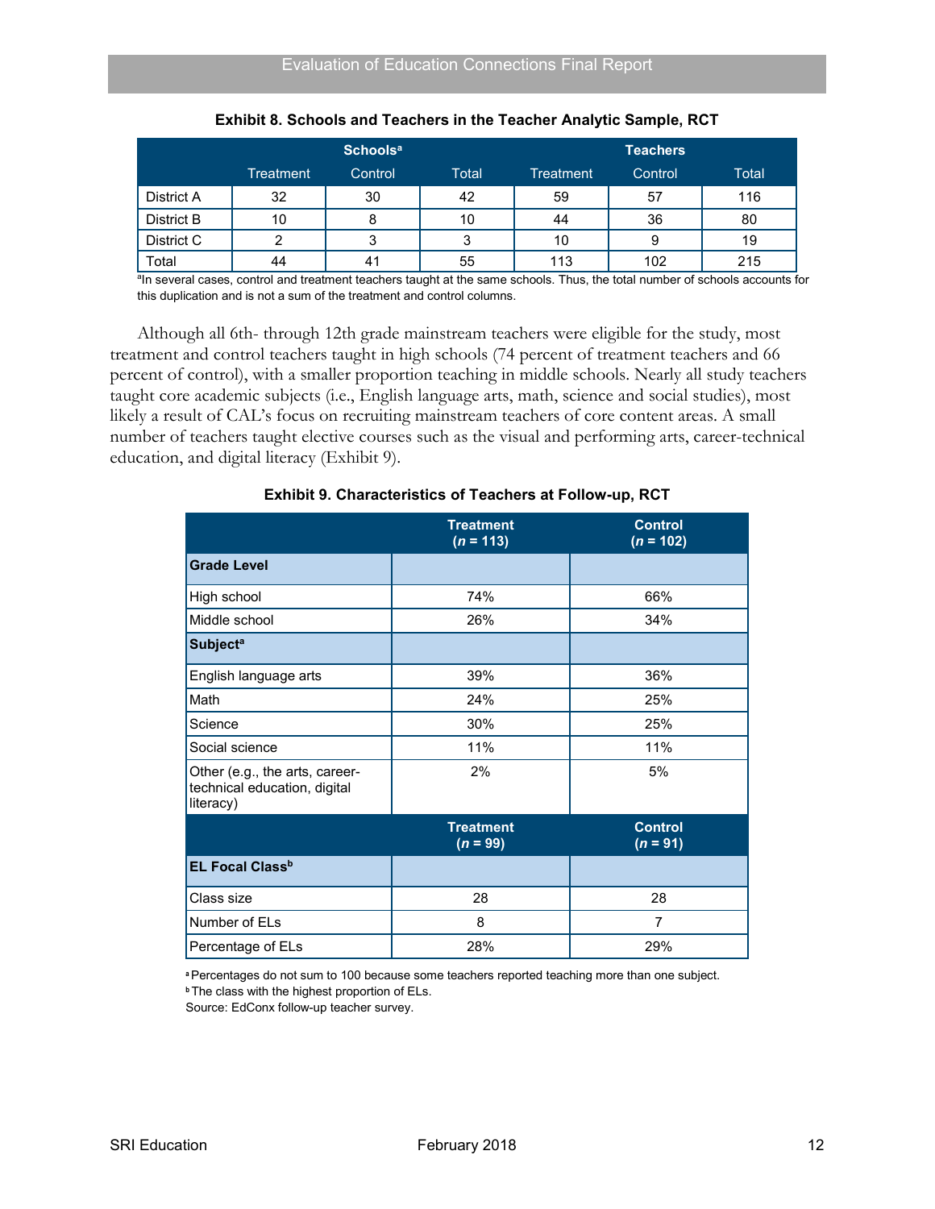**Exhibit 8. Schools and Teachers in the Teacher Analytic Sample, RCT**

| | Schools[a] | | | Teachers | | |
|---|---|---|---|---|---|---|
| | Treatment | Control | Total | Treatment | Control | Total |
| District A | 32 | 30 | 42 | 59 | 57 | 116 |
| District B | 10 | 8 | 10 | 44 | 36 | 80 |
| District C | 2 | 3 | 3 | 10 | 9 | 19 |
| Total | 44 | 41 | 55 | 113 | 102 | 215 |

[a]In several cases, control and treatment teachers taught at the same schools. Thus, the total number of schools accounts for this duplication and is not a sum of the treatment and control columns.

Although all 6th- through 12th grade mainstream teachers were eligible for the study, most treatment and control teachers taught in high schools (74 percent of treatment teachers and 66 percent of control), with a smaller proportion teaching in middle schools. Nearly all study teachers taught core academic subjects (i.e., English language arts, math, science and social studies), most likely a result of CAL's focus on recruiting mainstream teachers of core content areas. A small number of teachers taught elective courses such as the visual and performing arts, career-technical education, and digital literacy (Exhibit 9).

**Exhibit 9. Characteristics of Teachers at Follow-up, RCT**

| | Treatment ($n$ = 113) | Control ($n$ = 102) |
|---|---|---|
| **Grade Level** | | |
| High school | 74% | 66% |
| Middle school | 26% | 34% |
| **Subject[a]** | | |
| English language arts | 39% | 36% |
| Math | 24% | 25% |
| Science | 30% | 25% |
| Social science | 11% | 11% |
| Other (e.g., the arts, career-technical education, digital literacy) | 2% | 5% |
| | **Treatment ($n$ = 99)** | **Control ($n$ = 91)** |
| **EL Focal Class[b]** | | |
| Class size | 28 | 28 |
| Number of ELs | 8 | 7 |
| Percentage of ELs | 28% | 29% |

[a] Percentages do not sum to 100 because some teachers reported teaching more than one subject.

[b] The class with the highest proportion of ELs.

Source: EdConx follow-up teacher survey.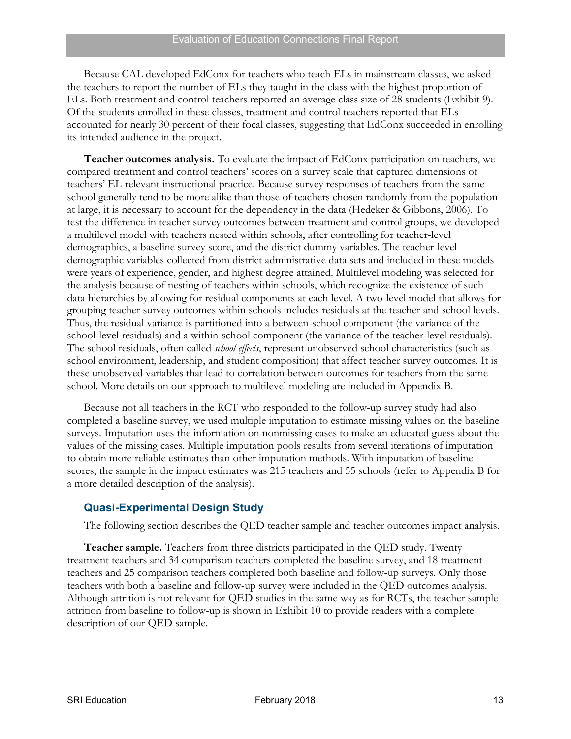Because CAL developed EdConx for teachers who teach ELs in mainstream classes, we asked the teachers to report the number of ELs they taught in the class with the highest proportion of ELs. Both treatment and control teachers reported an average class size of 28 students (Exhibit 9). Of the students enrolled in these classes, treatment and control teachers reported that ELs accounted for nearly 30 percent of their focal classes, suggesting that EdConx succeeded in enrolling its intended audience in the project.

**Teacher outcomes analysis.** To evaluate the impact of EdConx participation on teachers, we compared treatment and control teachers' scores on a survey scale that captured dimensions of teachers' EL-relevant instructional practice. Because survey responses of teachers from the same school generally tend to be more alike than those of teachers chosen randomly from the population at large, it is necessary to account for the dependency in the data (Hedeker & Gibbons, 2006). To test the difference in teacher survey outcomes between treatment and control groups, we developed a multilevel model with teachers nested within schools, after controlling for teacher-level demographics, a baseline survey score, and the district dummy variables. The teacher-level demographic variables collected from district administrative data sets and included in these models were years of experience, gender, and highest degree attained. Multilevel modeling was selected for the analysis because of nesting of teachers within schools, which recognize the existence of such data hierarchies by allowing for residual components at each level. A two-level model that allows for grouping teacher survey outcomes within schools includes residuals at the teacher and school levels. Thus, the residual variance is partitioned into a between-school component (the variance of the school-level residuals) and a within-school component (the variance of the teacher-level residuals). The school residuals, often called *school effects*, represent unobserved school characteristics (such as school environment, leadership, and student composition) that affect teacher survey outcomes. It is these unobserved variables that lead to correlation between outcomes for teachers from the same school. More details on our approach to multilevel modeling are included in Appendix B.

Because not all teachers in the RCT who responded to the follow-up survey study had also completed a baseline survey, we used multiple imputation to estimate missing values on the baseline surveys. Imputation uses the information on nonmissing cases to make an educated guess about the values of the missing cases. Multiple imputation pools results from several iterations of imputation to obtain more reliable estimates than other imputation methods. With imputation of baseline scores, the sample in the impact estimates was 215 teachers and 55 schools (refer to Appendix B for a more detailed description of the analysis).

### Quasi-Experimental Design Study

The following section describes the QED teacher sample and teacher outcomes impact analysis.

**Teacher sample.** Teachers from three districts participated in the QED study. Twenty treatment teachers and 34 comparison teachers completed the baseline survey, and 18 treatment teachers and 25 comparison teachers completed both baseline and follow-up surveys. Only those teachers with both a baseline and follow-up survey were included in the QED outcomes analysis. Although attrition is not relevant for QED studies in the same way as for RCTs, the teacher sample attrition from baseline to follow-up is shown in Exhibit 10 to provide readers with a complete description of our QED sample.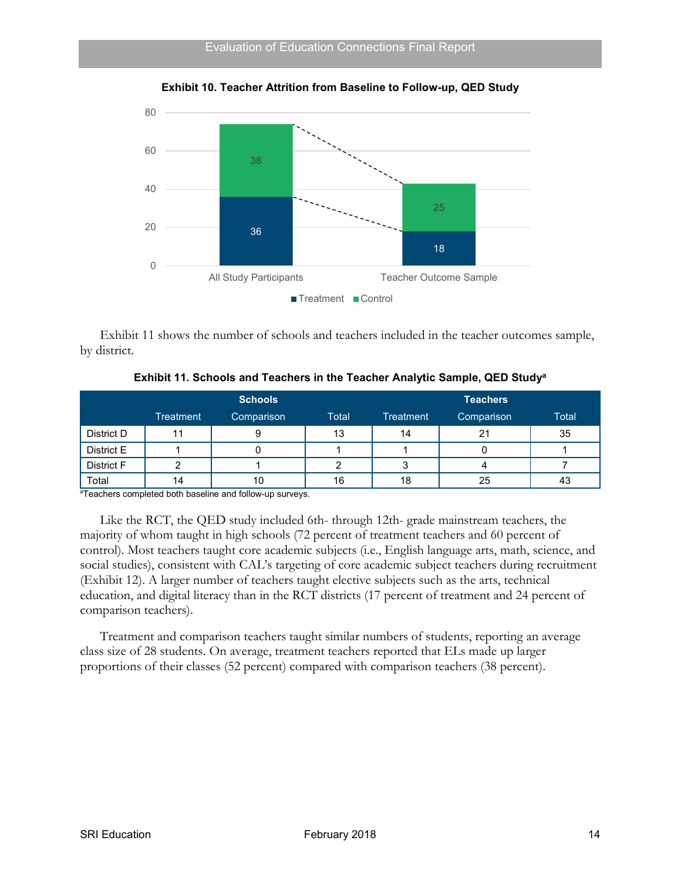**Exhibit 10. Teacher Attrition from Baseline to Follow-up, QED Study**

| | Treatment | Control |
|---|---|---|
| All Study Participants | 36 | 38 |
| Teacher Outcome Sample | 18 | 25 |

Exhibit 11 shows the number of schools and teachers included in the teacher outcomes sample, by district.

**Exhibit 11. Schools and Teachers in the Teacher Analytic Sample, QED Study[a]**

| | Schools | | | Teachers | | |
|---|---|---|---|---|---|---|
| | Treatment | Comparison | Total | Treatment | Comparison | Total |
| District D | 11 | 9 | 13 | 14 | 21 | 35 |
| District E | 1 | 0 | 1 | 1 | 0 | 1 |
| District F | 2 | 1 | 2 | 3 | 4 | 7 |
| Total | 14 | 10 | 16 | 18 | 25 | 43 |

[a]Teachers completed both baseline and follow-up surveys.

Like the RCT, the QED study included 6th- through 12th- grade mainstream teachers, the majority of whom taught in high schools (72 percent of treatment teachers and 60 percent of control). Most teachers taught core academic subjects (i.e., English language arts, math, science, and social studies), consistent with CAL's targeting of core academic subject teachers during recruitment (Exhibit 12). A larger number of teachers taught elective subjects such as the arts, technical education, and digital literacy than in the RCT districts (17 percent of treatment and 24 percent of comparison teachers).

Treatment and comparison teachers taught similar numbers of students, reporting an average class size of 28 students. On average, treatment teachers reported that ELs made up larger proportions of their classes (52 percent) compared with comparison teachers (38 percent).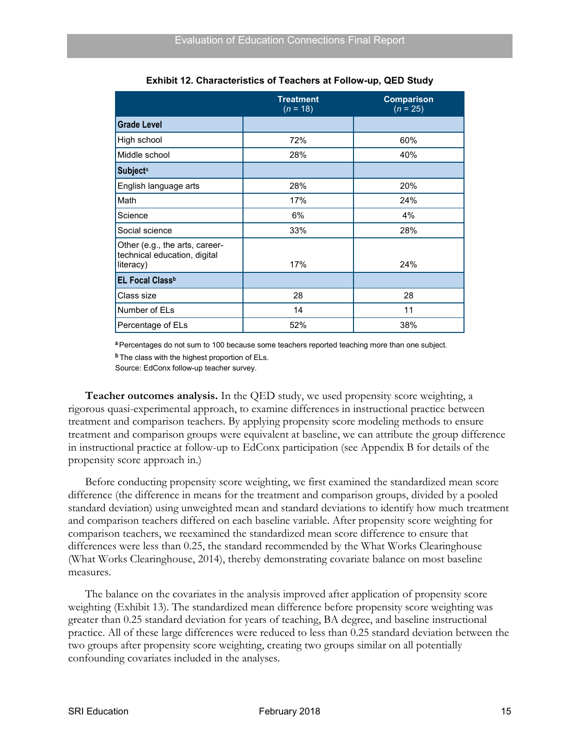**Exhibit 12. Characteristics of Teachers at Follow-up, QED Study**

| | Treatment (*n* = 18) | Comparison (*n* = 25) |
|---|---|---|
| **Grade Level** | | |
| High school | 72% | 60% |
| Middle school | 28% | 40% |
| **Subject**[a] | | |
| English language arts | 28% | 20% |
| Math | 17% | 24% |
| Science | 6% | 4% |
| Social science | 33% | 28% |
| Other (e.g., the arts, career-technical education, digital literacy) | 17% | 24% |
| **EL Focal Class**[b] | | |
| Class size | 28 | 28 |
| Number of ELs | 14 | 11 |
| Percentage of ELs | 52% | 38% |

[a] Percentages do not sum to 100 because some teachers reported teaching more than one subject.

[b] The class with the highest proportion of ELs.

Source: EdConx follow-up teacher survey.

**Teacher outcomes analysis.** In the QED study, we used propensity score weighting, a rigorous quasi-experimental approach, to examine differences in instructional practice between treatment and comparison teachers. By applying propensity score modeling methods to ensure treatment and comparison groups were equivalent at baseline, we can attribute the group difference in instructional practice at follow-up to EdConx participation (see Appendix B for details of the propensity score approach in.)

Before conducting propensity score weighting, we first examined the standardized mean score difference (the difference in means for the treatment and comparison groups, divided by a pooled standard deviation) using unweighted mean and standard deviations to identify how much treatment and comparison teachers differed on each baseline variable. After propensity score weighting for comparison teachers, we reexamined the standardized mean score difference to ensure that differences were less than 0.25, the standard recommended by the What Works Clearinghouse (What Works Clearinghouse, 2014), thereby demonstrating covariate balance on most baseline measures.

The balance on the covariates in the analysis improved after application of propensity score weighting (Exhibit 13). The standardized mean difference before propensity score weighting was greater than 0.25 standard deviation for years of teaching, BA degree, and baseline instructional practice. All of these large differences were reduced to less than 0.25 standard deviation between the two groups after propensity score weighting, creating two groups similar on all potentially confounding covariates included in the analyses.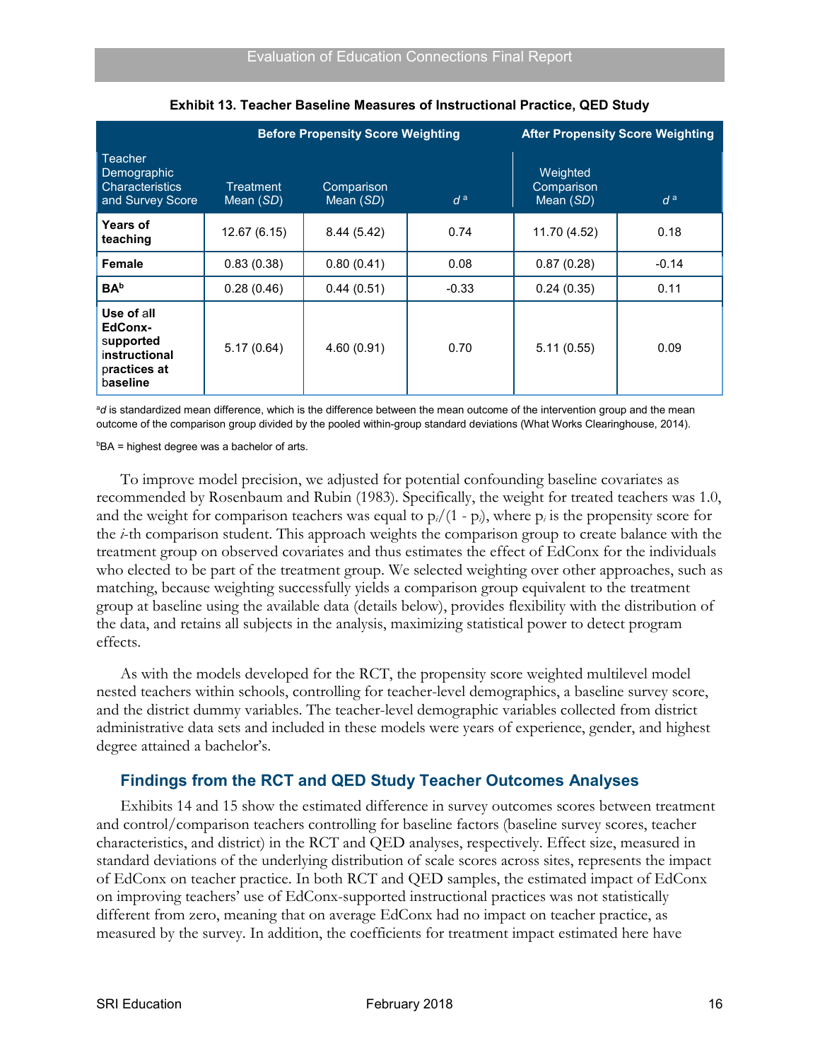**Exhibit 13. Teacher Baseline Measures of Instructional Practice, QED Study**

| Teacher Demographic Characteristics and Survey Score | Before Propensity Score Weighting | | | After Propensity Score Weighting | |
|---|---|---|---|---|---|
| | Treatment Mean (*SD*) | Comparison Mean (*SD*) | *d* [a] | Weighted Comparison Mean (*SD*) | *d* [a] |
| **Years of teaching** | 12.67 (6.15) | 8.44 (5.42) | 0.74 | 11.70 (4.52) | 0.18 |
| **Female** | 0.83 (0.38) | 0.80 (0.41) | 0.08 | 0.87 (0.28) | -0.14 |
| **BA**[b] | 0.28 (0.46) | 0.44 (0.51) | -0.33 | 0.24 (0.35) | 0.11 |
| **Use of all EdConx-supported instructional practices at baseline** | 5.17 (0.64) | 4.60 (0.91) | 0.70 | 5.11 (0.55) | 0.09 |

[a]*d* is standardized mean difference, which is the difference between the mean outcome of the intervention group and the mean outcome of the comparison group divided by the pooled within-group standard deviations (What Works Clearinghouse, 2014).

[b]BA = highest degree was a bachelor of arts.

To improve model precision, we adjusted for potential confounding baseline covariates as recommended by Rosenbaum and Rubin (1983). Specifically, the weight for treated teachers was 1.0, and the weight for comparison teachers was equal to $p_i/(1 - p_i)$, where $p_i$ is the propensity score for the *i*-th comparison student. This approach weights the comparison group to create balance with the treatment group on observed covariates and thus estimates the effect of EdConx for the individuals who elected to be part of the treatment group. We selected weighting over other approaches, such as matching, because weighting successfully yields a comparison group equivalent to the treatment group at baseline using the available data (details below), provides flexibility with the distribution of the data, and retains all subjects in the analysis, maximizing statistical power to detect program effects.

As with the models developed for the RCT, the propensity score weighted multilevel model nested teachers within schools, controlling for teacher-level demographics, a baseline survey score, and the district dummy variables. The teacher-level demographic variables collected from district administrative data sets and included in these models were years of experience, gender, and highest degree attained a bachelor's.

## Findings from the RCT and QED Study Teacher Outcomes Analyses

Exhibits 14 and 15 show the estimated difference in survey outcomes scores between treatment and control/comparison teachers controlling for baseline factors (baseline survey scores, teacher characteristics, and district) in the RCT and QED analyses, respectively. Effect size, measured in standard deviations of the underlying distribution of scale scores across sites, represents the impact of EdConx on teacher practice. In both RCT and QED samples, the estimated impact of EdConx on improving teachers' use of EdConx-supported instructional practices was not statistically different from zero, meaning that on average EdConx had no impact on teacher practice, as measured by the survey. In addition, the coefficients for treatment impact estimated here have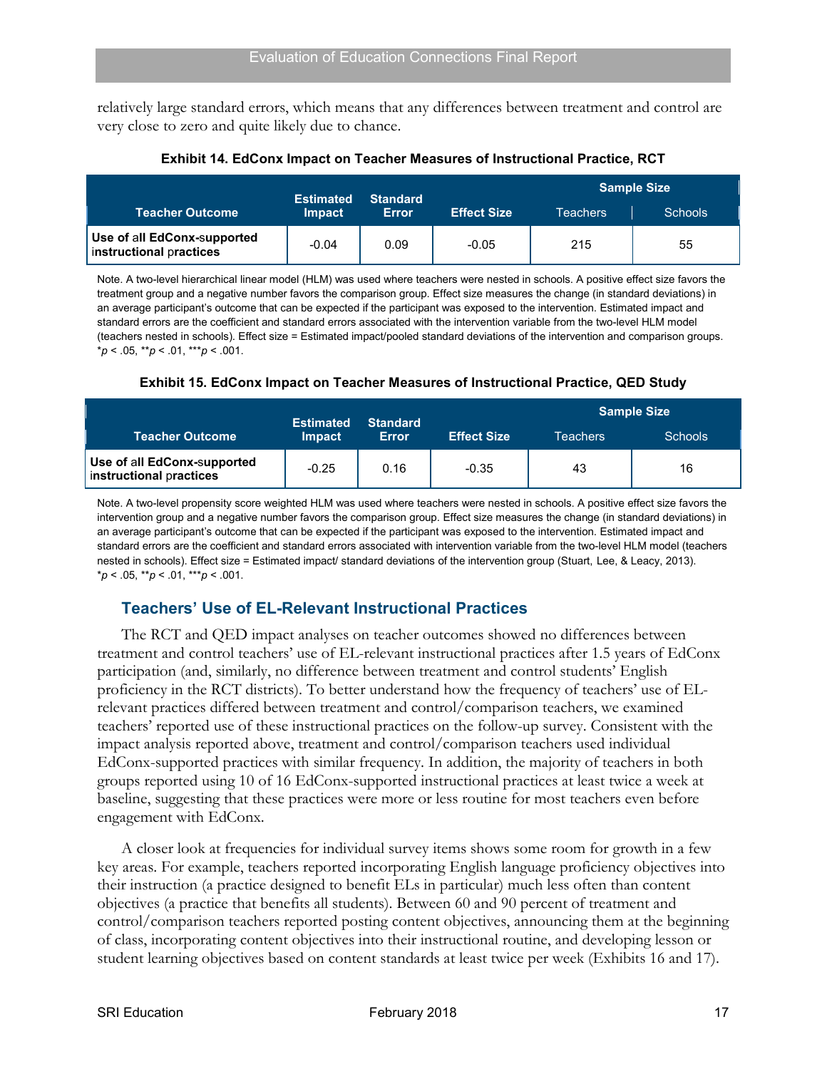relatively large standard errors, which means that any differences between treatment and control are very close to zero and quite likely due to chance.

**Exhibit 14. EdConx Impact on Teacher Measures of Instructional Practice, RCT**

| Teacher Outcome | Estimated Impact | Standard Error | Effect Size | Sample Size | |
|---|---|---|---|---|---|
| | | | | Teachers | Schools |
| **Use of all EdConx-supported instructional practices** | -0.04 | 0.09 | -0.05 | 215 | 55 |

Note. A two-level hierarchical linear model (HLM) was used where teachers were nested in schools. A positive effect size favors the treatment group and a negative number favors the comparison group. Effect size measures the change (in standard deviations) in an average participant's outcome that can be expected if the participant was exposed to the intervention. Estimated impact and standard errors are the coefficient and standard errors associated with the intervention variable from the two-level HLM model (teachers nested in schools). Effect size = Estimated impact/pooled standard deviations of the intervention and comparison groups. \**p* < .05, \*\**p* < .01, \*\*\**p* < .001.

**Exhibit 15. EdConx Impact on Teacher Measures of Instructional Practice, QED Study**

| Teacher Outcome | Estimated Impact | Standard Error | Effect Size | Sample Size | |
|---|---|---|---|---|---|
| | | | | Teachers | Schools |
| **Use of all EdConx-supported instructional practices** | -0.25 | 0.16 | -0.35 | 43 | 16 |

Note. A two-level propensity score weighted HLM was used where teachers were nested in schools. A positive effect size favors the intervention group and a negative number favors the comparison group. Effect size measures the change (in standard deviations) in an average participant's outcome that can be expected if the participant was exposed to the intervention. Estimated impact and standard errors are the coefficient and standard errors associated with intervention variable from the two-level HLM model (teachers nested in schools). Effect size = Estimated impact/ standard deviations of the intervention group (Stuart, Lee, & Leacy, 2013). \**p* < .05, \*\**p* < .01, \*\*\**p* < .001.

## Teachers' Use of EL-Relevant Instructional Practices

The RCT and QED impact analyses on teacher outcomes showed no differences between treatment and control teachers' use of EL-relevant instructional practices after 1.5 years of EdConx participation (and, similarly, no difference between treatment and control students' English proficiency in the RCT districts). To better understand how the frequency of teachers' use of EL-relevant practices differed between treatment and control/comparison teachers, we examined teachers' reported use of these instructional practices on the follow-up survey. Consistent with the impact analysis reported above, treatment and control/comparison teachers used individual EdConx-supported practices with similar frequency. In addition, the majority of teachers in both groups reported using 10 of 16 EdConx-supported instructional practices at least twice a week at baseline, suggesting that these practices were more or less routine for most teachers even before engagement with EdConx.

A closer look at frequencies for individual survey items shows some room for growth in a few key areas. For example, teachers reported incorporating English language proficiency objectives into their instruction (a practice designed to benefit ELs in particular) much less often than content objectives (a practice that benefits all students). Between 60 and 90 percent of treatment and control/comparison teachers reported posting content objectives, announcing them at the beginning of class, incorporating content objectives into their instructional routine, and developing lesson or student learning objectives based on content standards at least twice per week (Exhibits 16 and 17).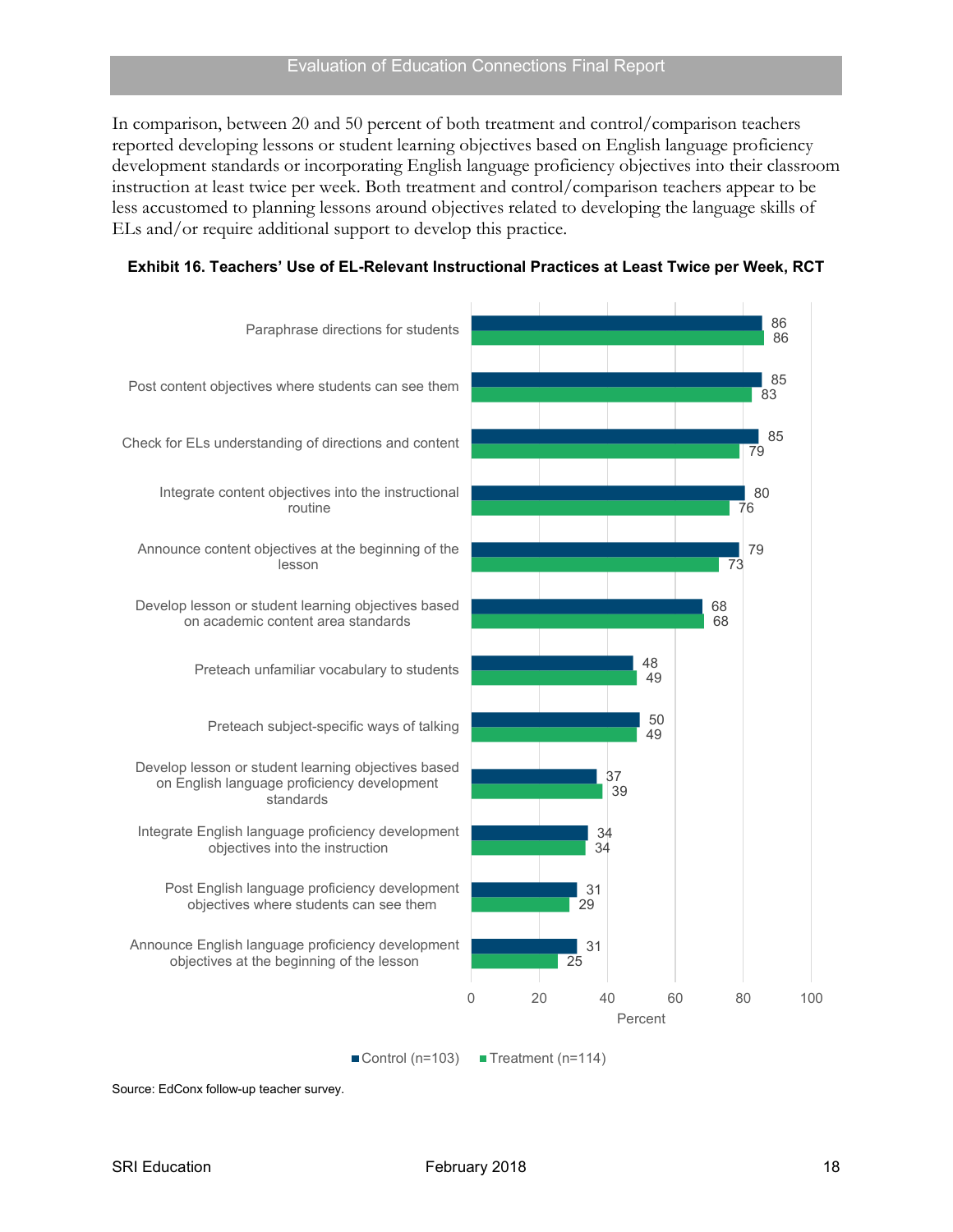In comparison, between 20 and 50 percent of both treatment and control/comparison teachers reported developing lessons or student learning objectives based on English language proficiency development standards or incorporating English language proficiency objectives into their classroom instruction at least twice per week. Both treatment and control/comparison teachers appear to be less accustomed to planning lessons around objectives related to developing the language skills of ELs and/or require additional support to develop this practice.

**Exhibit 16. Teachers' Use of EL-Relevant Instructional Practices at Least Twice per Week, RCT**

| Practice | Control (n=103) | Treatment (n=114) |
|---|---|---|
| Paraphrase directions for students | 86 | 86 |
| Post content objectives where students can see them | 85 | 83 |
| Check for ELs understanding of directions and content | 85 | 79 |
| Integrate content objectives into the instructional routine | 80 | 76 |
| Announce content objectives at the beginning of the lesson | 79 | 73 |
| Develop lesson or student learning objectives based on academic content area standards | 68 | 68 |
| Preteach unfamiliar vocabulary to students | 48 | 49 |
| Preteach subject-specific ways of talking | 50 | 49 |
| Develop lesson or student learning objectives based on English language proficiency development standards | 37 | 39 |
| Integrate English language proficiency development objectives into the instruction | 34 | 34 |
| Post English language proficiency development objectives where students can see them | 31 | 29 |
| Announce English language proficiency development objectives at the beginning of the lesson | 31 | 25 |

Percent

Source: EdConx follow-up teacher survey.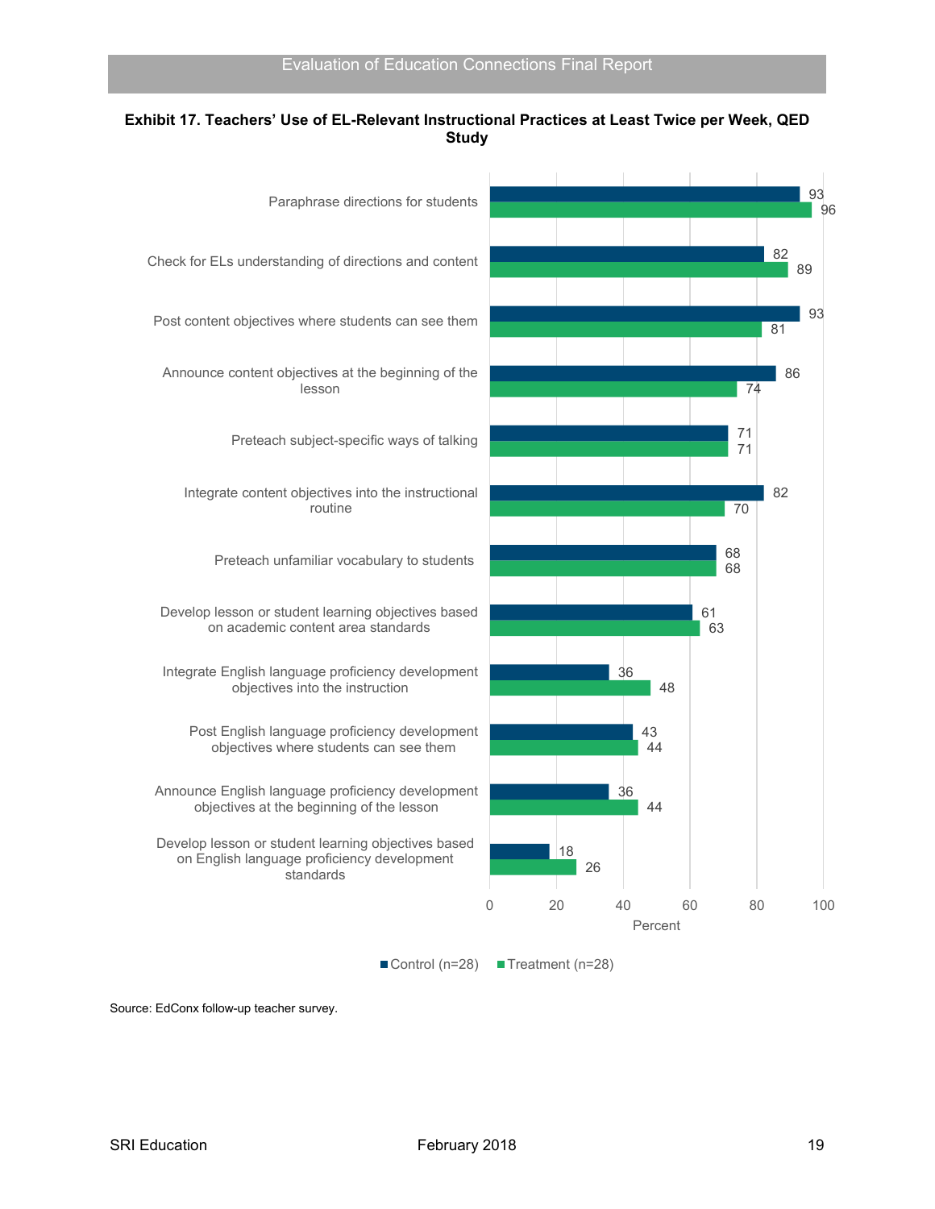**Exhibit 17. Teachers' Use of EL-Relevant Instructional Practices at Least Twice per Week, QED Study**

| Practice | Control (n=28) | Treatment (n=28) |
|---|---|---|
| Paraphrase directions for students | 93 | 96 |
| Check for ELs understanding of directions and content | 82 | 89 |
| Post content objectives where students can see them | 93 | 81 |
| Announce content objectives at the beginning of the lesson | 86 | 74 |
| Preteach subject-specific ways of talking | 71 | 71 |
| Integrate content objectives into the instructional routine | 82 | 70 |
| Preteach unfamiliar vocabulary to students | 68 | 68 |
| Develop lesson or student learning objectives based on academic content area standards | 61 | 63 |
| Integrate English language proficiency development objectives into the instruction | 36 | 48 |
| Post English language proficiency development objectives where students can see them | 43 | 44 |
| Announce English language proficiency development objectives at the beginning of the lesson | 36 | 44 |
| Develop lesson or student learning objectives based on English language proficiency development standards | 18 | 26 |

Percent

Source: EdConx follow-up teacher survey.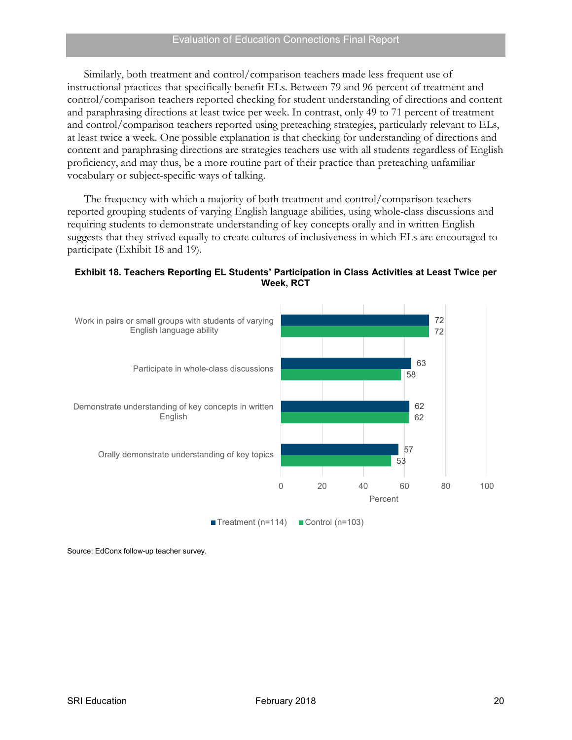Similarly, both treatment and control/comparison teachers made less frequent use of instructional practices that specifically benefit ELs. Between 79 and 96 percent of treatment and control/comparison teachers reported checking for student understanding of directions and content and paraphrasing directions at least twice per week. In contrast, only 49 to 71 percent of treatment and control/comparison teachers reported using preteaching strategies, particularly relevant to ELs, at least twice a week. One possible explanation is that checking for understanding of directions and content and paraphrasing directions are strategies teachers use with all students regardless of English proficiency, and may thus, be a more routine part of their practice than preteaching unfamiliar vocabulary or subject-specific ways of talking.

The frequency with which a majority of both treatment and control/comparison teachers reported grouping students of varying English language abilities, using whole-class discussions and requiring students to demonstrate understanding of key concepts orally and in written English suggests that they strived equally to create cultures of inclusiveness in which ELs are encouraged to participate (Exhibit 18 and 19).

**Exhibit 18. Teachers Reporting EL Students' Participation in Class Activities at Least Twice per Week, RCT**

| Activity | Treatment (n=114) | Control (n=103) |
|---|---|---|
| Work in pairs or small groups with students of varying English language ability | 72 | 72 |
| Participate in whole-class discussions | 63 | 58 |
| Demonstrate understanding of key concepts in written English | 62 | 62 |
| Orally demonstrate understanding of key topics | 57 | 53 |

Percent

Source: EdConx follow-up teacher survey.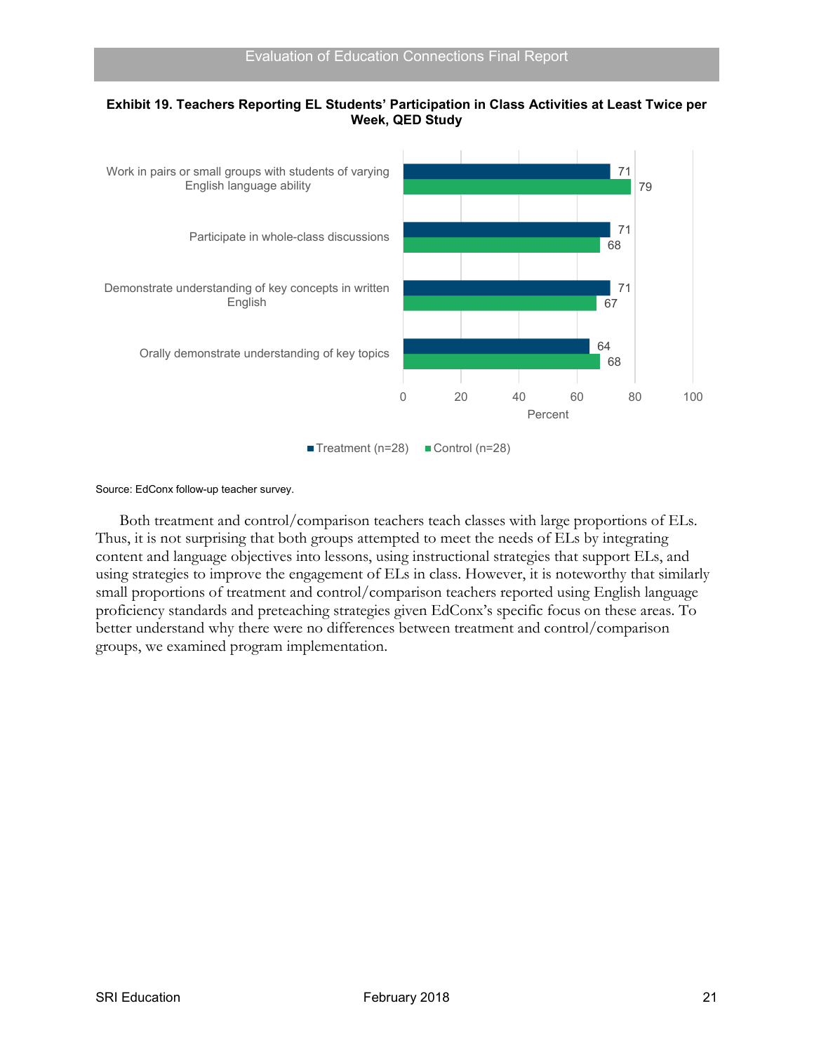**Exhibit 19. Teachers Reporting EL Students' Participation in Class Activities at Least Twice per Week, QED Study**

| Activity | Treatment (n=28) | Control (n=28) |
|---|---|---|
| Work in pairs or small groups with students of varying English language ability | 71 | 79 |
| Participate in whole-class discussions | 71 | 68 |
| Demonstrate understanding of key concepts in written English | 71 | 67 |
| Orally demonstrate understanding of key topics | 64 | 68 |

Source: EdConx follow-up teacher survey.

Both treatment and control/comparison teachers teach classes with large proportions of ELs. Thus, it is not surprising that both groups attempted to meet the needs of ELs by integrating content and language objectives into lessons, using instructional strategies that support ELs, and using strategies to improve the engagement of ELs in class. However, it is noteworthy that similarly small proportions of treatment and control/comparison teachers reported using English language proficiency standards and preteaching strategies given EdConx's specific focus on these areas. To better understand why there were no differences between treatment and control/comparison groups, we examined program implementation.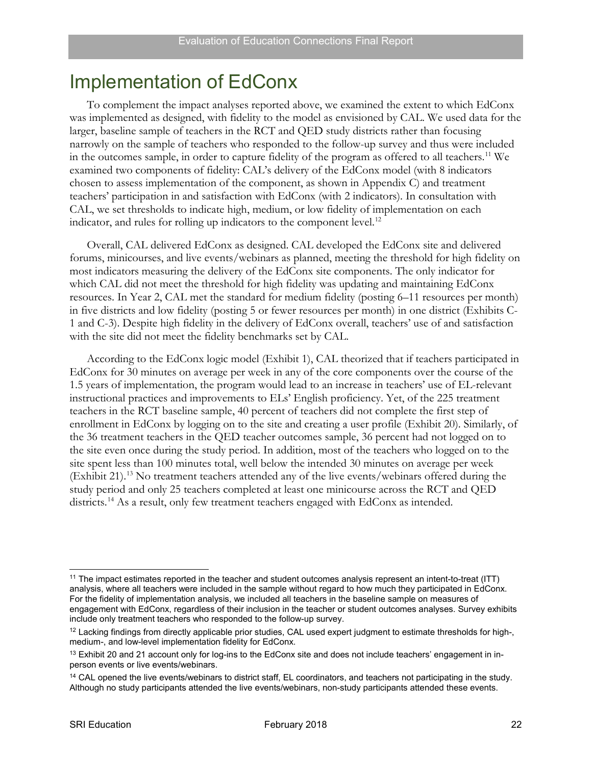# Implementation of EdConx

To complement the impact analyses reported above, we examined the extent to which EdConx was implemented as designed, with fidelity to the model as envisioned by CAL. We used data for the larger, baseline sample of teachers in the RCT and QED study districts rather than focusing narrowly on the sample of teachers who responded to the follow-up survey and thus were included in the outcomes sample, in order to capture fidelity of the program as offered to all teachers.[11] We examined two components of fidelity: CAL's delivery of the EdConx model (with 8 indicators chosen to assess implementation of the component, as shown in Appendix C) and treatment teachers' participation in and satisfaction with EdConx (with 2 indicators). In consultation with CAL, we set thresholds to indicate high, medium, or low fidelity of implementation on each indicator, and rules for rolling up indicators to the component level.[12]

Overall, CAL delivered EdConx as designed. CAL developed the EdConx site and delivered forums, minicourses, and live events/webinars as planned, meeting the threshold for high fidelity on most indicators measuring the delivery of the EdConx site components. The only indicator for which CAL did not meet the threshold for high fidelity was updating and maintaining EdConx resources. In Year 2, CAL met the standard for medium fidelity (posting 6–11 resources per month) in five districts and low fidelity (posting 5 or fewer resources per month) in one district (Exhibits C-1 and C-3). Despite high fidelity in the delivery of EdConx overall, teachers' use of and satisfaction with the site did not meet the fidelity benchmarks set by CAL.

According to the EdConx logic model (Exhibit 1), CAL theorized that if teachers participated in EdConx for 30 minutes on average per week in any of the core components over the course of the 1.5 years of implementation, the program would lead to an increase in teachers' use of EL-relevant instructional practices and improvements to ELs' English proficiency. Yet, of the 225 treatment teachers in the RCT baseline sample, 40 percent of teachers did not complete the first step of enrollment in EdConx by logging on to the site and creating a user profile (Exhibit 20). Similarly, of the 36 treatment teachers in the QED teacher outcomes sample, 36 percent had not logged on to the site even once during the study period. In addition, most of the teachers who logged on to the site spent less than 100 minutes total, well below the intended 30 minutes on average per week (Exhibit 21).[13] No treatment teachers attended any of the live events/webinars offered during the study period and only 25 teachers completed at least one minicourse across the RCT and QED districts.[14] As a result, only few treatment teachers engaged with EdConx as intended.

---

[11] The impact estimates reported in the teacher and student outcomes analysis represent an intent-to-treat (ITT) analysis, where all teachers were included in the sample without regard to how much they participated in EdConx. For the fidelity of implementation analysis, we included all teachers in the baseline sample on measures of engagement with EdConx, regardless of their inclusion in the teacher or student outcomes analyses. Survey exhibits include only treatment teachers who responded to the follow-up survey.

[12] Lacking findings from directly applicable prior studies, CAL used expert judgment to estimate thresholds for high-, medium-, and low-level implementation fidelity for EdConx.

[13] Exhibit 20 and 21 account only for log-ins to the EdConx site and does not include teachers' engagement in in-person events or live events/webinars.

[14] CAL opened the live events/webinars to district staff, EL coordinators, and teachers not participating in the study. Although no study participants attended the live events/webinars, non-study participants attended these events.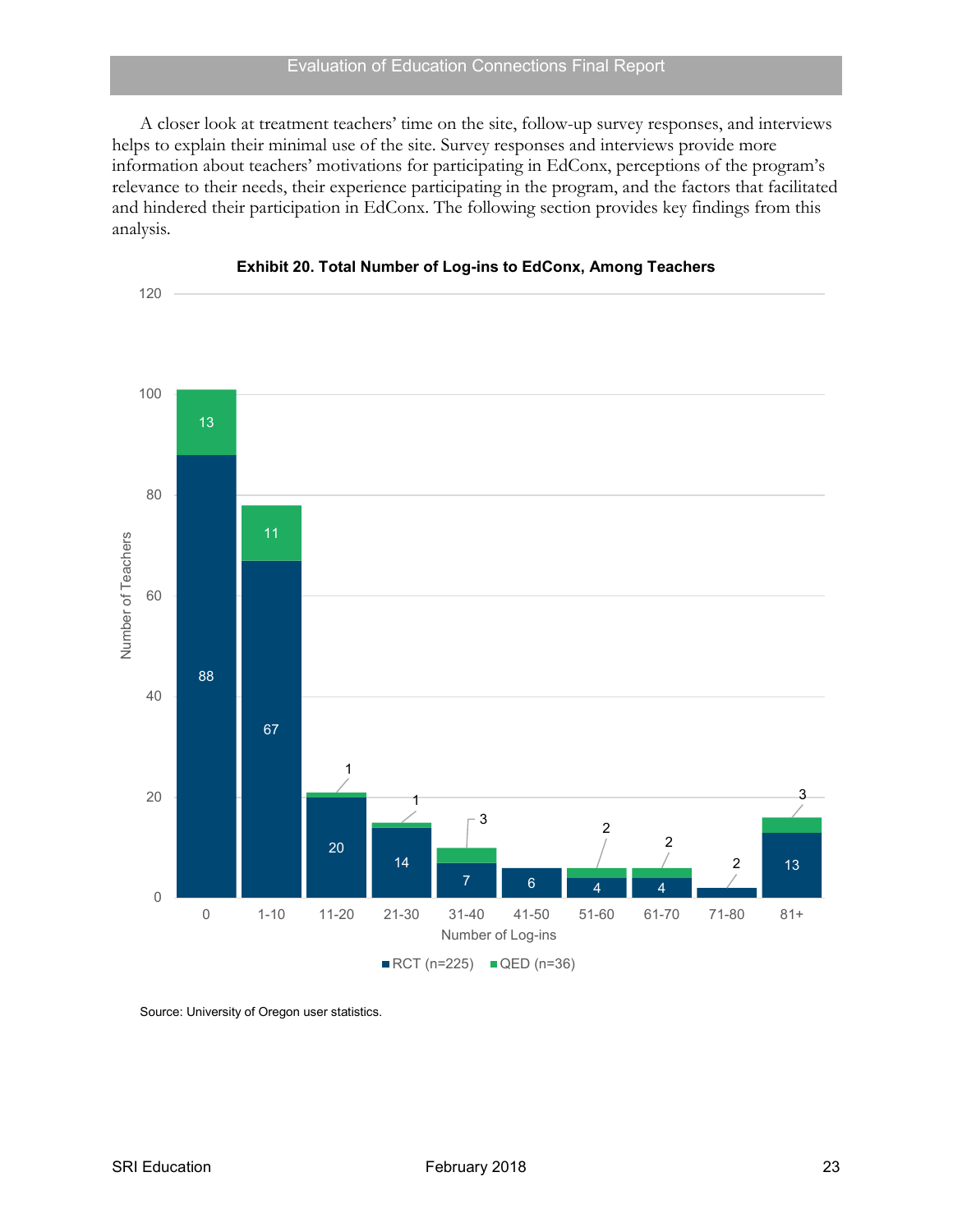A closer look at treatment teachers' time on the site, follow-up survey responses, and interviews helps to explain their minimal use of the site. Survey responses and interviews provide more information about teachers' motivations for participating in EdConx, perceptions of the program's relevance to their needs, their experience participating in the program, and the factors that facilitated and hindered their participation in EdConx. The following section provides key findings from this analysis.

**Exhibit 20. Total Number of Log-ins to EdConx, Among Teachers**

| Number of Log-ins | RCT (n=225) | QED (n=36) |
| --- | --- | --- |
| 0 | 88 | 13 |
| 1-10 | 67 | 11 |
| 11-20 | 20 | 1 |
| 21-30 | 14 | 1 |
| 31-40 | 7 | 3 |
| 41-50 | 6 | |
| 51-60 | 4 | 2 |
| 61-70 | 4 | 2 |
| 71-80 | 2 | |
| 81+ | 13 | 3 |

Source: University of Oregon user statistics.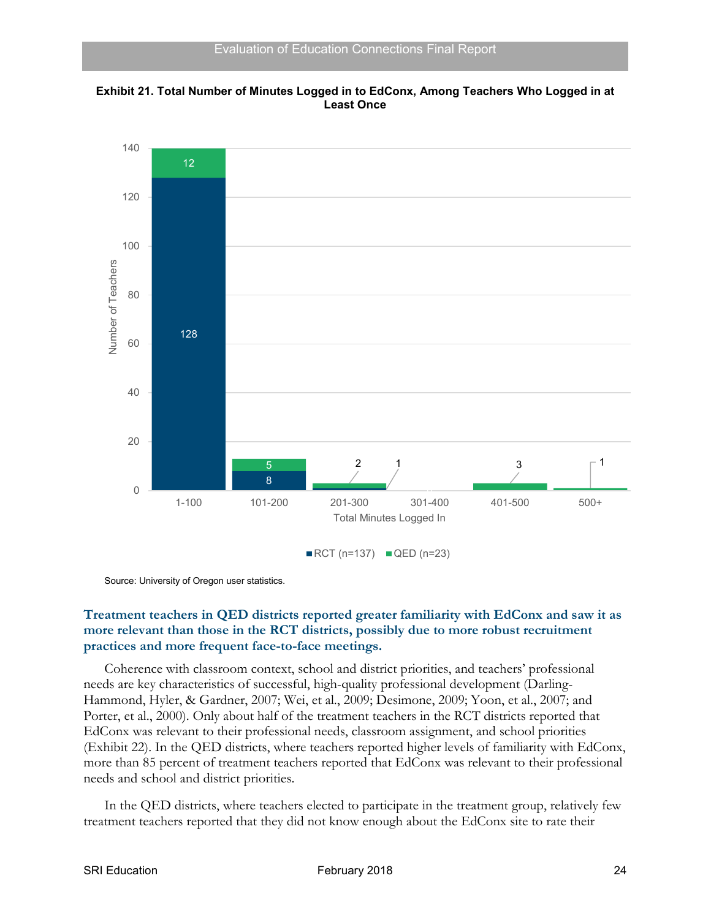**Exhibit 21. Total Number of Minutes Logged in to EdConx, Among Teachers Who Logged in at Least Once**

| Total Minutes Logged In | RCT (n=137) | QED (n=23) |
|---|---|---|
| 1-100 | 128 | 12 |
| 101-200 | 8 | 5 |
| 201-300 | 1 | 2 |
| 301-400 | | |
| 401-500 | | 3 |
| 500+ | | 1 |

Source: University of Oregon user statistics.

### Treatment teachers in QED districts reported greater familiarity with EdConx and saw it as more relevant than those in the RCT districts, possibly due to more robust recruitment practices and more frequent face-to-face meetings.

Coherence with classroom context, school and district priorities, and teachers' professional needs are key characteristics of successful, high-quality professional development (Darling-Hammond, Hyler, & Gardner, 2007; Wei, et al., 2009; Desimone, 2009; Yoon, et al., 2007; and Porter, et al., 2000). Only about half of the treatment teachers in the RCT districts reported that EdConx was relevant to their professional needs, classroom assignment, and school priorities (Exhibit 22). In the QED districts, where teachers reported higher levels of familiarity with EdConx, more than 85 percent of treatment teachers reported that EdConx was relevant to their professional needs and school and district priorities.

In the QED districts, where teachers elected to participate in the treatment group, relatively few treatment teachers reported that they did not know enough about the EdConx site to rate their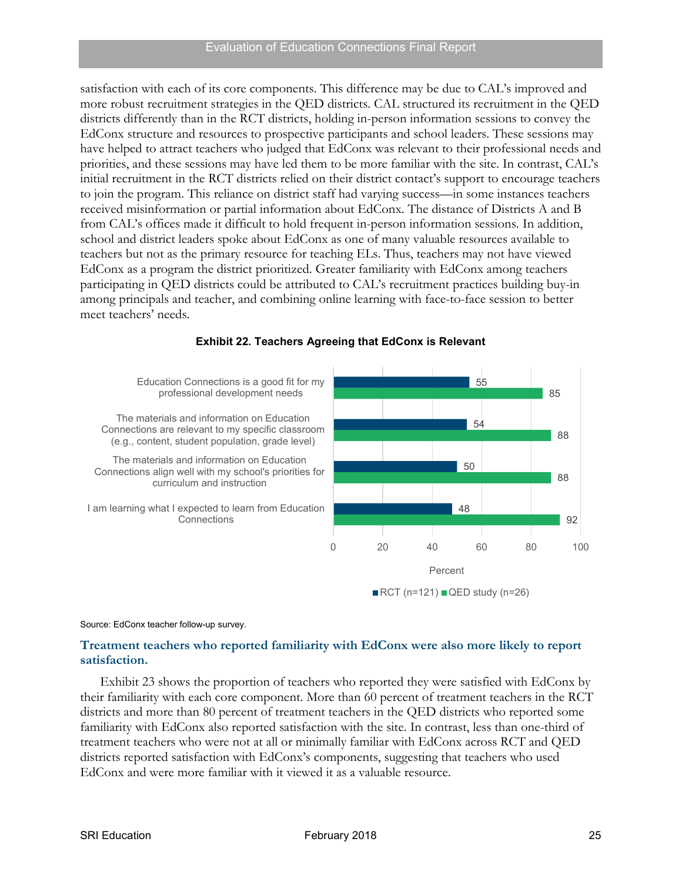satisfaction with each of its core components. This difference may be due to CAL's improved and more robust recruitment strategies in the QED districts. CAL structured its recruitment in the QED districts differently than in the RCT districts, holding in-person information sessions to convey the EdConx structure and resources to prospective participants and school leaders. These sessions may have helped to attract teachers who judged that EdConx was relevant to their professional needs and priorities, and these sessions may have led them to be more familiar with the site. In contrast, CAL's initial recruitment in the RCT districts relied on their district contact's support to encourage teachers to join the program. This reliance on district staff had varying success—in some instances teachers received misinformation or partial information about EdConx. The distance of Districts A and B from CAL's offices made it difficult to hold frequent in-person information sessions. In addition, school and district leaders spoke about EdConx as one of many valuable resources available to teachers but not as the primary resource for teaching ELs. Thus, teachers may not have viewed EdConx as a program the district prioritized. Greater familiarity with EdConx among teachers participating in QED districts could be attributed to CAL's recruitment practices building buy-in among principals and teacher, and combining online learning with face-to-face session to better meet teachers' needs.

**Exhibit 22. Teachers Agreeing that EdConx is Relevant**

| Statement | RCT (n=121) | QED study (n=26) |
|---|---|---|
| Education Connections is a good fit for my professional development needs | 55 | 85 |
| The materials and information on Education Connections are relevant to my specific classroom (e.g., content, student population, grade level) | 54 | 88 |
| The materials and information on Education Connections align well with my school's priorities for curriculum and instruction | 50 | 88 |
| I am learning what I expected to learn from Education Connections | 48 | 92 |

Percent

Source: EdConx teacher follow-up survey.

### Treatment teachers who reported familiarity with EdConx were also more likely to report satisfaction.

Exhibit 23 shows the proportion of teachers who reported they were satisfied with EdConx by their familiarity with each core component. More than 60 percent of treatment teachers in the RCT districts and more than 80 percent of treatment teachers in the QED districts who reported some familiarity with EdConx also reported satisfaction with the site. In contrast, less than one-third of treatment teachers who were not at all or minimally familiar with EdConx across RCT and QED districts reported satisfaction with EdConx's components, suggesting that teachers who used EdConx and were more familiar with it viewed it as a valuable resource.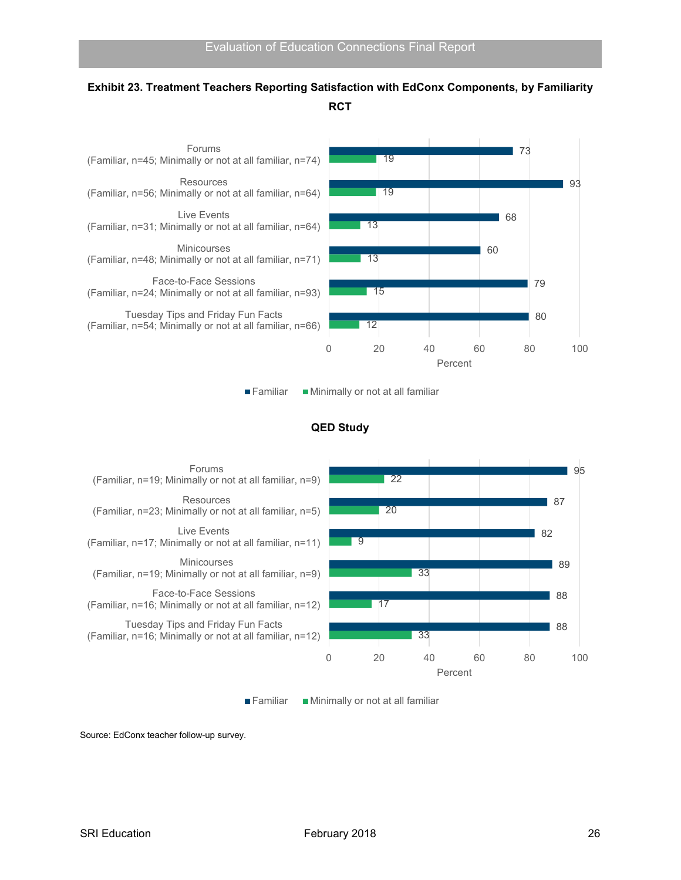**Exhibit 23. Treatment Teachers Reporting Satisfaction with EdConx Components, by Familiarity**

**RCT**

| Component | Familiar (%) | Minimally or not at all familiar (%) |
|---|---|---|
| Forums (Familiar, n=45; Minimally or not at all familiar, n=74) | 73 | 19 |
| Resources (Familiar, n=56; Minimally or not at all familiar, n=64) | 93 | 19 |
| Live Events (Familiar, n=31; Minimally or not at all familiar, n=64) | 68 | 13 |
| Minicourses (Familiar, n=48; Minimally or not at all familiar, n=71) | 60 | 13 |
| Face-to-Face Sessions (Familiar, n=24; Minimally or not at all familiar, n=93) | 79 | 15 |
| Tuesday Tips and Friday Fun Facts (Familiar, n=54; Minimally or not at all familiar, n=66) | 80 | 12 |

**QED Study**

| Component | Familiar (%) | Minimally or not at all familiar (%) |
|---|---|---|
| Forums (Familiar, n=19; Minimally or not at all familiar, n=9) | 95 | 22 |
| Resources (Familiar, n=23; Minimally or not at all familiar, n=5) | 87 | 20 |
| Live Events (Familiar, n=17; Minimally or not at all familiar, n=11) | 82 | 9 |
| Minicourses (Familiar, n=19; Minimally or not at all familiar, n=9) | 89 | 33 |
| Face-to-Face Sessions (Familiar, n=16; Minimally or not at all familiar, n=12) | 88 | 17 |
| Tuesday Tips and Friday Fun Facts (Familiar, n=16; Minimally or not at all familiar, n=12) | 88 | 33 |

Source: EdConx teacher follow-up survey.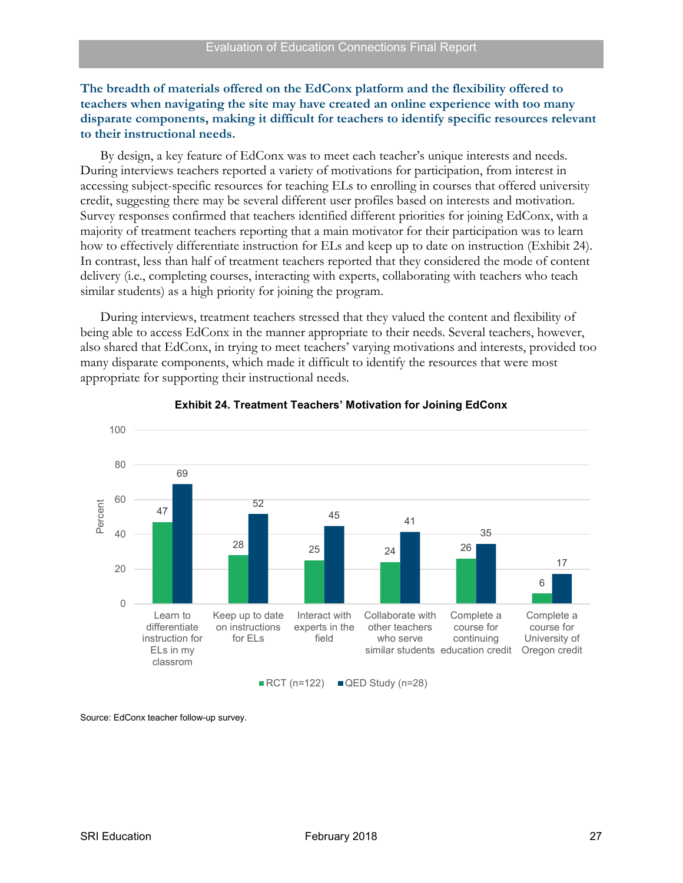**The breadth of materials offered on the EdConx platform and the flexibility offered to teachers when navigating the site may have created an online experience with too many disparate components, making it difficult for teachers to identify specific resources relevant to their instructional needs.**

By design, a key feature of EdConx was to meet each teacher's unique interests and needs. During interviews teachers reported a variety of motivations for participation, from interest in accessing subject-specific resources for teaching ELs to enrolling in courses that offered university credit, suggesting there may be several different user profiles based on interests and motivation. Survey responses confirmed that teachers identified different priorities for joining EdConx, with a majority of treatment teachers reporting that a main motivator for their participation was to learn how to effectively differentiate instruction for ELs and keep up to date on instruction (Exhibit 24). In contrast, less than half of treatment teachers reported that they considered the mode of content delivery (i.e., completing courses, interacting with experts, collaborating with teachers who teach similar students) as a high priority for joining the program.

During interviews, treatment teachers stressed that they valued the content and flexibility of being able to access EdConx in the manner appropriate to their needs. Several teachers, however, also shared that EdConx, in trying to meet teachers' varying motivations and interests, provided too many disparate components, which made it difficult to identify the resources that were most appropriate for supporting their instructional needs.

**Exhibit 24. Treatment Teachers' Motivation for Joining EdConx**

| Motivation (Percent) | RCT (n=122) | QED Study (n=28) |
|---|---|---|
| Learn to differentiate instruction for ELs in my classrom | 47 | 69 |
| Keep up to date on instructions for ELs | 28 | 52 |
| Interact with experts in the field | 25 | 45 |
| Collaborate with other teachers who serve similar students | 24 | 41 |
| Complete a course for continuing education credit | 26 | 35 |
| Complete a course for University of Oregon credit | 6 | 17 |

Source: EdConx teacher follow-up survey.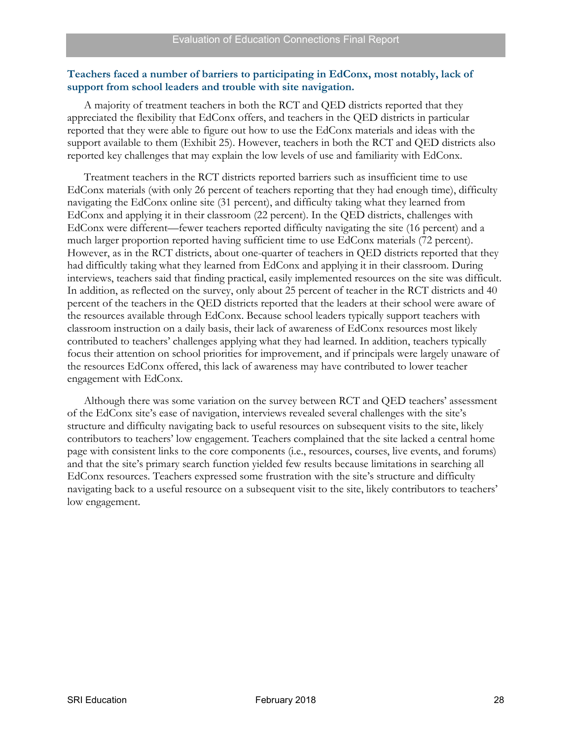**Teachers faced a number of barriers to participating in EdConx, most notably, lack of support from school leaders and trouble with site navigation.**

A majority of treatment teachers in both the RCT and QED districts reported that they appreciated the flexibility that EdConx offers, and teachers in the QED districts in particular reported that they were able to figure out how to use the EdConx materials and ideas with the support available to them (Exhibit 25). However, teachers in both the RCT and QED districts also reported key challenges that may explain the low levels of use and familiarity with EdConx.

Treatment teachers in the RCT districts reported barriers such as insufficient time to use EdConx materials (with only 26 percent of teachers reporting that they had enough time), difficulty navigating the EdConx online site (31 percent), and difficulty taking what they learned from EdConx and applying it in their classroom (22 percent). In the QED districts, challenges with EdConx were different—fewer teachers reported difficulty navigating the site (16 percent) and a much larger proportion reported having sufficient time to use EdConx materials (72 percent). However, as in the RCT districts, about one-quarter of teachers in QED districts reported that they had difficultly taking what they learned from EdConx and applying it in their classroom. During interviews, teachers said that finding practical, easily implemented resources on the site was difficult. In addition, as reflected on the survey, only about 25 percent of teacher in the RCT districts and 40 percent of the teachers in the QED districts reported that the leaders at their school were aware of the resources available through EdConx. Because school leaders typically support teachers with classroom instruction on a daily basis, their lack of awareness of EdConx resources most likely contributed to teachers' challenges applying what they had learned. In addition, teachers typically focus their attention on school priorities for improvement, and if principals were largely unaware of the resources EdConx offered, this lack of awareness may have contributed to lower teacher engagement with EdConx.

Although there was some variation on the survey between RCT and QED teachers' assessment of the EdConx site's ease of navigation, interviews revealed several challenges with the site's structure and difficulty navigating back to useful resources on subsequent visits to the site, likely contributors to teachers' low engagement. Teachers complained that the site lacked a central home page with consistent links to the core components (i.e., resources, courses, live events, and forums) and that the site's primary search function yielded few results because limitations in searching all EdConx resources. Teachers expressed some frustration with the site's structure and difficulty navigating back to a useful resource on a subsequent visit to the site, likely contributors to teachers' low engagement.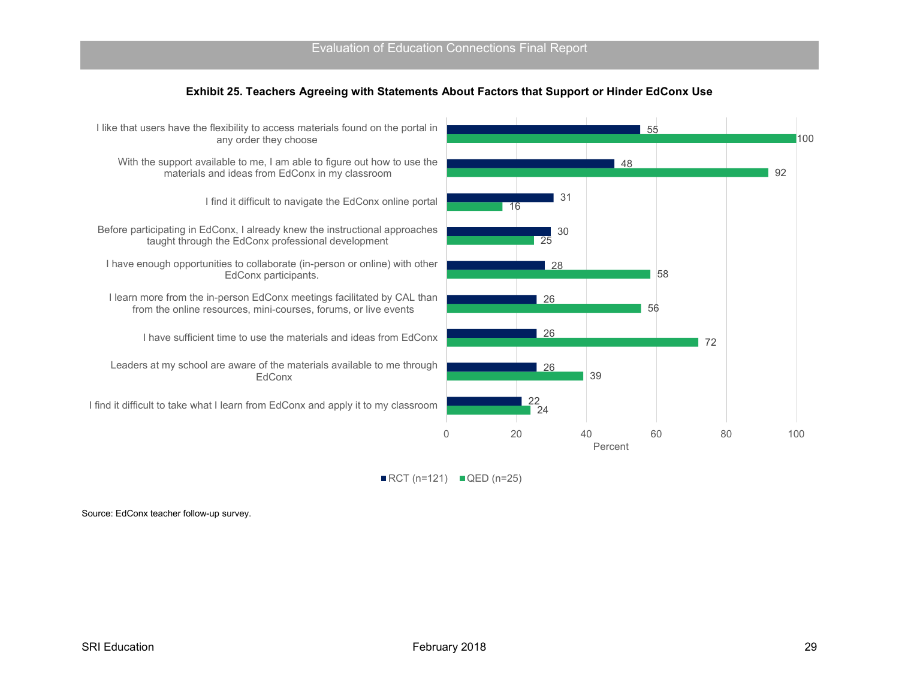**Exhibit 25. Teachers Agreeing with Statements About Factors that Support or Hinder EdConx Use**

| Statement | RCT (n=121) | QED (n=25) |
| --- | --- | --- |
| I like that users have the flexibility to access materials found on the portal in any order they choose | 55 | 100 |
| With the support available to me, I am able to figure out how to use the materials and ideas from EdConx in my classroom | 48 | 92 |
| I find it difficult to navigate the EdConx online portal | 31 | 16 |
| Before participating in EdConx, I already knew the instructional approaches taught through the EdConx professional development | 30 | 25 |
| I have enough opportunities to collaborate (in-person or online) with other EdConx participants. | 28 | 58 |
| I learn more from the in-person EdConx meetings facilitated by CAL than from the online resources, mini-courses, forums, or live events | 26 | 56 |
| I have sufficient time to use the materials and ideas from EdConx | 26 | 72 |
| Leaders at my school are aware of the materials available to me through EdConx | 26 | 39 |
| I find it difficult to take what I learn from EdConx and apply it to my classroom | 22 | 24 |

Percent

Source: EdConx teacher follow-up survey.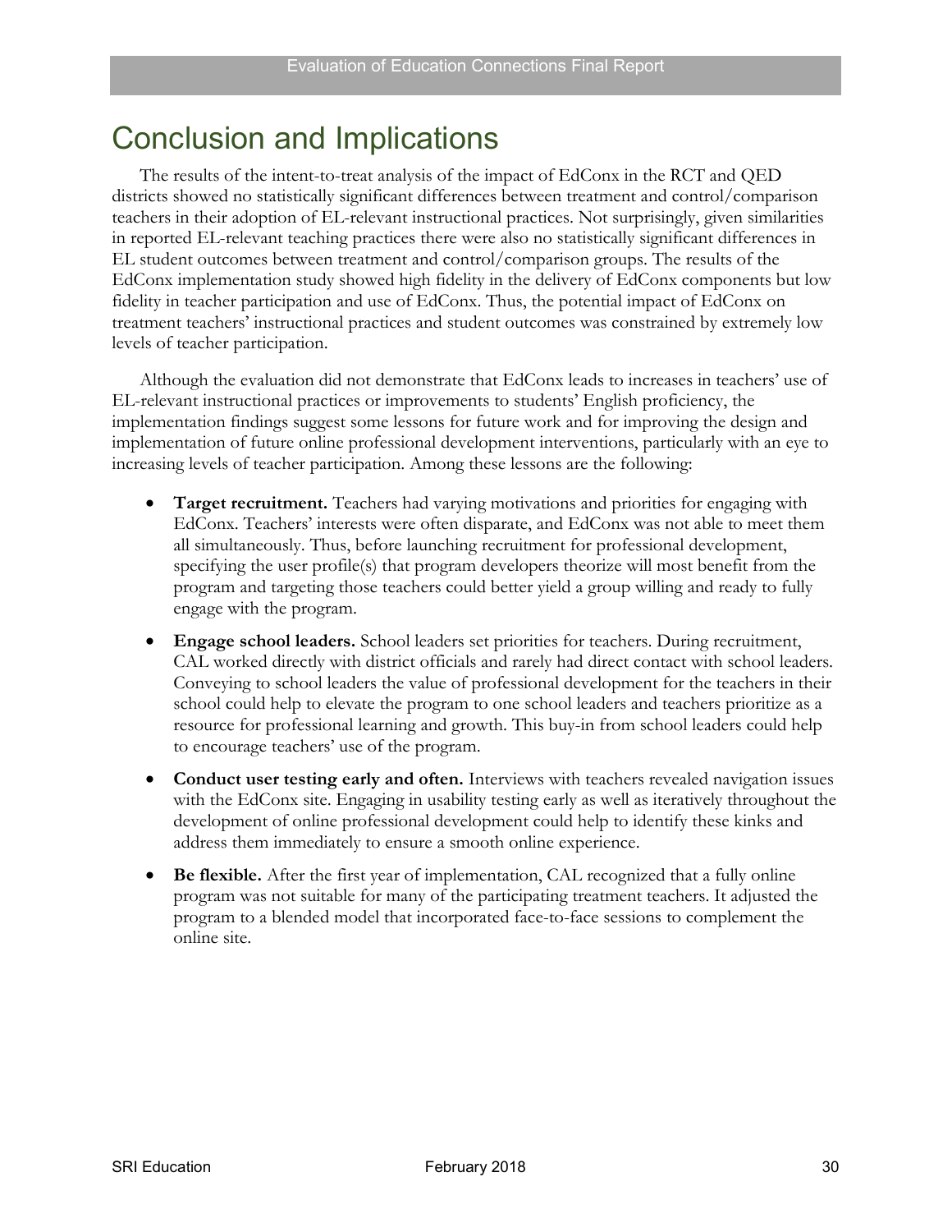# Conclusion and Implications

The results of the intent-to-treat analysis of the impact of EdConx in the RCT and QED districts showed no statistically significant differences between treatment and control/comparison teachers in their adoption of EL-relevant instructional practices. Not surprisingly, given similarities in reported EL-relevant teaching practices there were also no statistically significant differences in EL student outcomes between treatment and control/comparison groups. The results of the EdConx implementation study showed high fidelity in the delivery of EdConx components but low fidelity in teacher participation and use of EdConx. Thus, the potential impact of EdConx on treatment teachers' instructional practices and student outcomes was constrained by extremely low levels of teacher participation.

Although the evaluation did not demonstrate that EdConx leads to increases in teachers' use of EL-relevant instructional practices or improvements to students' English proficiency, the implementation findings suggest some lessons for future work and for improving the design and implementation of future online professional development interventions, particularly with an eye to increasing levels of teacher participation. Among these lessons are the following:

- **Target recruitment.** Teachers had varying motivations and priorities for engaging with EdConx. Teachers' interests were often disparate, and EdConx was not able to meet them all simultaneously. Thus, before launching recruitment for professional development, specifying the user profile(s) that program developers theorize will most benefit from the program and targeting those teachers could better yield a group willing and ready to fully engage with the program.
- **Engage school leaders.** School leaders set priorities for teachers. During recruitment, CAL worked directly with district officials and rarely had direct contact with school leaders. Conveying to school leaders the value of professional development for the teachers in their school could help to elevate the program to one school leaders and teachers prioritize as a resource for professional learning and growth. This buy-in from school leaders could help to encourage teachers' use of the program.
- **Conduct user testing early and often.** Interviews with teachers revealed navigation issues with the EdConx site. Engaging in usability testing early as well as iteratively throughout the development of online professional development could help to identify these kinks and address them immediately to ensure a smooth online experience.
- **Be flexible.** After the first year of implementation, CAL recognized that a fully online program was not suitable for many of the participating treatment teachers. It adjusted the program to a blended model that incorporated face-to-face sessions to complement the online site.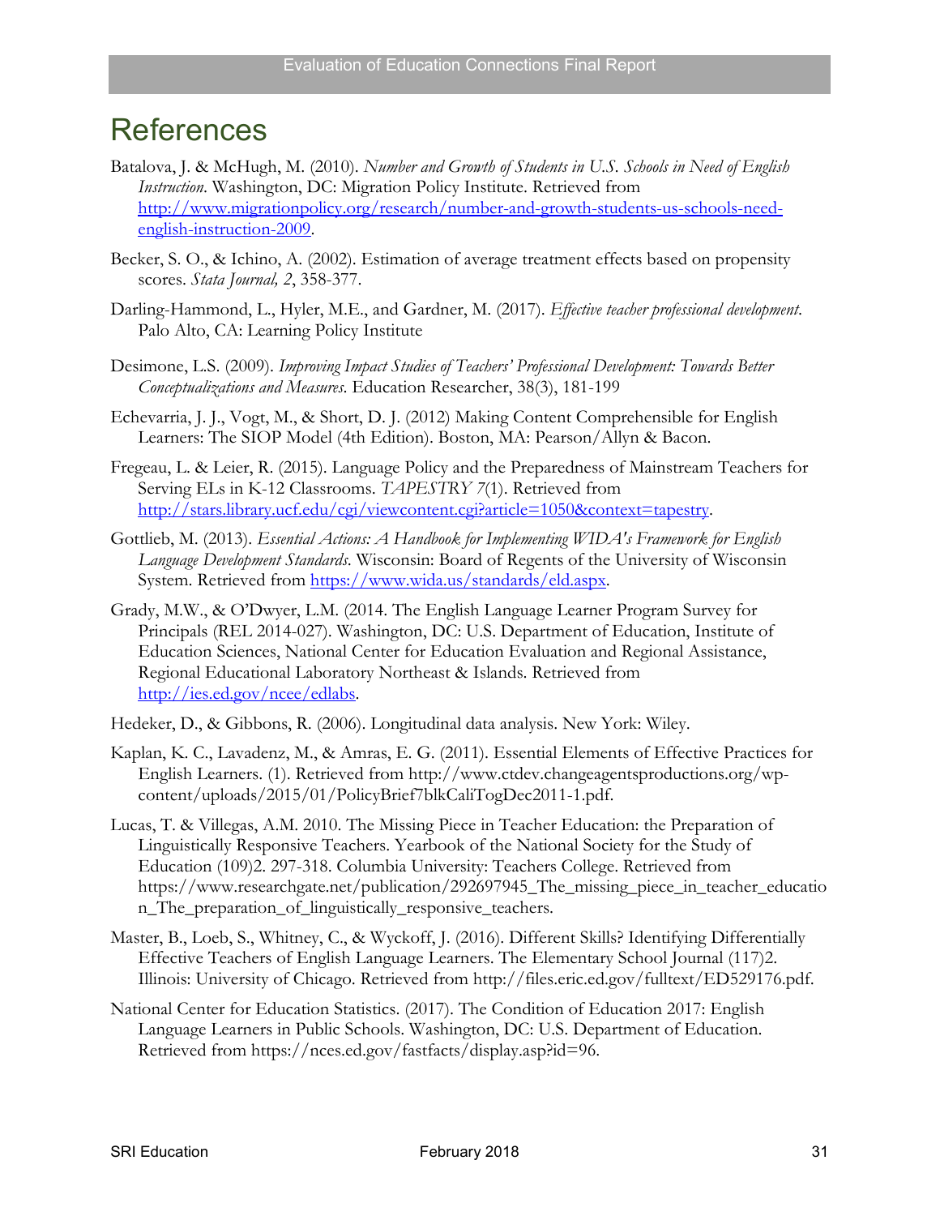# References

Batalova, J. & McHugh, M. (2010). *Number and Growth of Students in U.S. Schools in Need of English Instruction*. Washington, DC: Migration Policy Institute. Retrieved from [http://www.migrationpolicy.org/research/number-and-growth-students-us-schools-need-english-instruction-2009](http://www.migrationpolicy.org/research/number-and-growth-students-us-schools-need-english-instruction-2009).

Becker, S. O., & Ichino, A. (2002). Estimation of average treatment effects based on propensity scores. *Stata Journal, 2*, 358-377.

Darling-Hammond, L., Hyler, M.E., and Gardner, M. (2017). *Effective teacher professional development*. Palo Alto, CA: Learning Policy Institute

Desimone, L.S. (2009). *Improving Impact Studies of Teachers' Professional Development: Towards Better Conceptualizations and Measures.* Education Researcher, 38(3), 181-199

Echevarria, J. J., Vogt, M., & Short, D. J. (2012) Making Content Comprehensible for English Learners: The SIOP Model (4th Edition). Boston, MA: Pearson/Allyn & Bacon.

Fregeau, L. & Leier, R. (2015). Language Policy and the Preparedness of Mainstream Teachers for Serving ELs in K-12 Classrooms. *TAPESTRY 7*(1). Retrieved from [http://stars.library.ucf.edu/cgi/viewcontent.cgi?article=1050&context=tapestry](http://stars.library.ucf.edu/cgi/viewcontent.cgi?article=1050&context=tapestry).

Gottlieb, M. (2013). *Essential Actions: A Handbook for Implementing WIDA's Framework for English Language Development Standards*. Wisconsin: Board of Regents of the University of Wisconsin System. Retrieved from [https://www.wida.us/standards/eld.aspx](https://www.wida.us/standards/eld.aspx).

Grady, M.W., & O'Dwyer, L.M. (2014. The English Language Learner Program Survey for Principals (REL 2014-027). Washington, DC: U.S. Department of Education, Institute of Education Sciences, National Center for Education Evaluation and Regional Assistance, Regional Educational Laboratory Northeast & Islands. Retrieved from [http://ies.ed.gov/ncee/edlabs](http://ies.ed.gov/ncee/edlabs).

Hedeker, D., & Gibbons, R. (2006). Longitudinal data analysis. New York: Wiley.

Kaplan, K. C., Lavadenz, M., & Amras, E. G. (2011). Essential Elements of Effective Practices for English Learners. (1). Retrieved from http://www.ctdev.changeagentsproductions.org/wp-content/uploads/2015/01/PolicyBrief7blkCaliTogDec2011-1.pdf.

Lucas, T. & Villegas, A.M. 2010. The Missing Piece in Teacher Education: the Preparation of Linguistically Responsive Teachers. Yearbook of the National Society for the Study of Education (109)2. 297-318. Columbia University: Teachers College. Retrieved from https://www.researchgate.net/publication/292697945_The_missing_piece_in_teacher_education_The_preparation_of_linguistically_responsive_teachers.

Master, B., Loeb, S., Whitney, C., & Wyckoff, J. (2016). Different Skills? Identifying Differentially Effective Teachers of English Language Learners. The Elementary School Journal (117)2. Illinois: University of Chicago. Retrieved from http://files.eric.ed.gov/fulltext/ED529176.pdf.

National Center for Education Statistics. (2017). The Condition of Education 2017: English Language Learners in Public Schools. Washington, DC: U.S. Department of Education. Retrieved from https://nces.ed.gov/fastfacts/display.asp?id=96.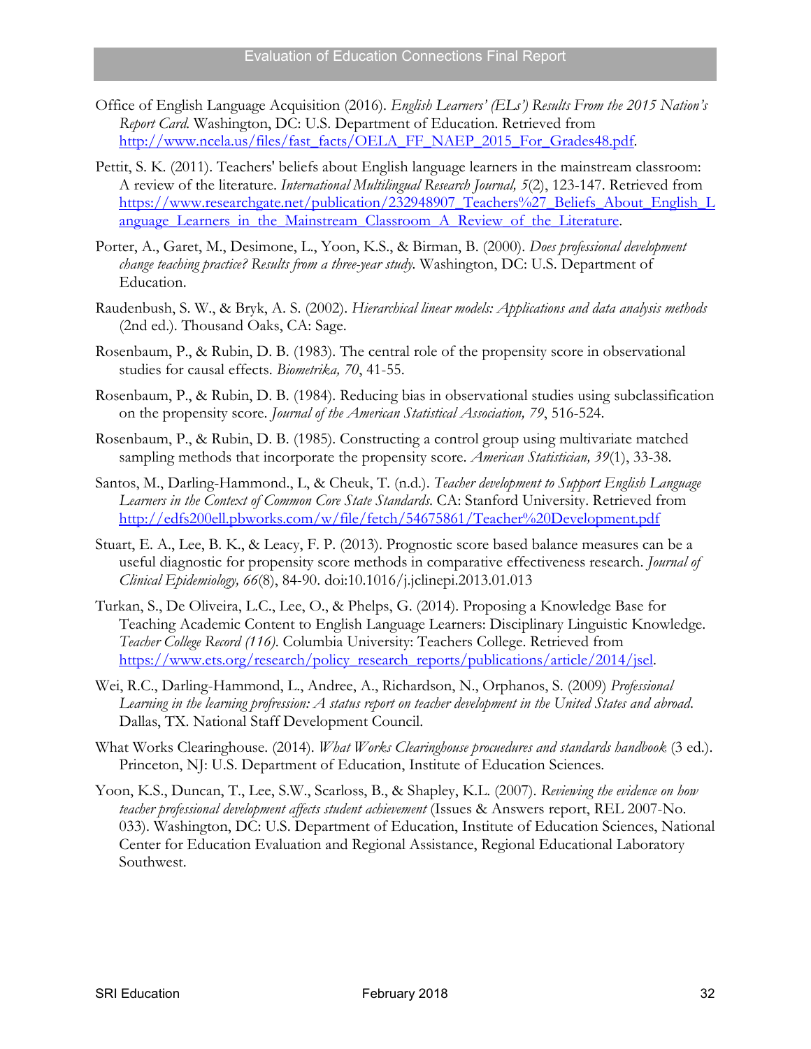Office of English Language Acquisition (2016). *English Learners' (ELs') Results From the 2015 Nation's Report Card*. Washington, DC: U.S. Department of Education. Retrieved from http://www.ncela.us/files/fast_facts/OELA_FF_NAEP_2015_For_Grades48.pdf.

Pettit, S. K. (2011). Teachers' beliefs about English language learners in the mainstream classroom: A review of the literature. *International Multilingual Research Journal, 5*(2), 123-147. Retrieved from https://www.researchgate.net/publication/232948907_Teachers%27_Beliefs_About_English_Language_Learners_in_the_Mainstream_Classroom_A_Review_of_the_Literature.

Porter, A., Garet, M., Desimone, L., Yoon, K.S., & Birman, B. (2000). *Does professional development change teaching practice? Results from a three-year study.* Washington, DC: U.S. Department of Education.

Raudenbush, S. W., & Bryk, A. S. (2002). *Hierarchical linear models: Applications and data analysis methods* (2nd ed.). Thousand Oaks, CA: Sage.

Rosenbaum, P., & Rubin, D. B. (1983). The central role of the propensity score in observational studies for causal effects. *Biometrika, 70*, 41-55.

Rosenbaum, P., & Rubin, D. B. (1984). Reducing bias in observational studies using subclassification on the propensity score. *Journal of the American Statistical Association, 79*, 516-524.

Rosenbaum, P., & Rubin, D. B. (1985). Constructing a control group using multivariate matched sampling methods that incorporate the propensity score. *American Statistician, 39*(1), 33-38.

Santos, M., Darling-Hammond., L, & Cheuk, T. (n.d.). *Teacher development to Support English Language Learners in the Context of Common Core State Standards.* CA: Stanford University. Retrieved from http://edfs200ell.pbworks.com/w/file/fetch/54675861/Teacher%20Development.pdf

Stuart, E. A., Lee, B. K., & Leacy, F. P. (2013). Prognostic score based balance measures can be a useful diagnostic for propensity score methods in comparative effectiveness research. *Journal of Clinical Epidemiology, 66*(8), 84-90. doi:10.1016/j.jclinepi.2013.01.013

Turkan, S., De Oliveira, L.C., Lee, O., & Phelps, G. (2014). Proposing a Knowledge Base for Teaching Academic Content to English Language Learners: Disciplinary Linguistic Knowledge. *Teacher College Record (116).* Columbia University: Teachers College. Retrieved from https://www.ets.org/research/policy_research_reports/publications/article/2014/jsel.

Wei, R.C., Darling-Hammond, L., Andree, A., Richardson, N., Orphanos, S. (2009) *Professional Learning in the learning profression: A status report on teacher development in the United States and abroad.* Dallas, TX. National Staff Development Council.

What Works Clearinghouse. (2014). *What Works Clearinghouse procuedures and standards handbook* (3 ed.). Princeton, NJ: U.S. Department of Education, Institute of Education Sciences.

Yoon, K.S., Duncan, T., Lee, S.W., Scarloss, B., & Shapley, K.L. (2007). *Reviewing the evidence on how teacher professional development affects student achievement* (Issues & Answers report, REL 2007-No. 033). Washington, DC: U.S. Department of Education, Institute of Education Sciences, National Center for Education Evaluation and Regional Assistance, Regional Educational Laboratory Southwest.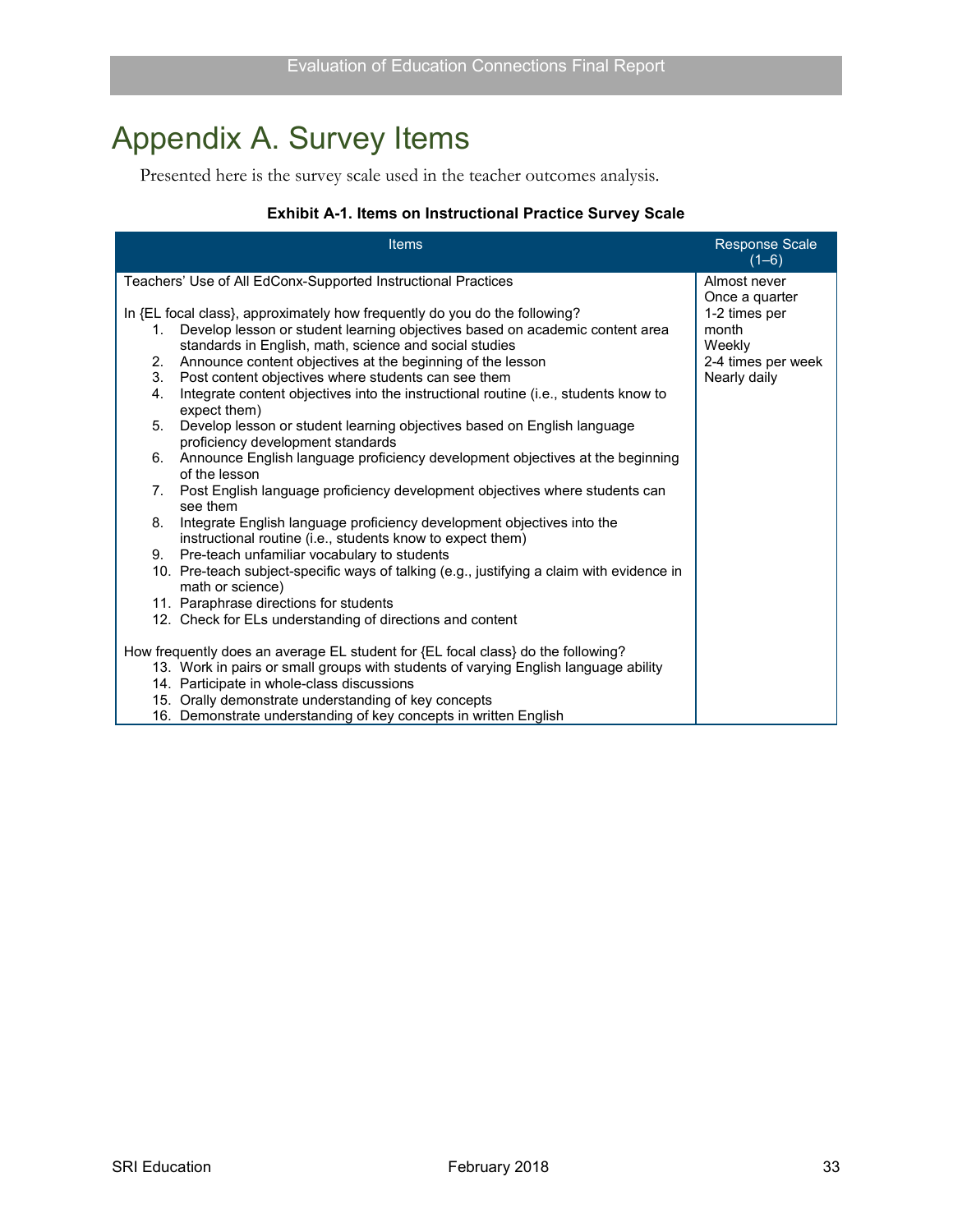# Appendix A. Survey Items

Presented here is the survey scale used in the teacher outcomes analysis.

**Exhibit A-1. Items on Instructional Practice Survey Scale**

| Items | Response Scale (1–6) |
|---|---|
| Teachers' Use of All EdConx-Supported Instructional Practices<br><br>In {EL focal class}, approximately how frequently do you do the following?<br>1. Develop lesson or student learning objectives based on academic content area standards in English, math, science and social studies<br>2. Announce content objectives at the beginning of the lesson<br>3. Post content objectives where students can see them<br>4. Integrate content objectives into the instructional routine (i.e., students know to expect them)<br>5. Develop lesson or student learning objectives based on English language proficiency development standards<br>6. Announce English language proficiency development objectives at the beginning of the lesson<br>7. Post English language proficiency development objectives where students can see them<br>8. Integrate English language proficiency development objectives into the instructional routine (i.e., students know to expect them)<br>9. Pre-teach unfamiliar vocabulary to students<br>10. Pre-teach subject-specific ways of talking (e.g., justifying a claim with evidence in math or science)<br>11. Paraphrase directions for students<br>12. Check for ELs understanding of directions and content<br><br>How frequently does an average EL student for {EL focal class} do the following?<br>13. Work in pairs or small groups with students of varying English language ability<br>14. Participate in whole-class discussions<br>15. Orally demonstrate understanding of key concepts<br>16. Demonstrate understanding of key concepts in written English | Almost never<br>Once a quarter<br>1-2 times per month<br>Weekly<br>2-4 times per week<br>Nearly daily |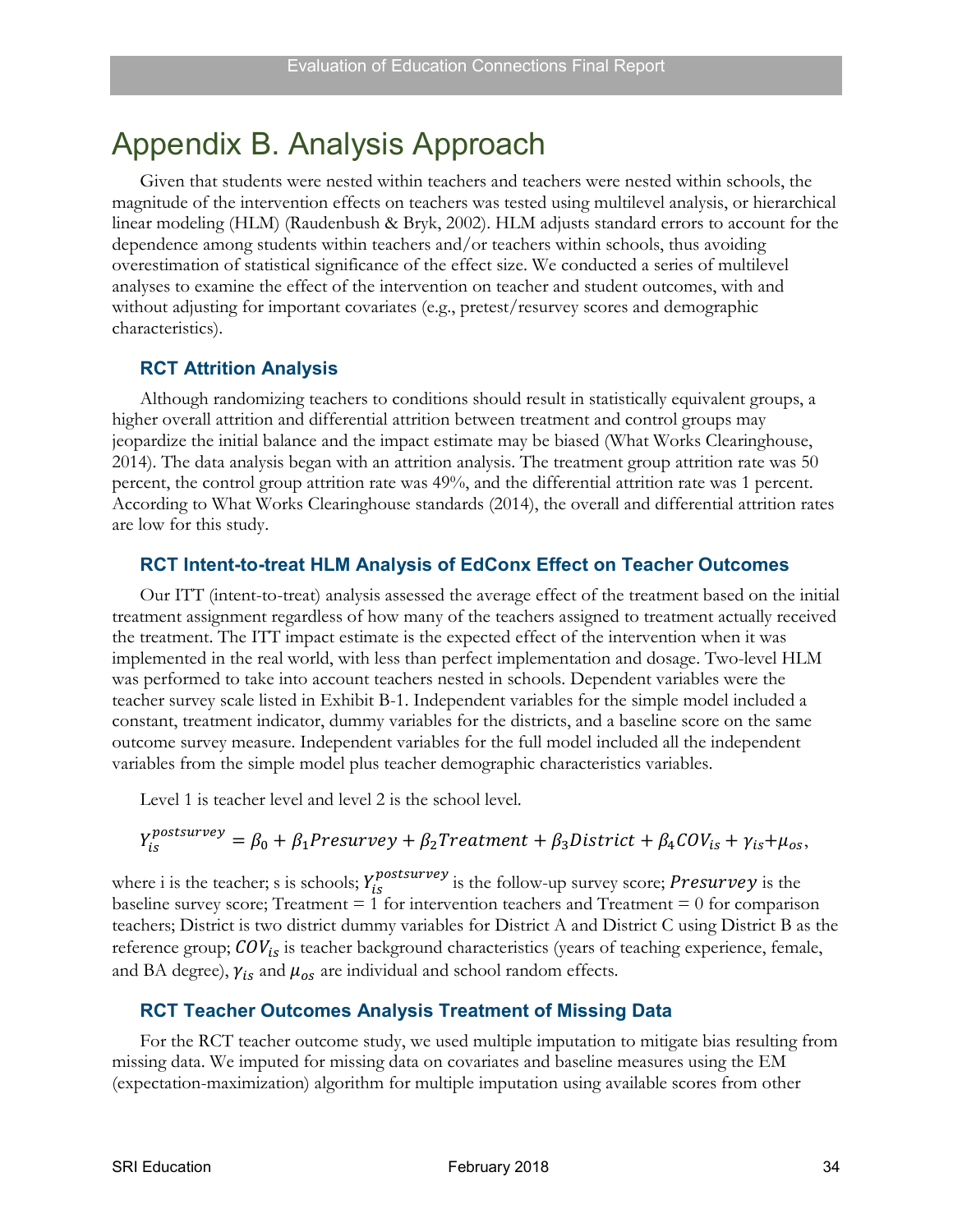# Appendix B. Analysis Approach

Given that students were nested within teachers and teachers were nested within schools, the magnitude of the intervention effects on teachers was tested using multilevel analysis, or hierarchical linear modeling (HLM) (Raudenbush & Bryk, 2002). HLM adjusts standard errors to account for the dependence among students within teachers and/or teachers within schools, thus avoiding overestimation of statistical significance of the effect size. We conducted a series of multilevel analyses to examine the effect of the intervention on teacher and student outcomes, with and without adjusting for important covariates (e.g., pretest/resurvey scores and demographic characteristics).

### RCT Attrition Analysis

Although randomizing teachers to conditions should result in statistically equivalent groups, a higher overall attrition and differential attrition between treatment and control groups may jeopardize the initial balance and the impact estimate may be biased (What Works Clearinghouse, 2014). The data analysis began with an attrition analysis. The treatment group attrition rate was 50 percent, the control group attrition rate was 49%, and the differential attrition rate was 1 percent. According to What Works Clearinghouse standards (2014), the overall and differential attrition rates are low for this study.

### RCT Intent-to-treat HLM Analysis of EdConx Effect on Teacher Outcomes

Our ITT (intent-to-treat) analysis assessed the average effect of the treatment based on the initial treatment assignment regardless of how many of the teachers assigned to treatment actually received the treatment. The ITT impact estimate is the expected effect of the intervention when it was implemented in the real world, with less than perfect implementation and dosage. Two-level HLM was performed to take into account teachers nested in schools. Dependent variables were the teacher survey scale listed in Exhibit B-1. Independent variables for the simple model included a constant, treatment indicator, dummy variables for the districts, and a baseline score on the same outcome survey measure. Independent variables for the full model included all the independent variables from the simple model plus teacher demographic characteristics variables.

Level 1 is teacher level and level 2 is the school level.

$$Y_{is}^{postsurvey} = \beta_0 + \beta_1 Presurvey + \beta_2 Treatment + \beta_3 District + \beta_4 COV_{is} + \gamma_{is} + \mu_{os},$$

where i is the teacher; s is schools; $Y_{is}^{postsurvey}$ is the follow-up survey score; $Presurvey$ is the baseline survey score; Treatment = 1 for intervention teachers and Treatment = 0 for comparison teachers; District is two district dummy variables for District A and District C using District B as the reference group; $COV_{is}$ is teacher background characteristics (years of teaching experience, female, and BA degree), $\gamma_{is}$ and $\mu_{os}$ are individual and school random effects.

### RCT Teacher Outcomes Analysis Treatment of Missing Data

For the RCT teacher outcome study, we used multiple imputation to mitigate bias resulting from missing data. We imputed for missing data on covariates and baseline measures using the EM (expectation-maximization) algorithm for multiple imputation using available scores from other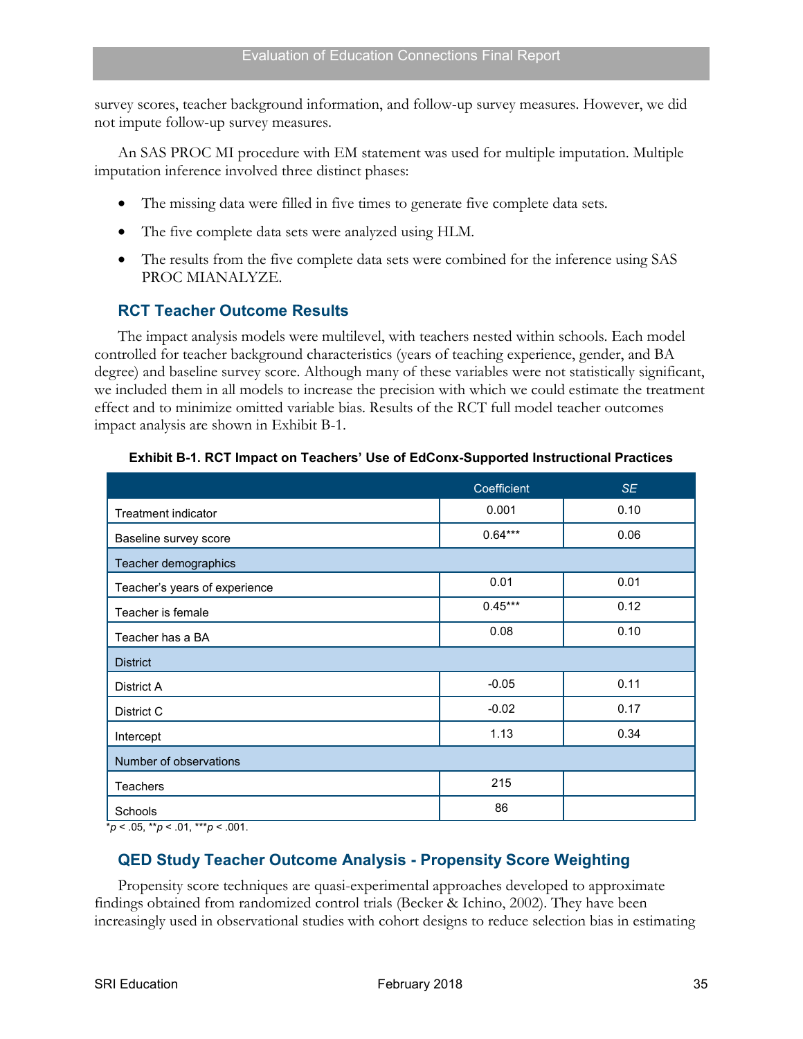survey scores, teacher background information, and follow-up survey measures. However, we did not impute follow-up survey measures.

An SAS PROC MI procedure with EM statement was used for multiple imputation. Multiple imputation inference involved three distinct phases:

- The missing data were filled in five times to generate five complete data sets.
- The five complete data sets were analyzed using HLM.
- The results from the five complete data sets were combined for the inference using SAS PROC MIANALYZE.

## RCT Teacher Outcome Results

The impact analysis models were multilevel, with teachers nested within schools. Each model controlled for teacher background characteristics (years of teaching experience, gender, and BA degree) and baseline survey score. Although many of these variables were not statistically significant, we included them in all models to increase the precision with which we could estimate the treatment effect and to minimize omitted variable bias. Results of the RCT full model teacher outcomes impact analysis are shown in Exhibit B-1.

**Exhibit B-1. RCT Impact on Teachers' Use of EdConx-Supported Instructional Practices**

| | Coefficient | *SE* |
|---|---|---|
| Treatment indicator | 0.001 | 0.10 |
| Baseline survey score | 0.64*** | 0.06 |
| Teacher demographics | | |
| Teacher's years of experience | 0.01 | 0.01 |
| Teacher is female | 0.45*** | 0.12 |
| Teacher has a BA | 0.08 | 0.10 |
| District | | |
| District A | -0.05 | 0.11 |
| District C | -0.02 | 0.17 |
| Intercept | 1.13 | 0.34 |
| Number of observations | | |
| Teachers | 215 | |
| Schools | 86 | |

*$p < .05$, **$p < .01$, ***$p < .001$.

## QED Study Teacher Outcome Analysis - Propensity Score Weighting

Propensity score techniques are quasi-experimental approaches developed to approximate findings obtained from randomized control trials (Becker & Ichino, 2002). They have been increasingly used in observational studies with cohort designs to reduce selection bias in estimating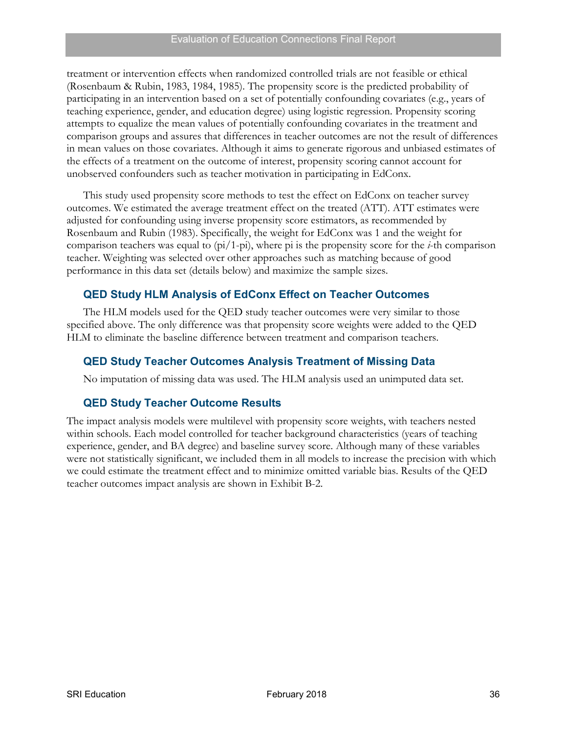treatment or intervention effects when randomized controlled trials are not feasible or ethical (Rosenbaum & Rubin, 1983, 1984, 1985). The propensity score is the predicted probability of participating in an intervention based on a set of potentially confounding covariates (e.g., years of teaching experience, gender, and education degree) using logistic regression. Propensity scoring attempts to equalize the mean values of potentially confounding covariates in the treatment and comparison groups and assures that differences in teacher outcomes are not the result of differences in mean values on those covariates. Although it aims to generate rigorous and unbiased estimates of the effects of a treatment on the outcome of interest, propensity scoring cannot account for unobserved confounders such as teacher motivation in participating in EdConx.

This study used propensity score methods to test the effect on EdConx on teacher survey outcomes. We estimated the average treatment effect on the treated (ATT). ATT estimates were adjusted for confounding using inverse propensity score estimators, as recommended by Rosenbaum and Rubin (1983). Specifically, the weight for EdConx was 1 and the weight for comparison teachers was equal to (pi/1-pi), where pi is the propensity score for the *i*-th comparison teacher. Weighting was selected over other approaches such as matching because of good performance in this data set (details below) and maximize the sample sizes.

### QED Study HLM Analysis of EdConx Effect on Teacher Outcomes

The HLM models used for the QED study teacher outcomes were very similar to those specified above. The only difference was that propensity score weights were added to the QED HLM to eliminate the baseline difference between treatment and comparison teachers.

### QED Study Teacher Outcomes Analysis Treatment of Missing Data

No imputation of missing data was used. The HLM analysis used an unimputed data set.

### QED Study Teacher Outcome Results

The impact analysis models were multilevel with propensity score weights, with teachers nested within schools. Each model controlled for teacher background characteristics (years of teaching experience, gender, and BA degree) and baseline survey score. Although many of these variables were not statistically significant, we included them in all models to increase the precision with which we could estimate the treatment effect and to minimize omitted variable bias. Results of the QED teacher outcomes impact analysis are shown in Exhibit B-2.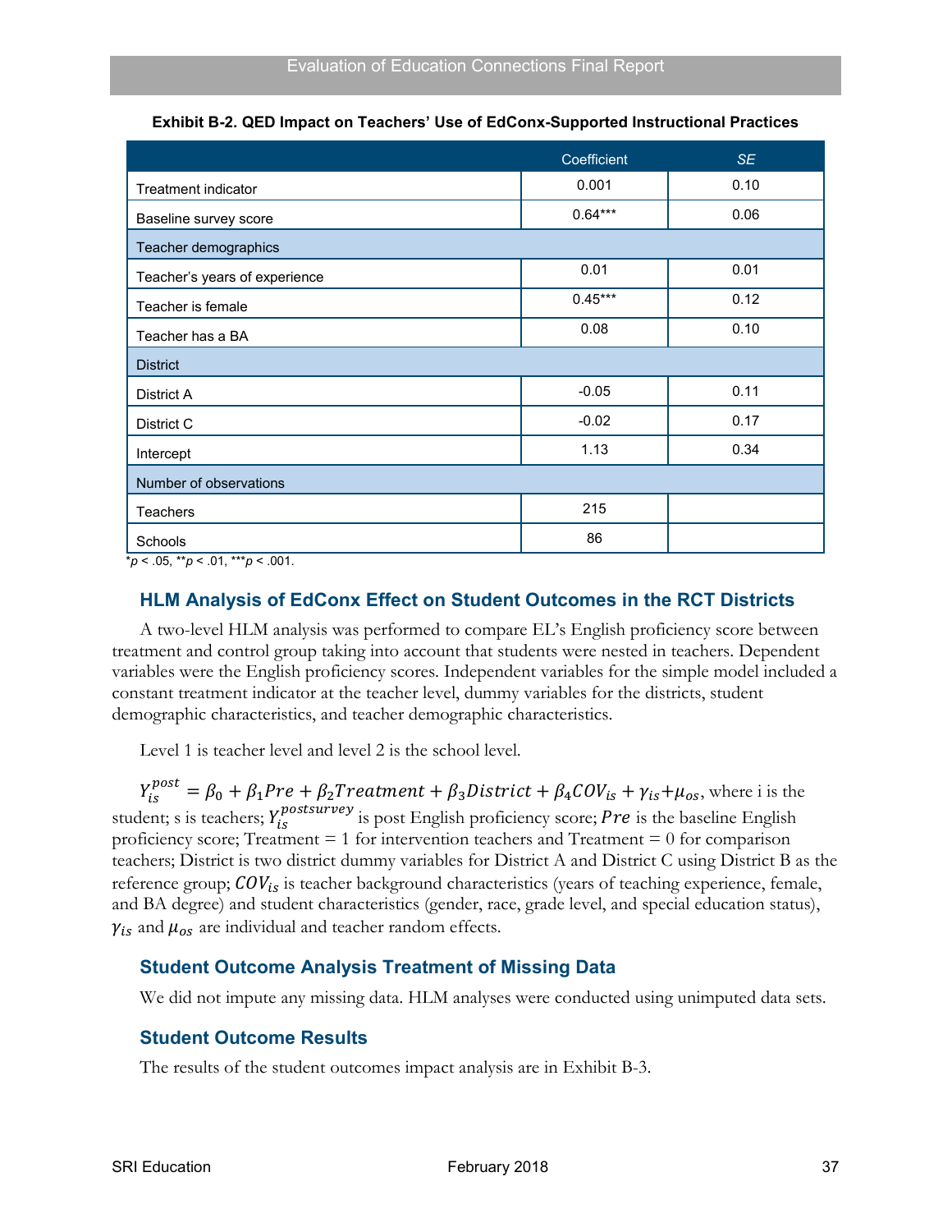**Exhibit B-2. QED Impact on Teachers' Use of EdConx-Supported Instructional Practices**

| | Coefficient | *SE* |
|---|---|---|
| Treatment indicator | 0.001 | 0.10 |
| Baseline survey score | 0.64*** | 0.06 |
| Teacher demographics | | |
| Teacher's years of experience | 0.01 | 0.01 |
| Teacher is female | 0.45*** | 0.12 |
| Teacher has a BA | 0.08 | 0.10 |
| District | | |
| District A | -0.05 | 0.11 |
| District C | -0.02 | 0.17 |
| Intercept | 1.13 | 0.34 |
| Number of observations | | |
| Teachers | 215 | |
| Schools | 86 | |

*$p < .05$, **$p < .01$, ***$p < .001$.

### HLM Analysis of EdConx Effect on Student Outcomes in the RCT Districts

A two-level HLM analysis was performed to compare EL's English proficiency score between treatment and control group taking into account that students were nested in teachers. Dependent variables were the English proficiency scores. Independent variables for the simple model included a constant treatment indicator at the teacher level, dummy variables for the districts, student demographic characteristics, and teacher demographic characteristics.

Level 1 is teacher level and level 2 is the school level.

$Y_{is}^{post} = \beta_0 + \beta_1 Pre + \beta_2 Treatment + \beta_3 District + \beta_4 COV_{is} + \gamma_{is} + \mu_{os}$, where i is the student; s is teachers; $Y_{is}^{postsurvey}$ is post English proficiency score; $Pre$ is the baseline English proficiency score; Treatment = 1 for intervention teachers and Treatment = 0 for comparison teachers; District is two district dummy variables for District A and District C using District B as the reference group; $COV_{is}$ is teacher background characteristics (years of teaching experience, female, and BA degree) and student characteristics (gender, race, grade level, and special education status), $\gamma_{is}$ and $\mu_{os}$ are individual and teacher random effects.

### Student Outcome Analysis Treatment of Missing Data

We did not impute any missing data. HLM analyses were conducted using unimputed data sets.

### Student Outcome Results

The results of the student outcomes impact analysis are in Exhibit B-3.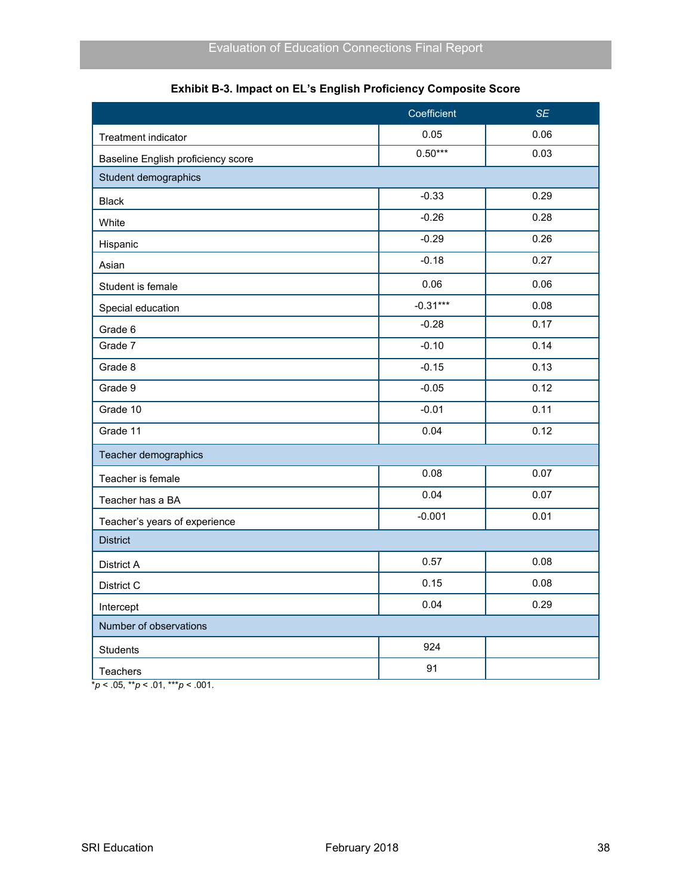**Exhibit B-3. Impact on EL's English Proficiency Composite Score**

| | Coefficient | *SE* |
|---|---|---|
| Treatment indicator | 0.05 | 0.06 |
| Baseline English proficiency score | 0.50*** | 0.03 |
| Student demographics | | |
| Black | -0.33 | 0.29 |
| White | -0.26 | 0.28 |
| Hispanic | -0.29 | 0.26 |
| Asian | -0.18 | 0.27 |
| Student is female | 0.06 | 0.06 |
| Special education | -0.31*** | 0.08 |
| Grade 6 | -0.28 | 0.17 |
| Grade 7 | -0.10 | 0.14 |
| Grade 8 | -0.15 | 0.13 |
| Grade 9 | -0.05 | 0.12 |
| Grade 10 | -0.01 | 0.11 |
| Grade 11 | 0.04 | 0.12 |
| Teacher demographics | | |
| Teacher is female | 0.08 | 0.07 |
| Teacher has a BA | 0.04 | 0.07 |
| Teacher's years of experience | -0.001 | 0.01 |
| District | | |
| District A | 0.57 | 0.08 |
| District C | 0.15 | 0.08 |
| Intercept | 0.04 | 0.29 |
| Number of observations | | |
| Students | 924 | |
| Teachers | 91 | |

*$p < .05$, **$p < .01$, ***$p < .001$.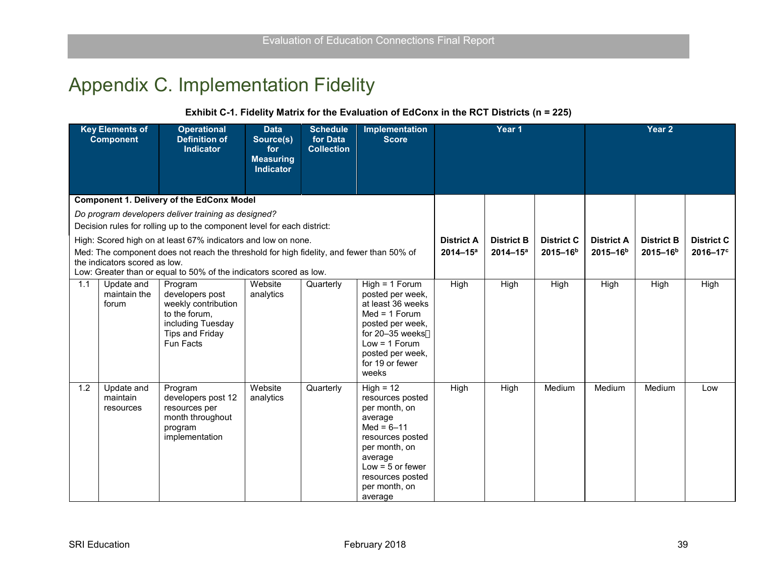# Appendix C. Implementation Fidelity

**Exhibit C-1. Fidelity Matrix for the Evaluation of EdConx in the RCT Districts (n = 225)**

| | Key Elements of Component | Operational Definition of Indicator | Data Source(s) for Measuring Indicator | Schedule for Data Collection | Implementation Score | Year 1 | | | Year 2 | | |
|---|---|---|---|---|---|---|---|---|---|---|---|
| **Component 1. Delivery of the EdConx Model**<br>*Do program developers deliver training as designed?*<br>Decision rules for rolling up to the component level for each district:<br>High: Scored high on at least 67% indicators and low on none.<br>Med: The component does not reach the threshold for high fidelity, and fewer than 50% of the indicators scored as low.<br>Low: Greater than or equal to 50% of the indicators scored as low. | | | | | | **District A 2014–15[a]** | **District B 2014–15[a]** | **District C 2015–16[b]** | **District A 2015–16[b]** | **District B 2015–16[b]** | **District C 2016–17[c]** |
| 1.1 | Update and maintain the forum | Program developers post weekly contribution to the forum, including Tuesday Tips and Friday Fun Facts | Website analytics | Quarterly | High = 1 Forum posted per week, at least 36 weeks<br>Med = 1 Forum posted per week, for 20–35 weeks<br>Low = 1 Forum posted per week, for 19 or fewer weeks | High | High | High | High | High | High |
| 1.2 | Update and maintain resources | Program developers post 12 resources per month throughout program implementation | Website analytics | Quarterly | High = 12 resources posted per month, on average<br>Med = 6–11 resources posted per month, on average<br>Low = 5 or fewer resources posted per month, on average | High | High | Medium | Medium | Medium | Low |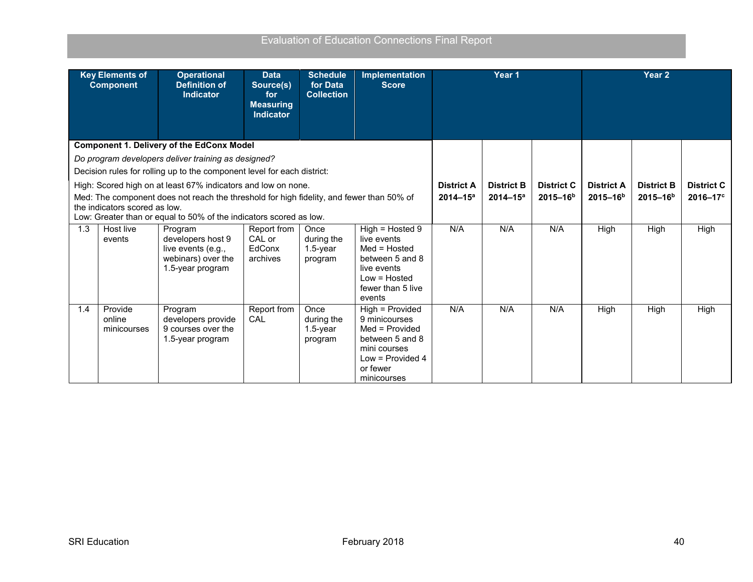| Key Elements of Component | | Operational Definition of Indicator | Data Source(s) for Measuring Indicator | Schedule for Data Collection | Implementation Score | Year 1 | | | Year 2 | | |
|---|---|---|---|---|---|---|---|---|---|---|---|
| **Component 1. Delivery of the EdConx Model**<br>*Do program developers deliver training as designed?*<br>Decision rules for rolling up to the component level for each district:<br>High: Scored high on at least 67% indicators and low on none.<br>Med: The component does not reach the threshold for high fidelity, and fewer than 50% of the indicators scored as low.<br>Low: Greater than or equal to 50% of the indicators scored as low. | | | | | | **District A 2014–15[a]** | **District B 2014–15[a]** | **District C 2015–16[b]** | **District A 2015–16[b]** | **District B 2015–16[b]** | **District C 2016–17[c]** |
| 1.3 | Host live events | Program developers host 9 live events (e.g., webinars) over the 1.5-year program | Report from CAL or EdConx archives | Once during the 1.5-year program | High = Hosted 9 live events<br>Med = Hosted between 5 and 8 live events<br>Low = Hosted fewer than 5 live events | N/A | N/A | N/A | High | High | High |
| 1.4 | Provide online minicourses | Program developers provide 9 courses over the 1.5-year program | Report from CAL | Once during the 1.5-year program | High = Provided 9 minicourses<br>Med = Provided between 5 and 8 mini courses<br>Low = Provided 4 or fewer minicourses | N/A | N/A | N/A | High | High | High |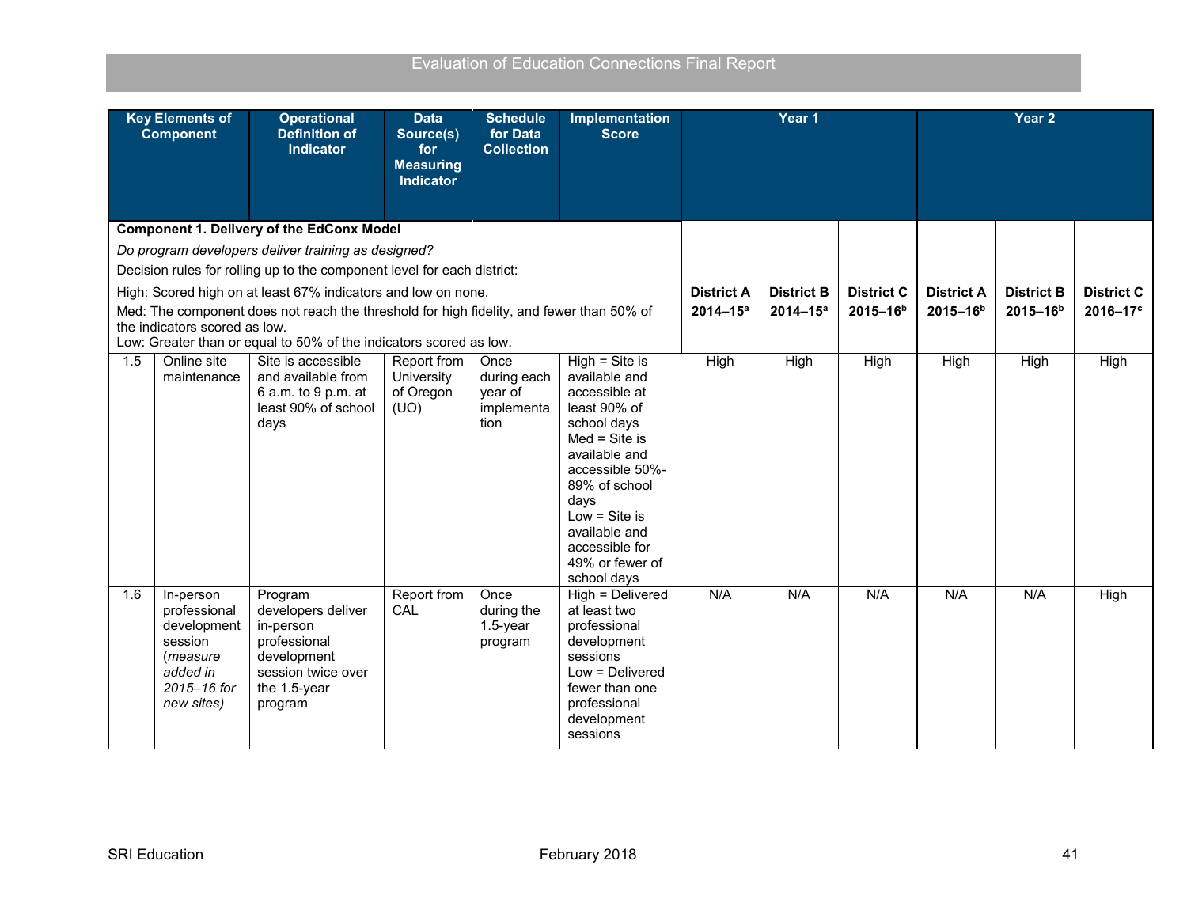| Key Elements of Component | | Operational Definition of Indicator | Data Source(s) for Measuring Indicator | Schedule for Data Collection | Implementation Score | Year 1 | | | Year 2 | | |
|---|---|---|---|---|---|---|---|---|---|---|---|
| **Component 1. Delivery of the EdConx Model**<br>*Do program developers deliver training as designed?*<br>Decision rules for rolling up to the component level for each district:<br>High: Scored high on at least 67% indicators and low on none.<br>Med: The component does not reach the threshold for high fidelity, and fewer than 50% of the indicators scored as low.<br>Low: Greater than or equal to 50% of the indicators scored as low. | | | | | | **District A 2014–15[a]** | **District B 2014–15[a]** | **District C 2015–16[b]** | **District A 2015–16[b]** | **District B 2015–16[b]** | **District C 2016–17[c]** |
| 1.5 | Online site maintenance | Site is accessible and available from 6 a.m. to 9 p.m. at least 90% of school days | Report from University of Oregon (UO) | Once during each year of implementation | High = Site is available and accessible at least 90% of school days<br>Med = Site is available and accessible 50%-89% of school days<br>Low = Site is available and accessible for 49% or fewer of school days | High | High | High | High | High | High |
| 1.6 | In-person professional development session (*measure added in 2015–16 for new sites)* | Program developers deliver in-person professional development session twice over the 1.5-year program | Report from CAL | Once during the 1.5-year program | High = Delivered at least two professional development sessions<br>Low = Delivered fewer than one professional development sessions | N/A | N/A | N/A | N/A | N/A | High |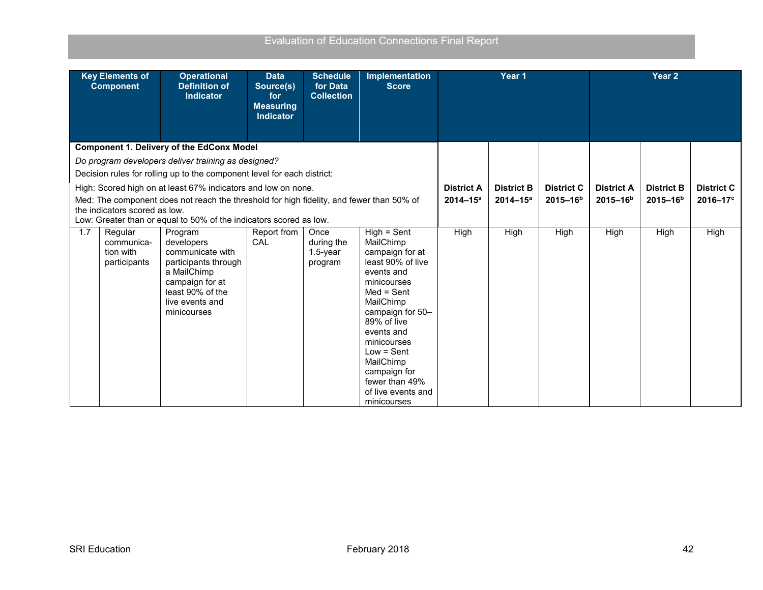| | Key Elements of Component | Operational Definition of Indicator | Data Source(s) for Measuring Indicator | Schedule for Data Collection | Implementation Score | Year 1 | | | Year 2 | | |
|---|---|---|---|---|---|---|---|---|---|---|---|
| **Component 1. Delivery of the EdConx Model**<br>*Do program developers deliver training as designed?*<br>Decision rules for rolling up to the component level for each district:<br>High: Scored high on at least 67% indicators and low on none.<br>Med: The component does not reach the threshold for high fidelity, and fewer than 50% of the indicators scored as low.<br>Low: Greater than or equal to 50% of the indicators scored as low. | | | | | | **District A 2014–15[a]** | **District B 2014–15[a]** | **District C 2015–16[b]** | **District A 2015–16[b]** | **District B 2015–16[b]** | **District C 2016–17[c]** |
| 1.7 | Regular communication with participants | Program developers communicate with participants through a MailChimp campaign for at least 90% of the live events and minicourses | Report from CAL | Once during the 1.5-year program | High = Sent MailChimp campaign for at least 90% of live events and minicourses<br>Med = Sent MailChimp campaign for 50–89% of live events and minicourses<br>Low = Sent MailChimp campaign for fewer than 49% of live events and minicourses | High | High | High | High | High | High |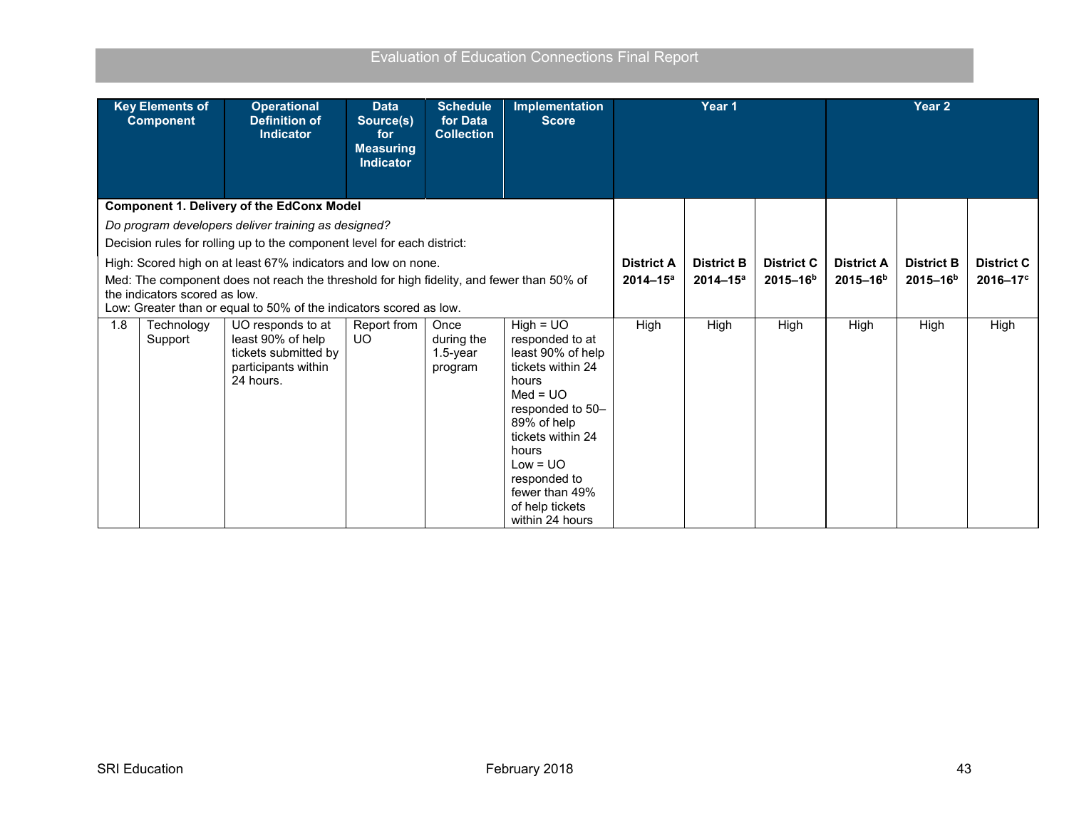| Key Elements of Component | | Operational Definition of Indicator | Data Source(s) for Measuring Indicator | Schedule for Data Collection | Implementation Score | Year 1 | | | Year 2 | | |
|---|---|---|---|---|---|---|---|---|---|---|---|
| **Component 1. Delivery of the EdConx Model**<br>*Do program developers deliver training as designed?*<br>Decision rules for rolling up to the component level for each district:<br>High: Scored high on at least 67% indicators and low on none.<br>Med: The component does not reach the threshold for high fidelity, and fewer than 50% of the indicators scored as low.<br>Low: Greater than or equal to 50% of the indicators scored as low. | | | | | | **District A 2014–15[a]** | **District B 2014–15[a]** | **District C 2015–16[b]** | **District A 2015–16[b]** | **District B 2015–16[b]** | **District C 2016–17[c]** |
| 1.8 | Technology Support | UO responds to at least 90% of help tickets submitted by participants within 24 hours. | Report from UO | Once during the 1.5-year program | High = UO responded to at least 90% of help tickets within 24 hours<br>Med = UO responded to 50–89% of help tickets within 24 hours<br>Low = UO responded to fewer than 49% of help tickets within 24 hours | High | High | High | High | High | High |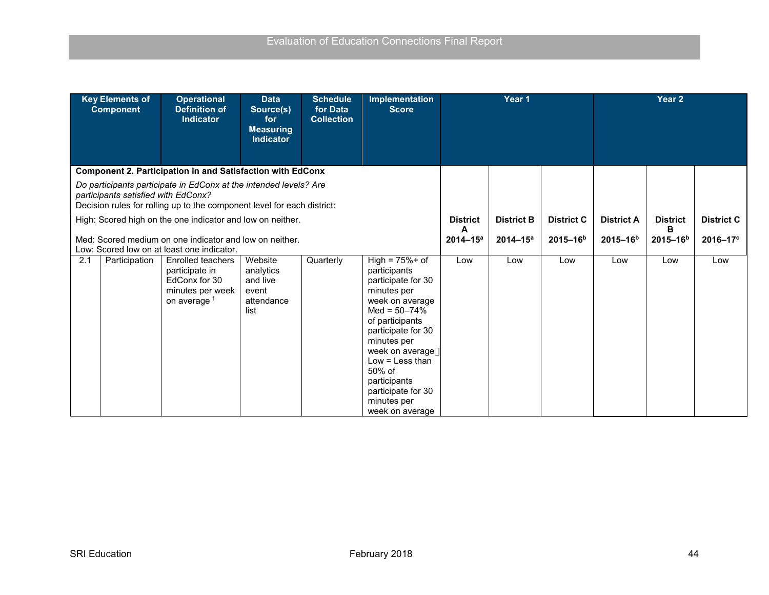| Key Elements of Component | | Operational Definition of Indicator | Data Source(s) for Measuring Indicator | Schedule for Data Collection | Implementation Score | Year 1 | | | Year 2 | | |
|---|---|---|---|---|---|---|---|---|---|---|---|
| **Component 2. Participation in and Satisfaction with EdConx**<br>*Do participants participate in EdConx at the intended levels? Are participants satisfied with EdConx?*<br>Decision rules for rolling up to the component level for each district:<br>High: Scored high on the one indicator and low on neither.<br>Med: Scored medium on one indicator and low on neither.<br>Low: Scored low on at least one indicator. | | | | | | **District A 2014–15[a]** | **District B 2014–15[a]** | **District C 2015–16[b]** | **District A 2015–16[b]** | **District B 2015–16[b]** | **District C 2016–17[c]** |
| 2.1 | Participation | Enrolled teachers participate in EdConx for 30 minutes per week on average [f] | Website analytics and live event attendance list | Quarterly | High = 75%+ of participants participate for 30 minutes per week on average<br>Med = 50–74% of participants participate for 30 minutes per week on average<br>Low = Less than 50% of participants participate for 30 minutes per week on average | Low | Low | Low | Low | Low | Low |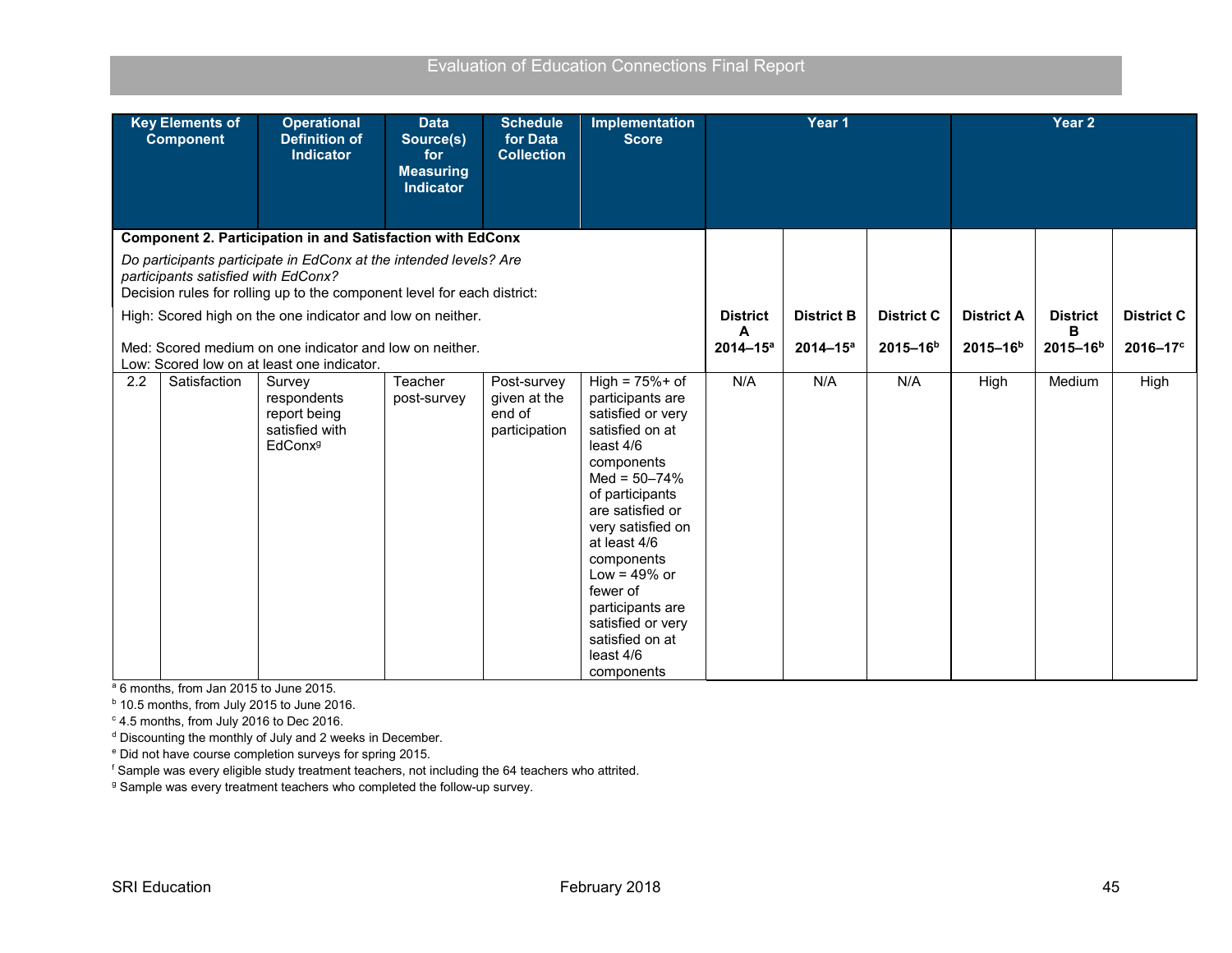| Key Elements of Component | | Operational Definition of Indicator | Data Source(s) for Measuring Indicator | Schedule for Data Collection | Implementation Score | Year 1 | | | Year 2 | | |
|---|---|---|---|---|---|---|---|---|---|---|---|
| **Component 2. Participation in and Satisfaction with EdConx**<br>*Do participants participate in EdConx at the intended levels? Are participants satisfied with EdConx?*<br>Decision rules for rolling up to the component level for each district:<br>High: Scored high on the one indicator and low on neither.<br>Med: Scored medium on one indicator and low on neither.<br>Low: Scored low on at least one indicator. | | | | | | **District A 2014–15[a]** | **District B 2014–15[a]** | **District C 2015–16[b]** | **District A 2015–16[b]** | **District B 2015–16[b]** | **District C 2016–17[c]** |
| 2.2 | Satisfaction | Survey respondents report being satisfied with EdConx[g] | Teacher post-survey | Post-survey given at the end of participation | High = 75%+ of participants are satisfied or very satisfied on at least 4/6 components<br>Med = 50–74% of participants are satisfied or very satisfied on at least 4/6 components<br>Low = 49% or fewer of participants are satisfied or very satisfied on at least 4/6 components | N/A | N/A | N/A | High | Medium | High |

[a] 6 months, from Jan 2015 to June 2015.
[b] 10.5 months, from July 2015 to June 2016.
[c] 4.5 months, from July 2016 to Dec 2016.
[d] Discounting the monthly of July and 2 weeks in December.
[e] Did not have course completion surveys for spring 2015.
[f] Sample was every eligible study treatment teachers, not including the 64 teachers who attrited.
[g] Sample was every treatment teachers who completed the follow-up survey.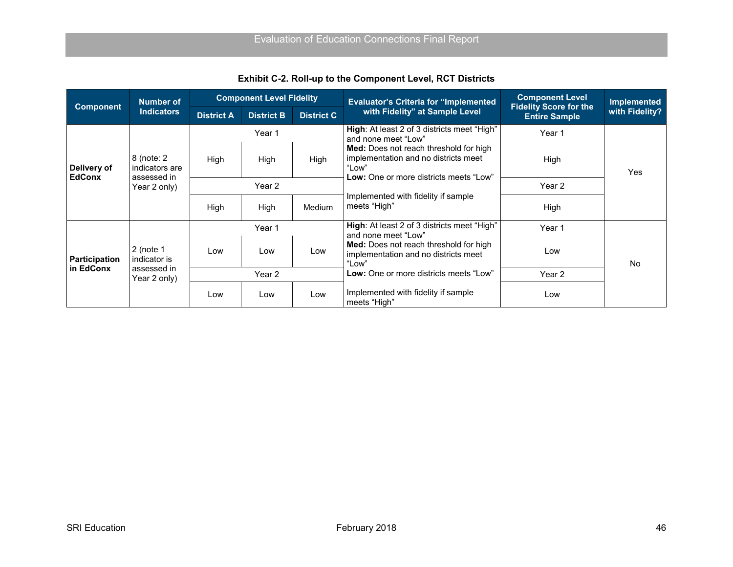**Exhibit C-2. Roll-up to the Component Level, RCT Districts**

| Component | Number of Indicators | Component Level Fidelity | | | Evaluator's Criteria for "Implemented with Fidelity" at Sample Level | Component Level Fidelity Score for the Entire Sample | Implemented with Fidelity? |
|---|---|---|---|---|---|---|---|
| | | District A | District B | District C | | | |
| **Delivery of EdConx** | 8 (note: 2 indicators are assessed in Year 2 only) | Year 1 | | | **High**: At least 2 of 3 districts meet "High" and none meet "Low" **Med:** Does not reach threshold for high implementation and no districts meet "Low" **Low:** One or more districts meets "Low" Implemented with fidelity if sample meets "High" | Year 1 | Yes |
| | | High | High | High | | High | |
| | | Year 2 | | | | Year 2 | |
| | | High | High | Medium | | High | |
| **Participation in EdConx** | 2 (note 1 indicator is assessed in Year 2 only) | Year 1 | | | **High**: At least 2 of 3 districts meet "High" and none meet "Low" **Med:** Does not reach threshold for high implementation and no districts meet "Low" **Low:** One or more districts meets "Low" Implemented with fidelity if sample meets "High" | Year 1 | No |
| | | Low | Low | Low | | Low | |
| | | Year 2 | | | | Year 2 | |
| | | Low | Low | Low | | Low | |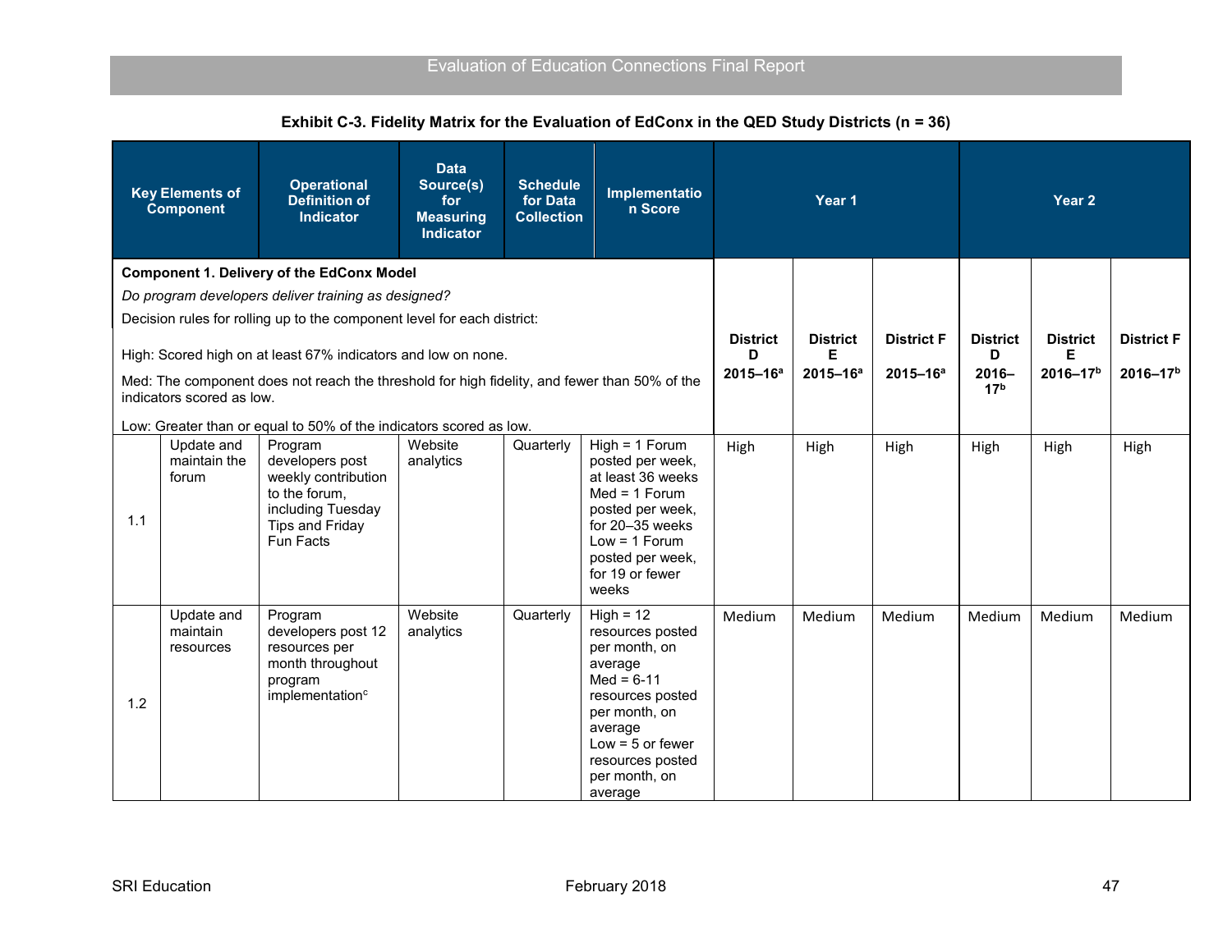**Exhibit C-3. Fidelity Matrix for the Evaluation of EdConx in the QED Study Districts (n = 36)**

| | Key Elements of Component | Operational Definition of Indicator | Data Source(s) for Measuring Indicator | Schedule for Data Collection | Implementation Score | Year 1 | | | Year 2 | | |
|---|---|---|---|---|---|---|---|---|---|---|---|
| **Component 1. Delivery of the EdConx Model** *Do program developers deliver training as designed?* Decision rules for rolling up to the component level for each district: High: Scored high on at least 67% indicators and low on none. Med: The component does not reach the threshold for high fidelity, and fewer than 50% of the indicators scored as low. Low: Greater than or equal to 50% of the indicators scored as low. | | | | | | **District D 2015–16[a]** | **District E 2015–16[a]** | **District F 2015–16[a]** | **District D 2016–17[b]** | **District E 2016–17[b]** | **District F 2016–17[b]** |
| 1.1 | Update and maintain the forum | Program developers post weekly contribution to the forum, including Tuesday Tips and Friday Fun Facts | Website analytics | Quarterly | High = 1 Forum posted per week, at least 36 weeks Med = 1 Forum posted per week, for 20–35 weeks Low = 1 Forum posted per week, for 19 or fewer weeks | High | High | High | High | High | High |
| 1.2 | Update and maintain resources | Program developers post 12 resources per month throughout program implementation[c] | Website analytics | Quarterly | High = 12 resources posted per month, on average Med = 6-11 resources posted per month, on average Low = 5 or fewer resources posted per month, on average | Medium | Medium | Medium | Medium | Medium | Medium |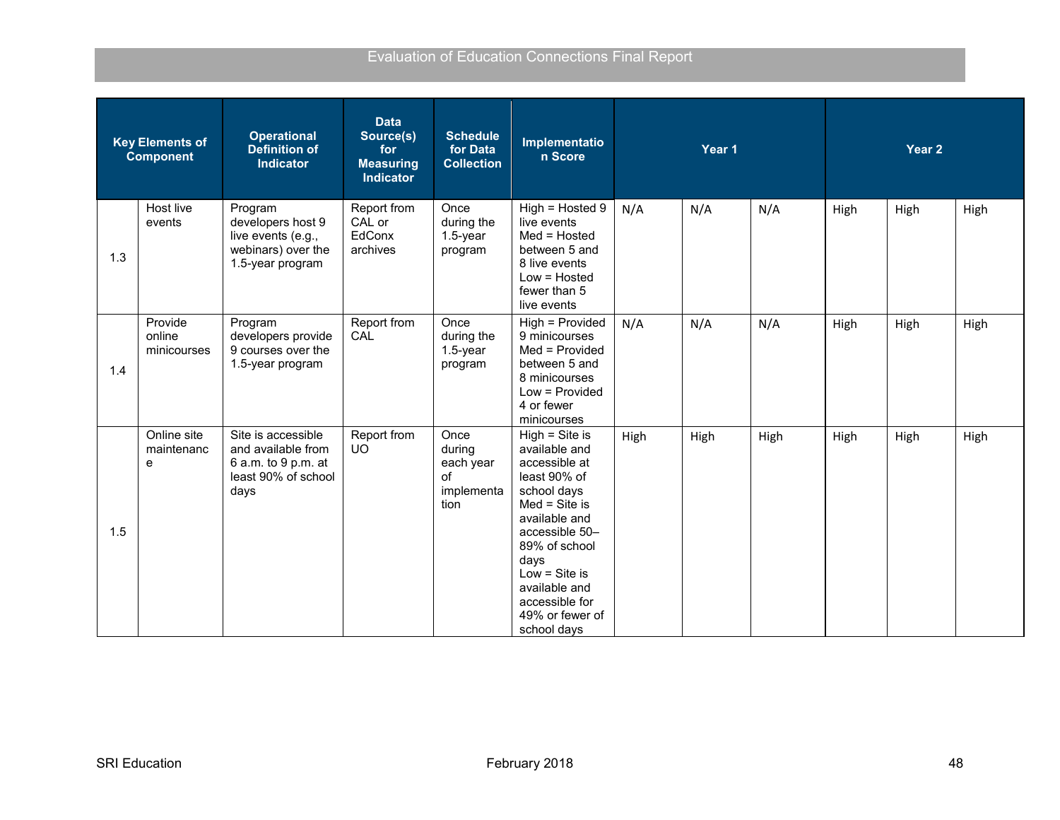| Key Elements of Component | | Operational Definition of Indicator | Data Source(s) for Measuring Indicator | Schedule for Data Collection | Implementation Score | Year 1 | | | Year 2 | | |
|---|---|---|---|---|---|---|---|---|---|---|---|
| 1.3 | Host live events | Program developers host 9 live events (e.g., webinars) over the 1.5-year program | Report from CAL or EdConx archives | Once during the 1.5-year program | High = Hosted 9 live events<br>Med = Hosted between 5 and 8 live events<br>Low = Hosted fewer than 5 live events | N/A | N/A | N/A | High | High | High |
| 1.4 | Provide online minicourses | Program developers provide 9 courses over the 1.5-year program | Report from CAL | Once during the 1.5-year program | High = Provided 9 minicourses<br>Med = Provided between 5 and 8 minicourses<br>Low = Provided 4 or fewer minicourses | N/A | N/A | N/A | High | High | High |
| 1.5 | Online site maintenance | Site is accessible and available from 6 a.m. to 9 p.m. at least 90% of school days | Report from UO | Once during each year of implementation | High = Site is available and accessible at least 90% of school days<br>Med = Site is available and accessible 50–89% of school days<br>Low = Site is available and accessible for 49% or fewer of school days | High | High | High | High | High | High |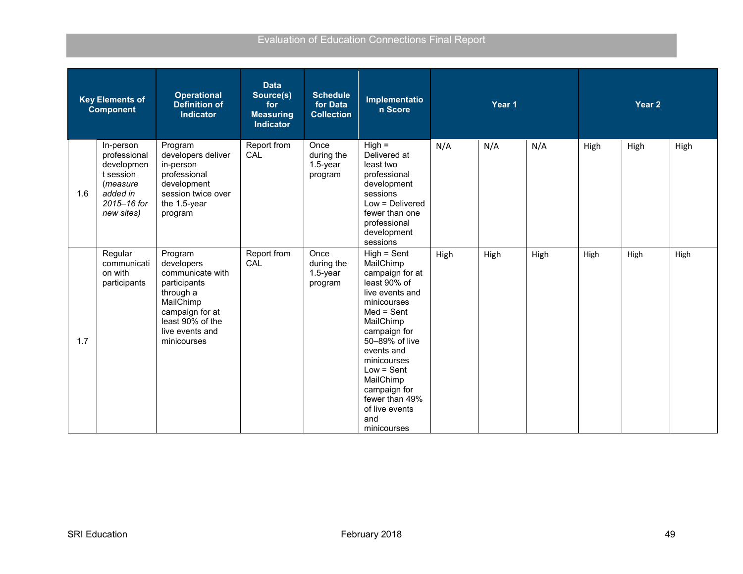| Key Elements of Component | | Operational Definition of Indicator | Data Source(s) for Measuring Indicator | Schedule for Data Collection | Implementation Score | Year 1 | | | Year 2 | | |
|---|---|---|---|---|---|---|---|---|---|---|---|
| 1.6 | In-person professional development session (*measure added in 2015–16 for new sites)* | Program developers deliver in-person professional development session twice over the 1.5-year program | Report from CAL | Once during the 1.5-year program | High = Delivered at least two professional development sessions<br>Low = Delivered fewer than one professional development sessions | N/A | N/A | N/A | High | High | High |
| 1.7 | Regular communication with participants | Program developers communicate with participants through a MailChimp campaign for at least 90% of the live events and minicourses | Report from CAL | Once during the 1.5-year program | High = Sent MailChimp campaign for at least 90% of live events and minicourses<br>Med = Sent MailChimp campaign for 50–89% of live events and minicourses<br>Low = Sent MailChimp campaign for fewer than 49% of live events and minicourses | High | High | High | High | High | High |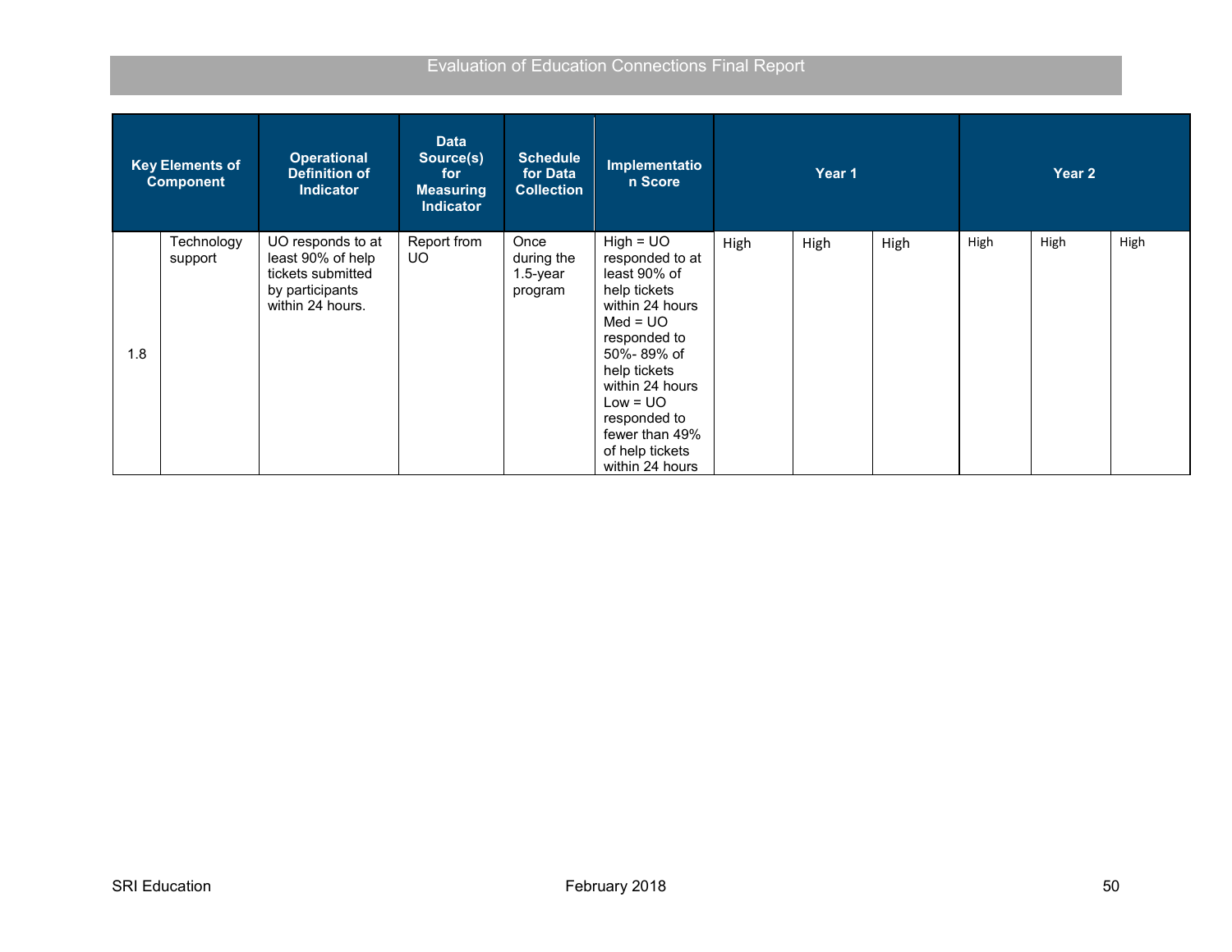| Key Elements of Component | | Operational Definition of Indicator | Data Source(s) for Measuring Indicator | Schedule for Data Collection | Implementation Score | Year 1 | | | Year 2 | | |
|---|---|---|---|---|---|---|---|---|---|---|---|
| 1.8 | Technology support | UO responds to at least 90% of help tickets submitted by participants within 24 hours. | Report from UO | Once during the 1.5-year program | High = UO responded to at least 90% of help tickets within 24 hours Med = UO responded to 50%- 89% of help tickets within 24 hours Low = UO responded to fewer than 49% of help tickets within 24 hours | High | High | High | High | High | High |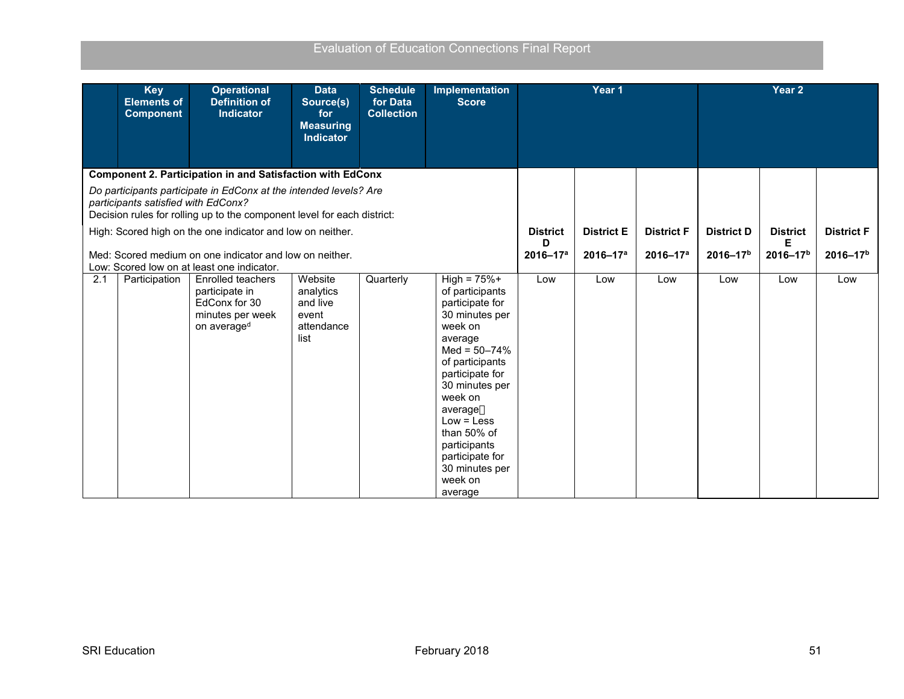| | Key Elements of Component | Operational Definition of Indicator | Data Source(s) for Measuring Indicator | Schedule for Data Collection | Implementation Score | Year 1 | | | Year 2 | | |
|---|---|---|---|---|---|---|---|---|---|---|---|
| **Component 2. Participation in and Satisfaction with EdConx**<br>*Do participants participate in EdConx at the intended levels? Are participants satisfied with EdConx?*<br>Decision rules for rolling up to the component level for each district:<br>High: Scored high on the one indicator and low on neither.<br>Med: Scored medium on one indicator and low on neither.<br>Low: Scored low on at least one indicator. | | | | | | **District D 2016–17[a]** | **District E 2016–17[a]** | **District F 2016–17[a]** | **District D 2016–17[b]** | **District E 2016–17[b]** | **District F 2016–17[b]** |
| 2.1 | Participation | Enrolled teachers participate in EdConx for 30 minutes per week on average[d] | Website analytics and live event attendance list | Quarterly | High = 75%+ of participants participate for 30 minutes per week on average<br>Med = 50–74% of participants participate for 30 minutes per week on average<br>Low = Less than 50% of participants participate for 30 minutes per week on average | Low | Low | Low | Low | Low | Low |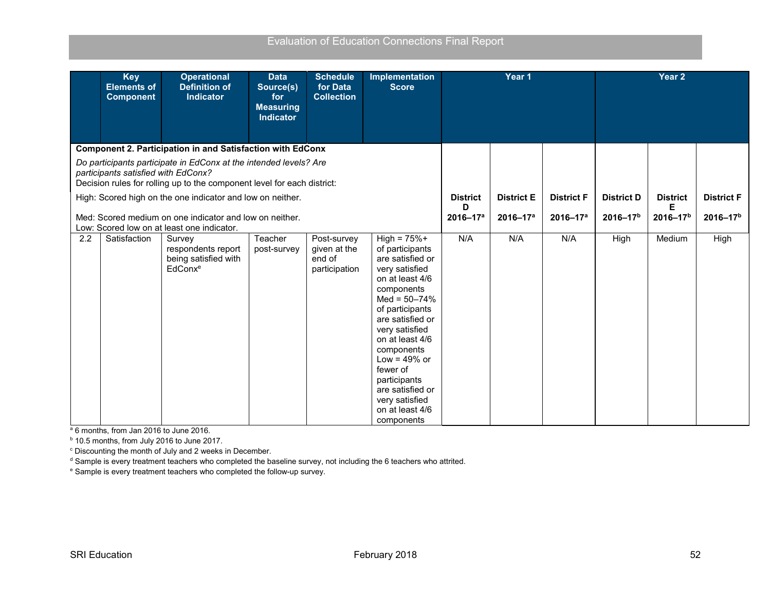| | Key Elements of Component | Operational Definition of Indicator | Data Source(s) for Measuring Indicator | Schedule for Data Collection | Implementation Score | Year 1 | | | Year 2 | | |
|---|---|---|---|---|---|---|---|---|---|---|---|
| **Component 2. Participation in and Satisfaction with EdConx** *Do participants participate in EdConx at the intended levels? Are participants satisfied with EdConx?* Decision rules for rolling up to the component level for each district: High: Scored high on the one indicator and low on neither. Med: Scored medium on one indicator and low on neither. Low: Scored low on at least one indicator. | | | | | | **District D 2016–17[a]** | **District E 2016–17[a]** | **District F 2016–17[a]** | **District D 2016–17[b]** | **District E 2016–17[b]** | **District F 2016–17[b]** |
| 2.2 | Satisfaction | Survey respondents report being satisfied with EdConx[e] | Teacher post-survey | Post-survey given at the end of participation | High = 75%+ of participants are satisfied or very satisfied on at least 4/6 components Med = 50–74% of participants are satisfied or very satisfied on at least 4/6 components Low = 49% or fewer of participants are satisfied or very satisfied on at least 4/6 components | N/A | N/A | N/A | High | Medium | High |

[a] 6 months, from Jan 2016 to June 2016.

[b] 10.5 months, from July 2016 to June 2017.

[c] Discounting the month of July and 2 weeks in December.

[d] Sample is every treatment teachers who completed the baseline survey, not including the 6 teachers who attrited.

[e] Sample is every treatment teachers who completed the follow-up survey.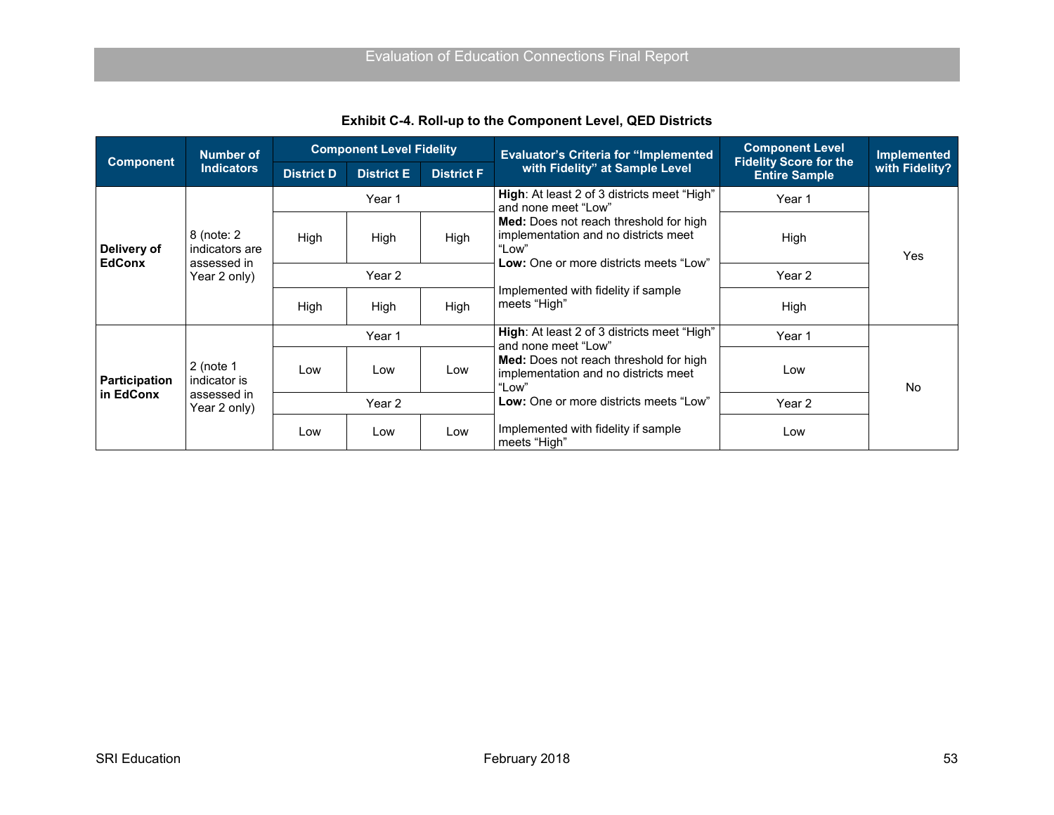**Exhibit C-4. Roll-up to the Component Level, QED Districts**

| Component | Number of Indicators | Component Level Fidelity | | | Evaluator's Criteria for "Implemented with Fidelity" at Sample Level | Component Level Fidelity Score for the Entire Sample | Implemented with Fidelity? |
|---|---|---|---|---|---|---|---|
| | | District D | District E | District F | | | |
| **Delivery of EdConx** | 8 (note: 2 indicators are assessed in Year 2 only) | Year 1 | | | **High**: At least 2 of 3 districts meet "High" and none meet "Low"<br>**Med:** Does not reach threshold for high implementation and no districts meet "Low"<br>**Low:** One or more districts meets "Low"<br><br>Implemented with fidelity if sample meets "High" | Year 1 | Yes |
| | | High | High | High | | High | |
| | | Year 2 | | | | Year 2 | |
| | | High | High | High | | High | |
| **Participation in EdConx** | 2 (note 1 indicator is assessed in Year 2 only) | Year 1 | | | **High**: At least 2 of 3 districts meet "High" and none meet "Low"<br>**Med:** Does not reach threshold for high implementation and no districts meet "Low"<br>**Low:** One or more districts meets "Low"<br><br>Implemented with fidelity if sample meets "High" | Year 1 | No |
| | | Low | Low | Low | | Low | |
| | | Year 2 | | | | Year 2 | |
| | | Low | Low | Low | | Low | |